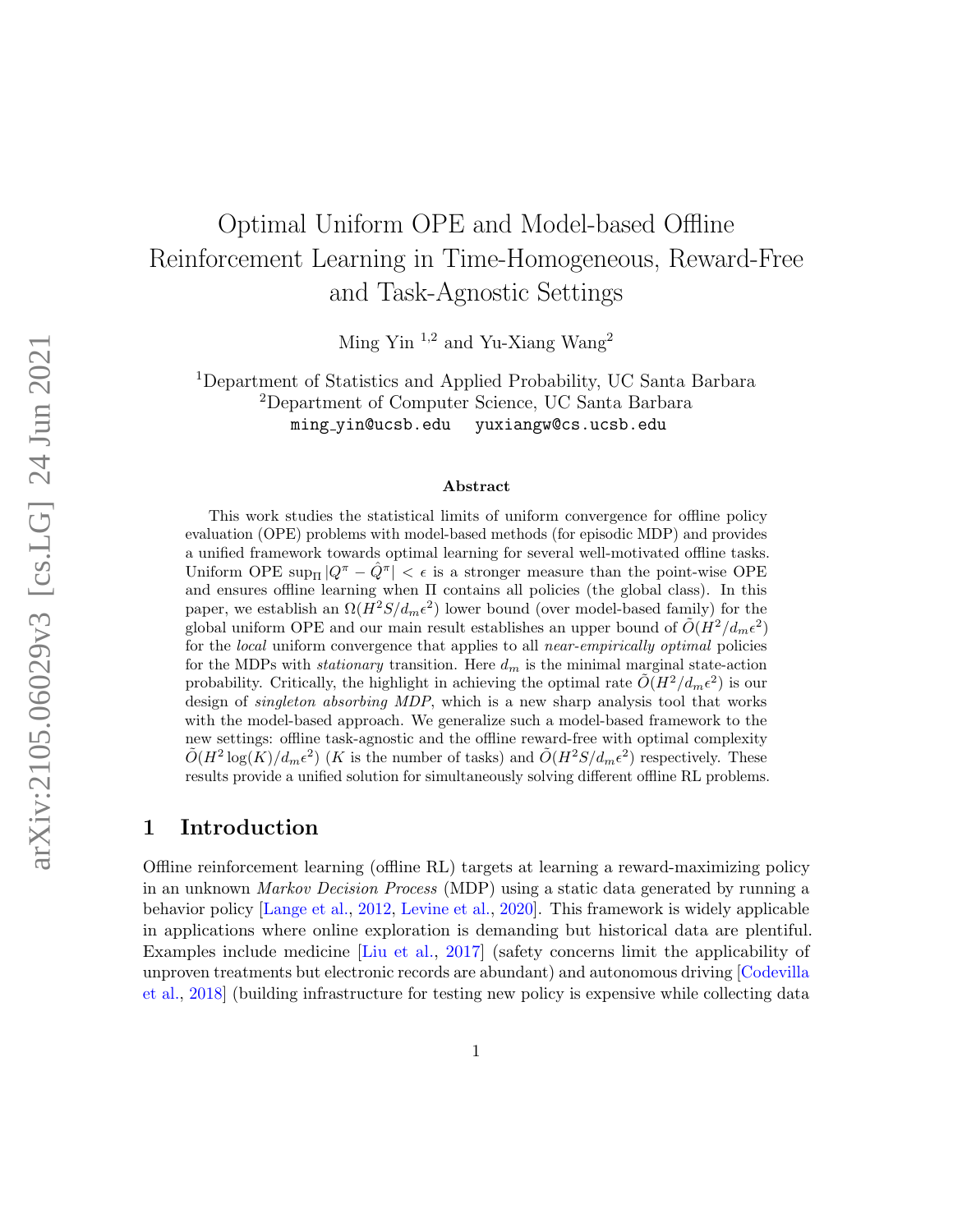# Optimal Uniform OPE and Model-based Offline Reinforcement Learning in Time-Homogeneous, Reward-Free and Task-Agnostic Settings

Ming Yin [1,2] and Yu-Xiang Wang[2]

[1]Department of Statistics and Applied Probability, UC Santa Barbara
[2]Department of Computer Science, UC Santa Barbara
ming_yin@ucsb.edu   yuxiangw@cs.ucsb.edu

### Abstract

This work studies the statistical limits of uniform convergence for offline policy evaluation (OPE) problems with model-based methods (for episodic MDP) and provides a unified framework towards optimal learning for several well-motivated offline tasks. Uniform OPE $\sup_\Pi |Q^\pi - \hat{Q}^\pi| < \epsilon$ is a stronger measure than the point-wise OPE and ensures offline learning when $\Pi$ contains all policies (the global class). In this paper, we establish an $\Omega(H^2 S/d_m\epsilon^2)$ lower bound (over model-based family) for the global uniform OPE and our main result establishes an upper bound of $\tilde{O}(H^2/d_m\epsilon^2)$ for the *local* uniform convergence that applies to all *near-empirically optimal* policies for the MDPs with *stationary* transition. Here $d_m$ is the minimal marginal state-action probability. Critically, the highlight in achieving the optimal rate $\tilde{O}(H^2/d_m\epsilon^2)$ is our design of *singleton absorbing MDP*, which is a new sharp analysis tool that works with the model-based approach. We generalize such a model-based framework to the new settings: offline task-agnostic and the offline reward-free with optimal complexity $\tilde{O}(H^2\log(K)/d_m\epsilon^2)$ ($K$ is the number of tasks) and $\tilde{O}(H^2 S/d_m\epsilon^2)$ respectively. These results provide a unified solution for simultaneously solving different offline RL problems.

## 1 Introduction

Offline reinforcement learning (offline RL) targets at learning a reward-maximizing policy in an unknown *Markov Decision Process* (MDP) using a static data generated by running a behavior policy [Lange et al., 2012, Levine et al., 2020]. This framework is widely applicable in applications where online exploration is demanding but historical data are plentiful. Examples include medicine [Liu et al., 2017] (safety concerns limit the applicability of unproven treatments but electronic records are abundant) and autonomous driving [Codevilla et al., 2018] (building infrastructure for testing new policy is expensive while collecting data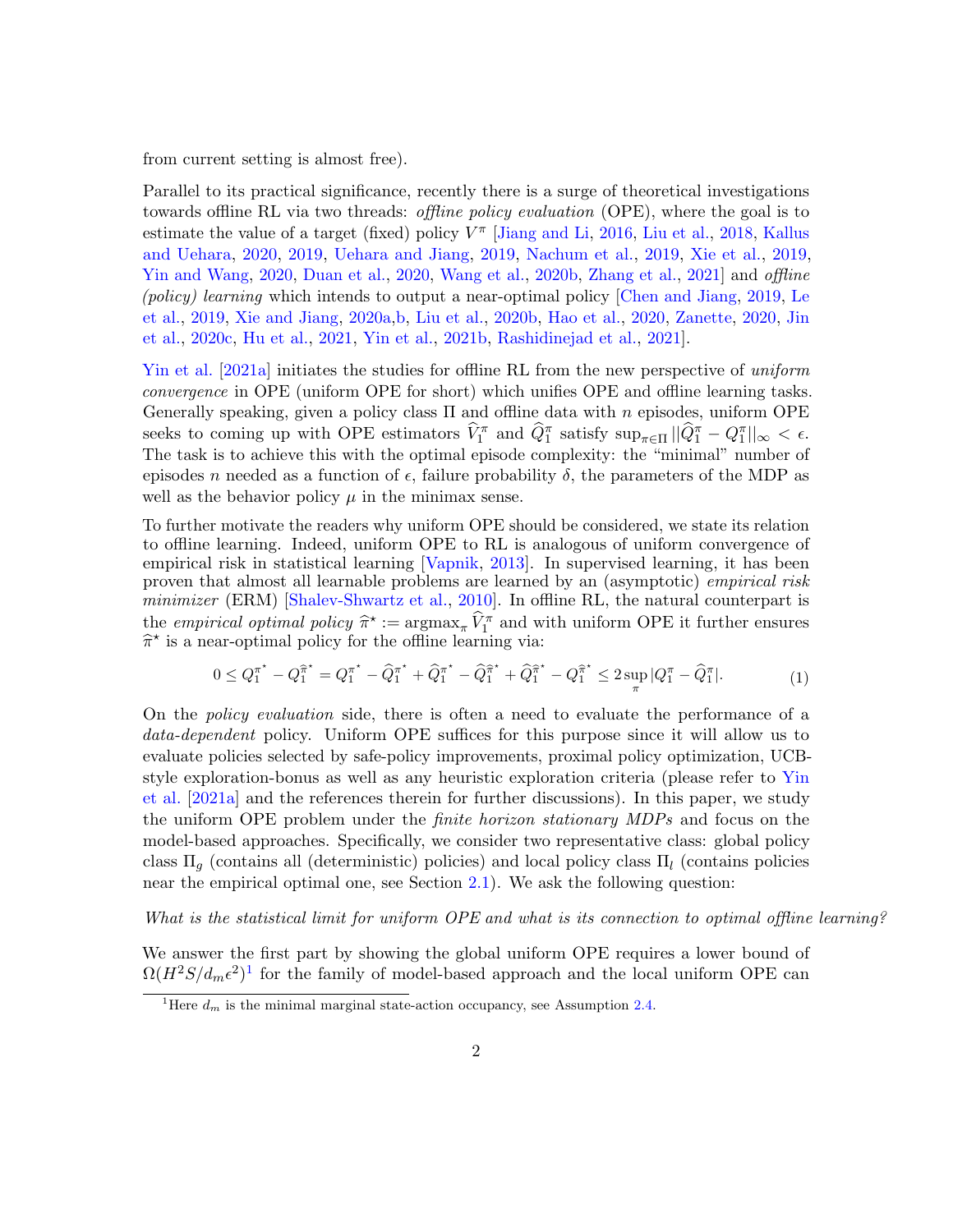from current setting is almost free).

Parallel to its practical significance, recently there is a surge of theoretical investigations towards offline RL via two threads: *offline policy evaluation* (OPE), where the goal is to estimate the value of a target (fixed) policy $V^\pi$ [Jiang and Li, 2016, Liu et al., 2018, Kallus and Uehara, 2020, 2019, Uehara and Jiang, 2019, Nachum et al., 2019, Xie et al., 2019, Yin and Wang, 2020, Duan et al., 2020, Wang et al., 2020b, Zhang et al., 2021] and *offline (policy) learning* which intends to output a near-optimal policy [Chen and Jiang, 2019, Le et al., 2019, Xie and Jiang, 2020a,b, Liu et al., 2020b, Hao et al., 2020, Zanette, 2020, Jin et al., 2020c, Hu et al., 2021, Yin et al., 2021b, Rashidinejad et al., 2021].

Yin et al. [2021a] initiates the studies for offline RL from the new perspective of *uniform convergence* in OPE (uniform OPE for short) which unifies OPE and offline learning tasks. Generally speaking, given a policy class $\Pi$ and offline data with $n$ episodes, uniform OPE seeks to coming up with OPE estimators $\widehat{V}_1^\pi$ and $\widehat{Q}_1^\pi$ satisfy $\sup_{\pi\in\Pi}||\widehat{Q}_1^\pi - Q_1^\pi||_\infty < \epsilon$. The task is to achieve this with the optimal episode complexity: the "minimal" number of episodes $n$ needed as a function of $\epsilon$, failure probability $\delta$, the parameters of the MDP as well as the behavior policy $\mu$ in the minimax sense.

To further motivate the readers why uniform OPE should be considered, we state its relation to offline learning. Indeed, uniform OPE to RL is analogous of uniform convergence of empirical risk in statistical learning [Vapnik, 2013]. In supervised learning, it has been proven that almost all learnable problems are learned by an (asymptotic) *empirical risk minimizer* (ERM) [Shalev-Shwartz et al., 2010]. In offline RL, the natural counterpart is the *empirical optimal policy* $\widehat{\pi}^\star := \mathrm{argmax}_\pi \widehat{V}_1^\pi$ and with uniform OPE it further ensures $\widehat{\pi}^\star$ is a near-optimal policy for the offline learning via:

$$0 \leq Q_1^{\pi^\star} - Q_1^{\widehat{\pi}^\star} = Q_1^{\pi^\star} - \widehat{Q}_1^{\pi^\star} + \widehat{Q}_1^{\pi^\star} - \widehat{Q}_1^{\widehat{\pi}^\star} + \widehat{Q}_1^{\widehat{\pi}^\star} - Q_1^{\widehat{\pi}^\star} \leq 2\sup_\pi |Q_1^\pi - \widehat{Q}_1^\pi|. \tag{1}$$

On the *policy evaluation* side, there is often a need to evaluate the performance of a *data-dependent* policy. Uniform OPE suffices for this purpose since it will allow us to evaluate policies selected by safe-policy improvements, proximal policy optimization, UCB-style exploration-bonus as well as any heuristic exploration criteria (please refer to Yin et al. [2021a] and the references therein for further discussions). In this paper, we study the uniform OPE problem under the *finite horizon stationary MDPs* and focus on the model-based approaches. Specifically, we consider two representative class: global policy class $\Pi_g$ (contains all (deterministic) policies) and local policy class $\Pi_l$ (contains policies near the empirical optimal one, see Section 2.1). We ask the following question:

*What is the statistical limit for uniform OPE and what is its connection to optimal offline learning?*

We answer the first part by showing the global uniform OPE requires a lower bound of $\Omega(H^2S/d_m\epsilon^2)$[1] for the family of model-based approach and the local uniform OPE can

[1] Here $d_m$ is the minimal marginal state-action occupancy, see Assumption 2.4.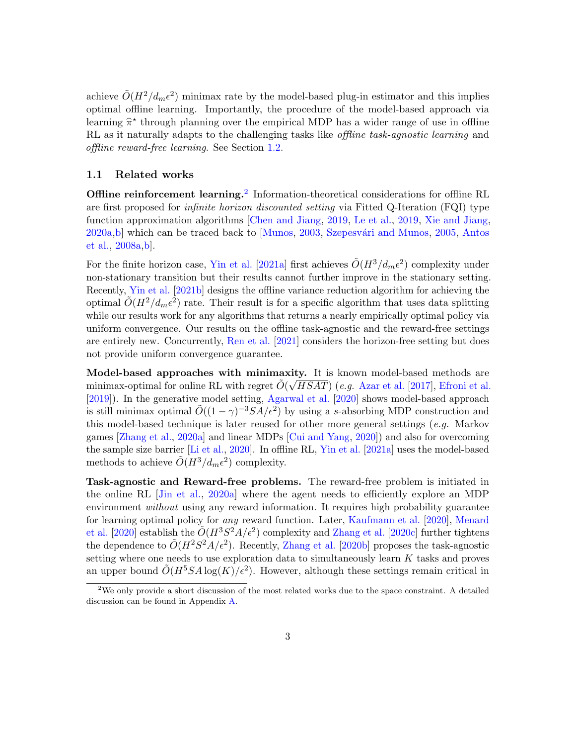achieve $\tilde{O}(H^2/d_m\epsilon^2)$ minimax rate by the model-based plug-in estimator and this implies optimal offline learning. Importantly, the procedure of the model-based approach via learning $\widehat{\pi}^\star$ through planning over the empirical MDP has a wider range of use in offline RL as it naturally adapts to the challenging tasks like *offline task-agnostic learning* and *offline reward-free learning*. See Section 1.2.

### 1.1 Related works

**Offline reinforcement learning.**[2] Information-theoretical considerations for offline RL are first proposed for *infinite horizon discounted setting* via Fitted Q-Iteration (FQI) type function approximation algorithms [Chen and Jiang, 2019, Le et al., 2019, Xie and Jiang, 2020a,b] which can be traced back to [Munos, 2003, Szepesvári and Munos, 2005, Antos et al., 2008a,b].

For the finite horizon case, Yin et al. [2021a] first achieves $\tilde{O}(H^3/d_m\epsilon^2)$ complexity under non-stationary transition but their results cannot further improve in the stationary setting. Recently, Yin et al. [2021b] designs the offline variance reduction algorithm for achieving the optimal $\tilde{O}(H^2/d_m\epsilon^2)$ rate. Their result is for a specific algorithm that uses data splitting while our results work for any algorithms that returns a nearly empirically optimal policy via uniform convergence. Our results on the offline task-agnostic and the reward-free settings are entirely new. Concurrently, Ren et al. [2021] considers the horizon-free setting but does not provide uniform convergence guarantee.

**Model-based approaches with minimaxity.** It is known model-based methods are minimax-optimal for online RL with regret $\tilde{O}(\sqrt{HSAT})$ (*e.g.* Azar et al. [2017], Efroni et al. [2019]). In the generative model setting, Agarwal et al. [2020] shows model-based approach is still minimax optimal $\tilde{O}((1-\gamma)^{-3}SA/\epsilon^2)$ by using a $s$-absorbing MDP construction and this model-based technique is later reused for other more general settings (*e.g.* Markov games [Zhang et al., 2020a] and linear MDPs [Cui and Yang, 2020]) and also for overcoming the sample size barrier [Li et al., 2020]. In offline RL, Yin et al. [2021a] uses the model-based methods to achieve $\tilde{O}(H^3/d_m\epsilon^2)$ complexity.

**Task-agnostic and Reward-free problems.** The reward-free problem is initiated in the online RL [Jin et al., 2020a] where the agent needs to efficiently explore an MDP environment *without* using any reward information. It requires high probability guarantee for learning optimal policy for *any* reward function. Later, Kaufmann et al. [2020], Menard et al. [2020] establish the $\tilde{O}(H^3S^2A/\epsilon^2)$ complexity and Zhang et al. [2020c] further tightens the dependence to $\tilde{O}(H^2S^2A/\epsilon^2)$. Recently, Zhang et al. [2020b] proposes the task-agnostic setting where one needs to use exploration data to simultaneously learn $K$ tasks and proves an upper bound $\tilde{O}(H^5SA\log(K)/\epsilon^2)$. However, although these settings remain critical in

[2] We only provide a short discussion of the most related works due to the space constraint. A detailed discussion can be found in Appendix A.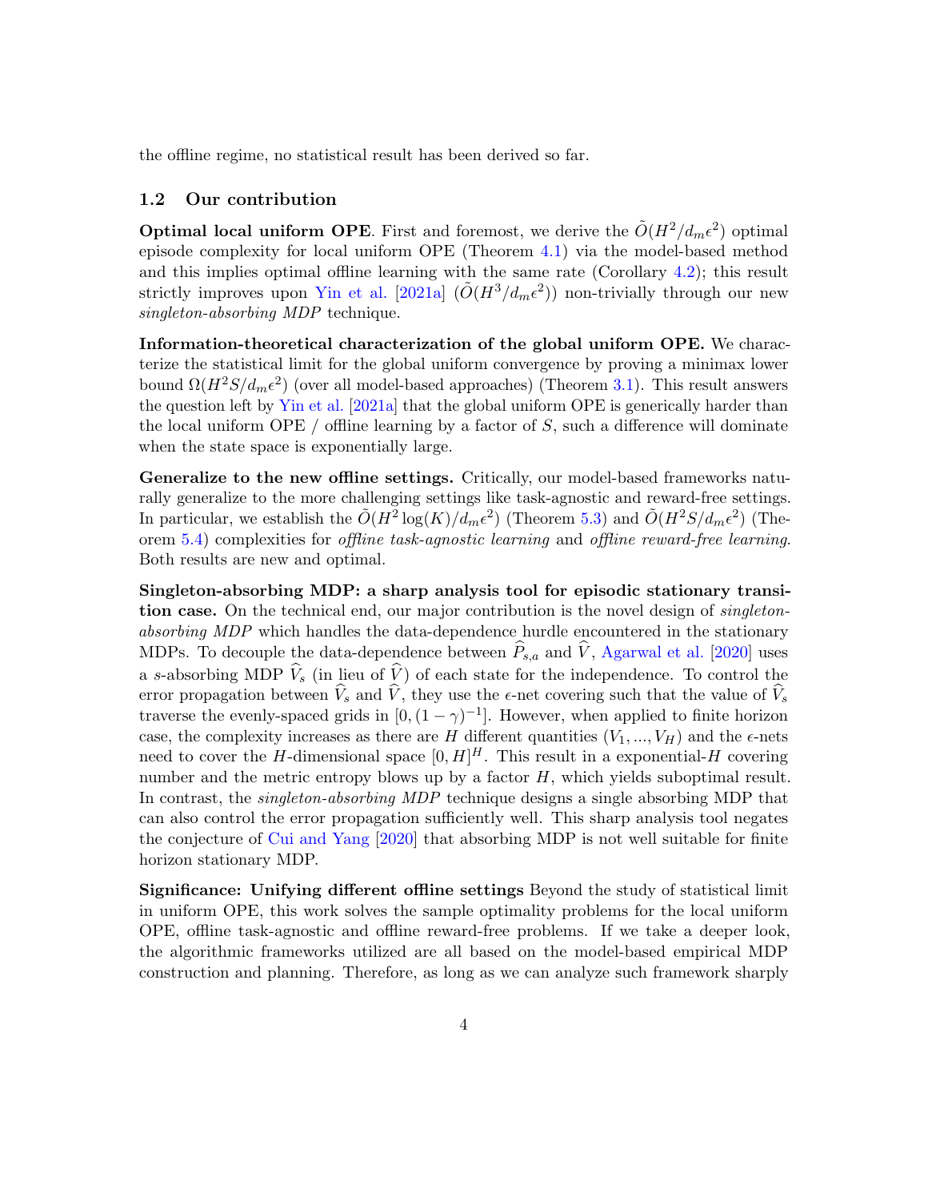the offline regime, no statistical result has been derived so far.

## 1.2 Our contribution

**Optimal local uniform OPE**. First and foremost, we derive the $\tilde{O}(H^2/d_m\epsilon^2)$ optimal episode complexity for local uniform OPE (Theorem 4.1) via the model-based method and this implies optimal offline learning with the same rate (Corollary 4.2); this result strictly improves upon Yin et al. [2021a] ($\tilde{O}(H^3/d_m\epsilon^2)$) non-trivially through our new *singleton-absorbing MDP* technique.

**Information-theoretical characterization of the global uniform OPE.** We characterize the statistical limit for the global uniform convergence by proving a minimax lower bound $\Omega(H^2S/d_m\epsilon^2)$ (over all model-based approaches) (Theorem 3.1). This result answers the question left by Yin et al. [2021a] that the global uniform OPE is generically harder than the local uniform OPE / offline learning by a factor of $S$, such a difference will dominate when the state space is exponentially large.

**Generalize to the new offline settings.** Critically, our model-based frameworks naturally generalize to the more challenging settings like task-agnostic and reward-free settings. In particular, we establish the $\tilde{O}(H^2\log(K)/d_m\epsilon^2)$ (Theorem 5.3) and $\tilde{O}(H^2S/d_m\epsilon^2)$ (Theorem 5.4) complexities for *offline task-agnostic learning* and *offline reward-free learning*. Both results are new and optimal.

**Singleton-absorbing MDP: a sharp analysis tool for episodic stationary transition case.** On the technical end, our major contribution is the novel design of *singleton-absorbing MDP* which handles the data-dependence hurdle encountered in the stationary MDPs. To decouple the data-dependence between $\widehat{P}_{s,a}$ and $\widehat{V}$, Agarwal et al. [2020] uses a $s$-absorbing MDP $\widehat{V}_s$ (in lieu of $\widehat{V}$) of each state for the independence. To control the error propagation between $\widehat{V}_s$ and $\widehat{V}$, they use the $\epsilon$-net covering such that the value of $\widehat{V}_s$ traverse the evenly-spaced grids in $[0,(1-\gamma)^{-1}]$. However, when applied to finite horizon case, the complexity increases as there are $H$ different quantities $(V_1,...,V_H)$ and the $\epsilon$-nets need to cover the $H$-dimensional space $[0,H]^H$. This result in a exponential-$H$ covering number and the metric entropy blows up by a factor $H$, which yields suboptimal result. In contrast, the *singleton-absorbing MDP* technique designs a single absorbing MDP that can also control the error propagation sufficiently well. This sharp analysis tool negates the conjecture of Cui and Yang [2020] that absorbing MDP is not well suitable for finite horizon stationary MDP.

**Significance: Unifying different offline settings** Beyond the study of statistical limit in uniform OPE, this work solves the sample optimality problems for the local uniform OPE, offline task-agnostic and offline reward-free problems. If we take a deeper look, the algorithmic frameworks utilized are all based on the model-based empirical MDP construction and planning. Therefore, as long as we can analyze such framework sharply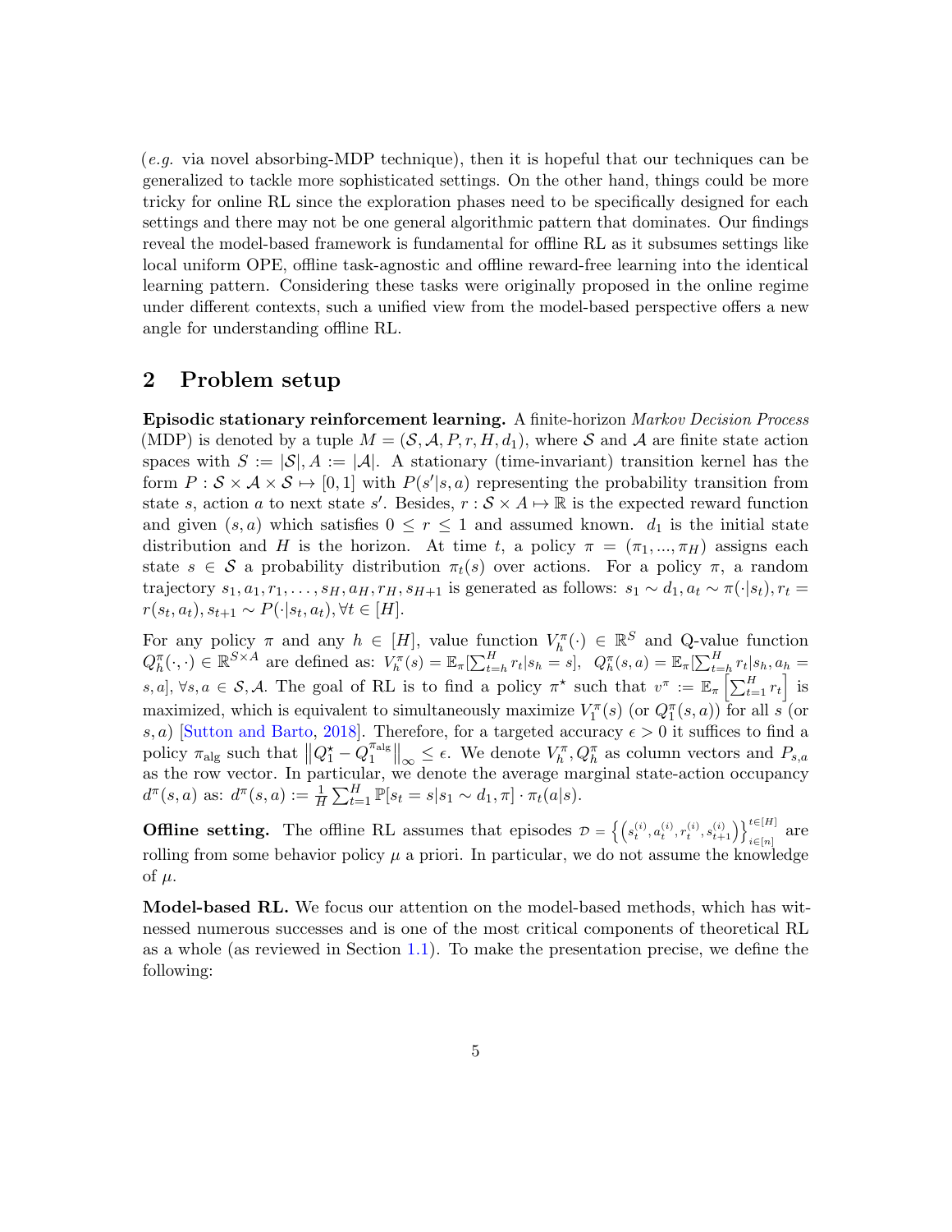(*e.g.* via novel absorbing-MDP technique), then it is hopeful that our techniques can be generalized to tackle more sophisticated settings. On the other hand, things could be more tricky for online RL since the exploration phases need to be specifically designed for each settings and there may not be one general algorithmic pattern that dominates. Our findings reveal the model-based framework is fundamental for offline RL as it subsumes settings like local uniform OPE, offline task-agnostic and offline reward-free learning into the identical learning pattern. Considering these tasks were originally proposed in the online regime under different contexts, such a unified view from the model-based perspective offers a new angle for understanding offline RL.

## 2 Problem setup

**Episodic stationary reinforcement learning.** A finite-horizon *Markov Decision Process* (MDP) is denoted by a tuple $M = (\mathcal{S}, \mathcal{A}, P, r, H, d_1)$, where $\mathcal{S}$ and $\mathcal{A}$ are finite state action spaces with $S := |\mathcal{S}|, A := |\mathcal{A}|$. A stationary (time-invariant) transition kernel has the form $P : \mathcal{S} \times \mathcal{A} \times \mathcal{S} \mapsto [0, 1]$ with $P(s'|s, a)$ representing the probability transition from state $s$, action $a$ to next state $s'$. Besides, $r : \mathcal{S} \times A \mapsto \mathbb{R}$ is the expected reward function and given $(s, a)$ which satisfies $0 \leq r \leq 1$ and assumed known. $d_1$ is the initial state distribution and $H$ is the horizon. At time $t$, a policy $\pi = (\pi_1, ..., \pi_H)$ assigns each state $s \in \mathcal{S}$ a probability distribution $\pi_t(s)$ over actions. For a policy $\pi$, a random trajectory $s_1, a_1, r_1, \ldots, s_H, a_H, r_H, s_{H+1}$ is generated as follows: $s_1 \sim d_1, a_t \sim \pi(\cdot|s_t), r_t = r(s_t, a_t), s_{t+1} \sim P(\cdot|s_t, a_t), \forall t \in [H]$.

For any policy $\pi$ and any $h \in [H]$, value function $V_h^\pi(\cdot) \in \mathbb{R}^S$ and Q-value function $Q_h^\pi(\cdot, \cdot) \in \mathbb{R}^{S \times A}$ are defined as: $V_h^\pi(s) = \mathbb{E}_\pi[\sum_{t=h}^H r_t | s_h = s]$, $Q_h^\pi(s, a) = \mathbb{E}_\pi[\sum_{t=h}^H r_t | s_h, a_h = s, a]$, $\forall s, a \in \mathcal{S}, \mathcal{A}$. The goal of RL is to find a policy $\pi^\star$ such that $v^\pi := \mathbb{E}_\pi\left[\sum_{t=1}^H r_t\right]$ is maximized, which is equivalent to simultaneously maximize $V_1^\pi(s)$ (or $Q_1^\pi(s, a)$) for all $s$ (or $s, a$) [Sutton and Barto, 2018]. Therefore, for a targeted accuracy $\epsilon > 0$ it suffices to find a policy $\pi_{\text{alg}}$ such that $\left\| Q_1^\star - Q_1^{\pi_{\text{alg}}} \right\|_\infty \leq \epsilon$. We denote $V_h^\pi, Q_h^\pi$ as column vectors and $P_{s,a}$ as the row vector. In particular, we denote the average marginal state-action occupancy $d^\pi(s, a)$ as: $d^\pi(s, a) := \frac{1}{H} \sum_{t=1}^H \mathbb{P}[s_t = s | s_1 \sim d_1, \pi] \cdot \pi_t(a|s)$.

**Offline setting.** The offline RL assumes that episodes $\mathcal{D} = \left\{ \left( s_t^{(i)}, a_t^{(i)}, r_t^{(i)}, s_{t+1}^{(i)} \right) \right\}_{i \in [n]}^{t \in [H]}$ are rolling from some behavior policy $\mu$ a priori. In particular, we do not assume the knowledge of $\mu$.

**Model-based RL.** We focus our attention on the model-based methods, which has witnessed numerous successes and is one of the most critical components of theoretical RL as a whole (as reviewed in Section 1.1). To make the presentation precise, we define the following: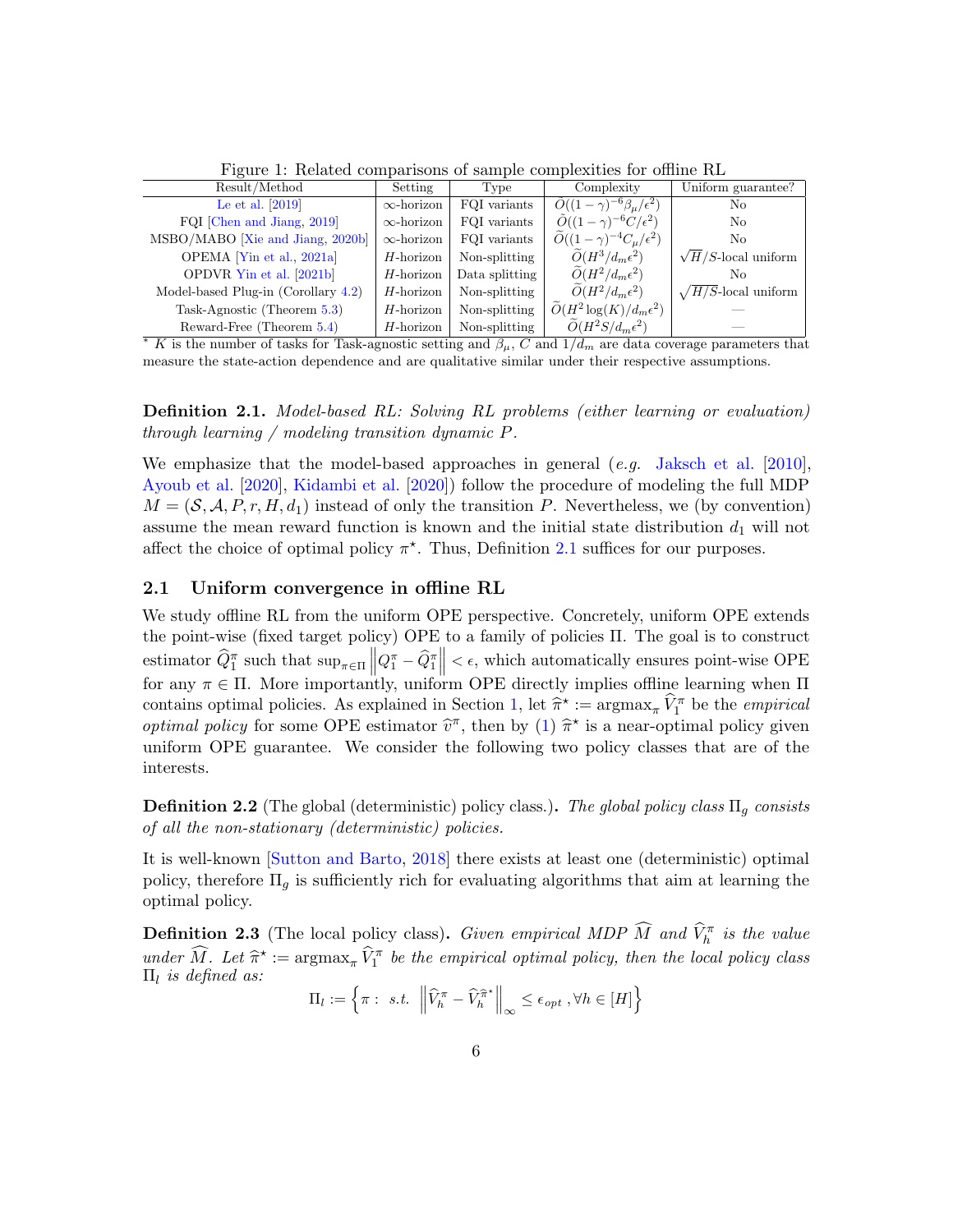Figure 1: Related comparisons of sample complexities for offline RL

| Result/Method | Setting | Type | Complexity | Uniform guarantee? |
|---|---|---|---|---|
| Le et al. [2019] | $\infty$-horizon | FQI variants | $\widetilde{O}((1-\gamma)^{-6}\beta_\mu/\epsilon^2)$ | No |
| FQI [Chen and Jiang, 2019] | $\infty$-horizon | FQI variants | $\widetilde{O}((1-\gamma)^{-6}C/\epsilon^2)$ | No |
| MSBO/MABO [Xie and Jiang, 2020b] | $\infty$-horizon | FQI variants | $\widetilde{O}((1-\gamma)^{-4}C_\mu/\epsilon^2)$ | No |
| OPEMA [Yin et al., 2021a] | $H$-horizon | Non-splitting | $\widetilde{O}(H^3/d_m\epsilon^2)$ | $\sqrt{H}/S$-local uniform |
| OPDVR Yin et al. [2021b] | $H$-horizon | Data splitting | $\widetilde{O}(H^2/d_m\epsilon^2)$ | No |
| Model-based Plug-in (Corollary 4.2) | $H$-horizon | Non-splitting | $\widetilde{O}(H^2/d_m\epsilon^2)$ | $\sqrt{H/S}$-local uniform |
| Task-Agnostic (Theorem 5.3) | $H$-horizon | Non-splitting | $\widetilde{O}(H^2\log(K)/d_m\epsilon^2)$ | — |
| Reward-Free (Theorem 5.4) | $H$-horizon | Non-splitting | $\widetilde{O}(H^2S/d_m\epsilon^2)$ | — |

[*] $K$ is the number of tasks for Task-agnostic setting and $\beta_\mu$, $C$ and $1/d_m$ are data coverage parameters that measure the state-action dependence and are qualitative similar under their respective assumptions.

**Definition 2.1.** *Model-based RL: Solving RL problems (either learning or evaluation) through learning / modeling transition dynamic $P$.*

We emphasize that the model-based approaches in general (*e.g.* Jaksch et al. [2010], Ayoub et al. [2020], Kidambi et al. [2020]) follow the procedure of modeling the full MDP $M = (\mathcal{S}, \mathcal{A}, P, r, H, d_1)$ instead of only the transition $P$. Nevertheless, we (by convention) assume the mean reward function is known and the initial state distribution $d_1$ will not affect the choice of optimal policy $\pi^\star$. Thus, Definition 2.1 suffices for our purposes.

### 2.1 Uniform convergence in offline RL

We study offline RL from the uniform OPE perspective. Concretely, uniform OPE extends the point-wise (fixed target policy) OPE to a family of policies $\Pi$. The goal is to construct estimator $\widehat{Q}_1^\pi$ such that $\sup_{\pi\in\Pi}\left\|Q_1^\pi - \widehat{Q}_1^\pi\right\| < \epsilon$, which automatically ensures point-wise OPE for any $\pi \in \Pi$. More importantly, uniform OPE directly implies offline learning when $\Pi$ contains optimal policies. As explained in Section 1, let $\widehat{\pi}^\star := \mathrm{argmax}_\pi \widehat{V}_1^\pi$ be the *empirical optimal policy* for some OPE estimator $\widehat{v}^\pi$, then by (1) $\widehat{\pi}^\star$ is a near-optimal policy given uniform OPE guarantee. We consider the following two policy classes that are of the interests.

**Definition 2.2** (The global (deterministic) policy class.)**.** *The global policy class $\Pi_g$ consists of all the non-stationary (deterministic) policies.*

It is well-known [Sutton and Barto, 2018] there exists at least one (deterministic) optimal policy, therefore $\Pi_g$ is sufficiently rich for evaluating algorithms that aim at learning the optimal policy.

**Definition 2.3** (The local policy class)**.** *Given empirical MDP $\widehat{M}$ and $\widehat{V}_h^\pi$ is the value under $\widehat{M}$. Let $\widehat{\pi}^\star := \mathrm{argmax}_\pi \widehat{V}_1^\pi$ be the empirical optimal policy, then the local policy class $\Pi_l$ is defined as:*

$$\Pi_l := \left\{\pi : \ s.t. \ \left\|\widehat{V}_h^\pi - \widehat{V}_h^{\widehat{\pi}^\star}\right\|_\infty \leq \epsilon_{opt} \ , \forall h \in [H]\right\}$$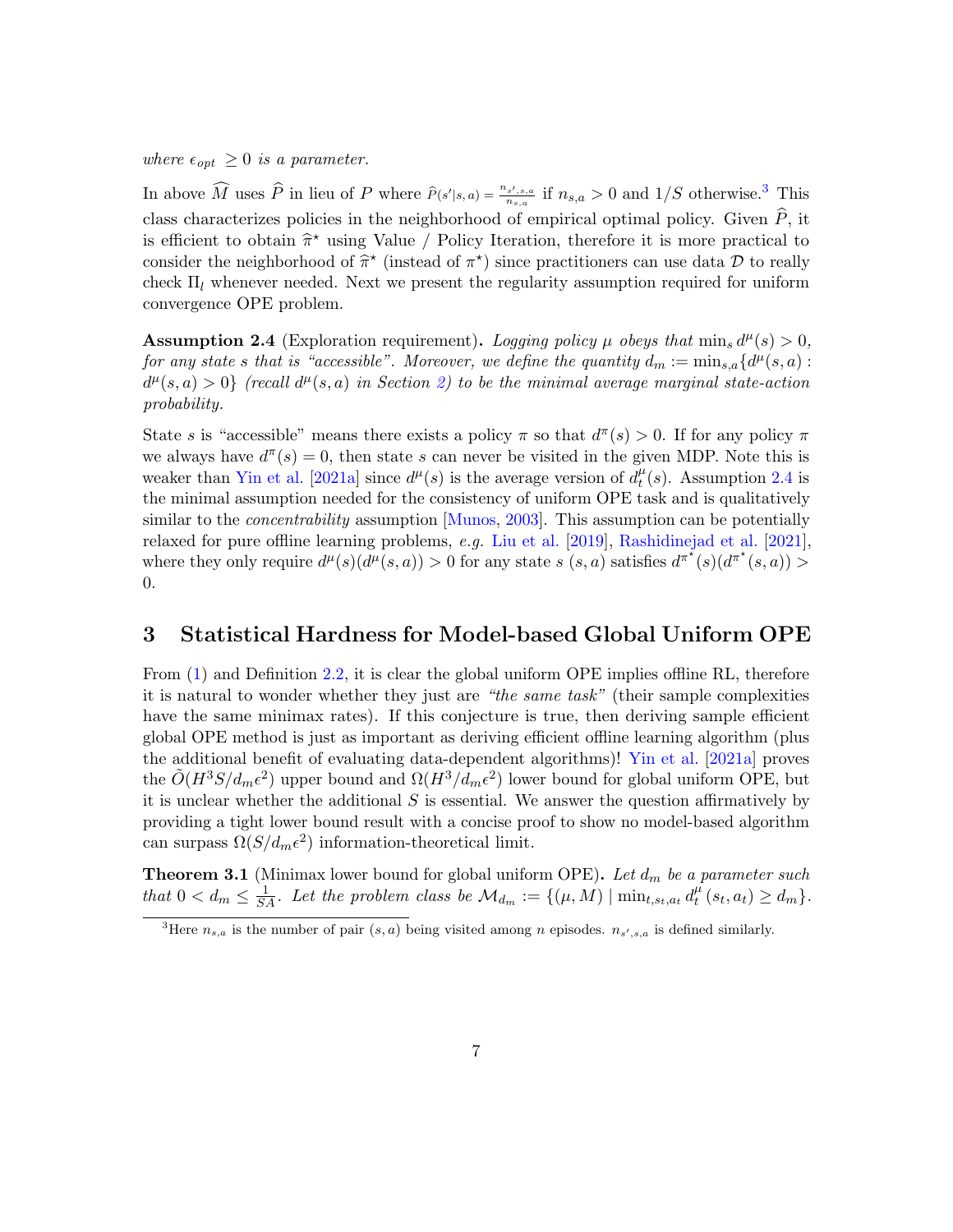*where $\epsilon_{opt} \geq 0$ is a parameter.*

In above $\widehat{M}$ uses $\widehat{P}$ in lieu of $P$ where $\widehat{P}(s'|s,a) = \frac{n_{s',s,a}}{n_{s,a}}$ if $n_{s,a} > 0$ and $1/S$ otherwise.[3] This class characterizes policies in the neighborhood of empirical optimal policy. Given $\widehat{P}$, it is efficient to obtain $\widehat{\pi}^\star$ using Value / Policy Iteration, therefore it is more practical to consider the neighborhood of $\widehat{\pi}^\star$ (instead of $\pi^\star$) since practitioners can use data $\mathcal{D}$ to really check $\Pi_l$ whenever needed. Next we present the regularity assumption required for uniform convergence OPE problem.

**Assumption 2.4** (Exploration requirement)**.** *Logging policy $\mu$ obeys that $\min_s d^\mu(s) > 0$, for any state $s$ that is "accessible". Moreover, we define the quantity $d_m := \min_{s,a}\{d^\mu(s,a) : d^\mu(s,a) > 0\}$ (recall $d^\mu(s,a)$ in Section 2) to be the minimal average marginal state-action probability.*

State $s$ is "accessible" means there exists a policy $\pi$ so that $d^\pi(s) > 0$. If for any policy $\pi$ we always have $d^\pi(s) = 0$, then state $s$ can never be visited in the given MDP. Note this is weaker than Yin et al. [2021a] since $d^\mu(s)$ is the average version of $d^\mu_t(s)$. Assumption 2.4 is the minimal assumption needed for the consistency of uniform OPE task and is qualitatively similar to the *concentrability* assumption [Munos, 2003]. This assumption can be potentially relaxed for pure offline learning problems, *e.g.* Liu et al. [2019], Rashidinejad et al. [2021], where they only require $d^\mu(s)(d^\mu(s,a)) > 0$ for any state $s$ $(s,a)$ satisfies $d^{\pi^\star}(s)(d^{\pi^\star}(s,a)) > 0$.

## 3 Statistical Hardness for Model-based Global Uniform OPE

From (1) and Definition 2.2, it is clear the global uniform OPE implies offline RL, therefore it is natural to wonder whether they just are *"the same task"* (their sample complexities have the same minimax rates). If this conjecture is true, then deriving sample efficient global OPE method is just as important as deriving efficient offline learning algorithm (plus the additional benefit of evaluating data-dependent algorithms)! Yin et al. [2021a] proves the $\tilde{O}(H^3 S/d_m\epsilon^2)$ upper bound and $\Omega(H^3/d_m\epsilon^2)$ lower bound for global uniform OPE, but it is unclear whether the additional $S$ is essential. We answer the question affirmatively by providing a tight lower bound result with a concise proof to show no model-based algorithm can surpass $\Omega(S/d_m\epsilon^2)$ information-theoretical limit.

**Theorem 3.1** (Minimax lower bound for global uniform OPE)**.** *Let $d_m$ be a parameter such that $0 < d_m \leq \frac{1}{SA}$. Let the problem class be $\mathcal{M}_{d_m} := \{(\mu, M) \mid \min_{t,s_t,a_t} d^\mu_t(s_t,a_t) \geq d_m\}$.*

[3] Here $n_{s,a}$ is the number of pair $(s,a)$ being visited among $n$ episodes. $n_{s',s,a}$ is defined similarly.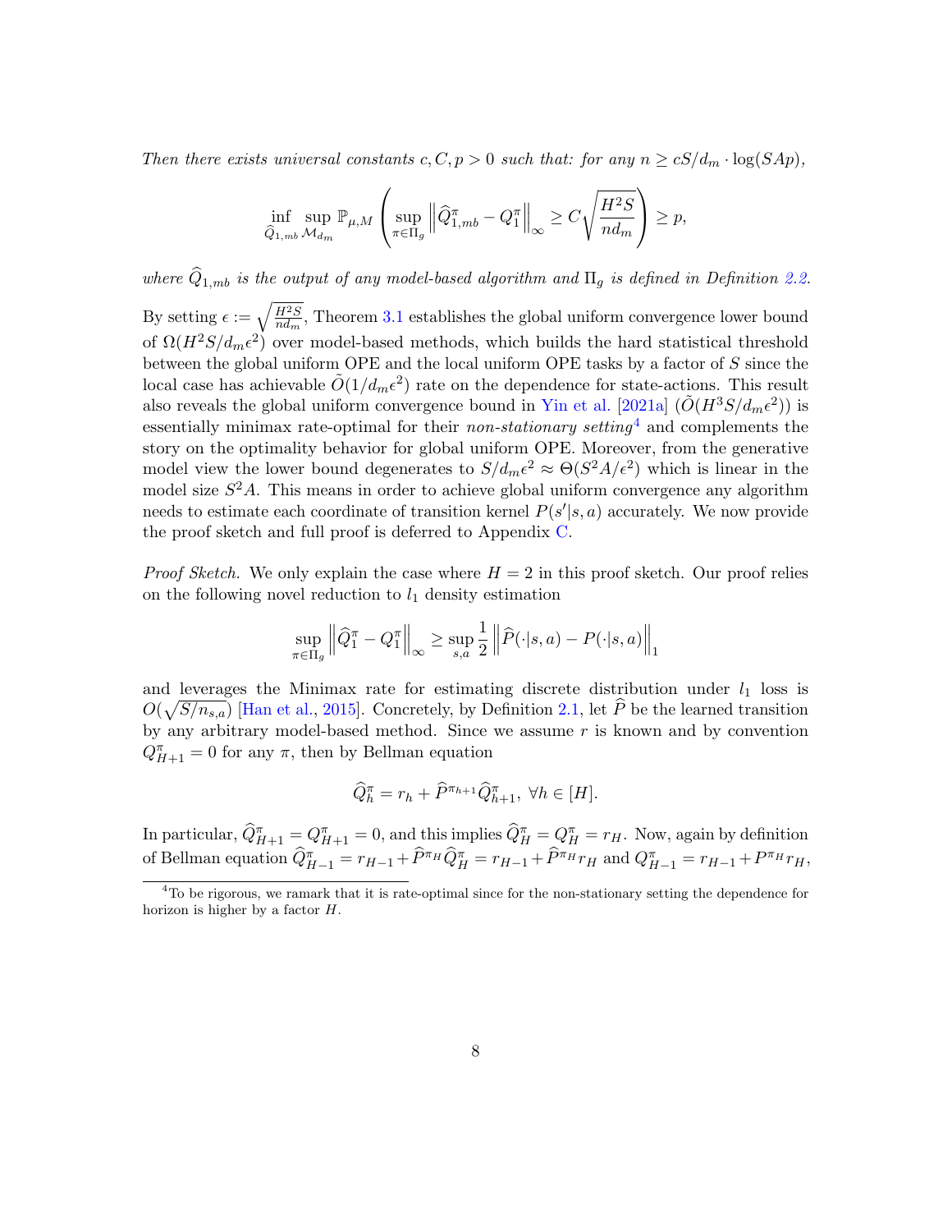*Then there exists universal constants $c, C, p > 0$ such that: for any $n \geq cS/d_m \cdot \log(SAp)$,*

$$\inf_{\widehat{Q}_{1,mb}} \sup_{\mathcal{M}_{d_m}} \mathbb{P}_{\mu,M}\left(\sup_{\pi\in\Pi_g}\left\|\widehat{Q}_{1,mb}^{\pi} - Q_1^{\pi}\right\|_{\infty} \geq C\sqrt{\frac{H^2S}{nd_m}}\right) \geq p,$$

*where $\widehat{Q}_{1,mb}$ is the output of any model-based algorithm and $\Pi_g$ is defined in Definition 2.2.*

By setting $\epsilon := \sqrt{\frac{H^2S}{nd_m}}$, Theorem 3.1 establishes the global uniform convergence lower bound of $\Omega(H^2S/d_m\epsilon^2)$ over model-based methods, which builds the hard statistical threshold between the global uniform OPE and the local uniform OPE tasks by a factor of $S$ since the local case has achievable $\tilde{O}(1/d_m\epsilon^2)$ rate on the dependence for state-actions. This result also reveals the global uniform convergence bound in Yin et al. [2021a] ($\tilde{O}(H^3S/d_m\epsilon^2)$) is essentially minimax rate-optimal for their *non-stationary setting*[4] and complements the story on the optimality behavior for global uniform OPE. Moreover, from the generative model view the lower bound degenerates to $S/d_m\epsilon^2 \approx \Theta(S^2A/\epsilon^2)$ which is linear in the model size $S^2A$. This means in order to achieve global uniform convergence any algorithm needs to estimate each coordinate of transition kernel $P(s'|s,a)$ accurately. We now provide the proof sketch and full proof is deferred to Appendix C.

*Proof Sketch.* We only explain the case where $H = 2$ in this proof sketch. Our proof relies on the following novel reduction to $l_1$ density estimation

$$\sup_{\pi\in\Pi_g}\left\|\widehat{Q}_1^{\pi} - Q_1^{\pi}\right\|_{\infty} \geq \sup_{s,a}\frac{1}{2}\left\|\widehat{P}(\cdot|s,a) - P(\cdot|s,a)\right\|_1$$

and leverages the Minimax rate for estimating discrete distribution under $l_1$ loss is $O(\sqrt{S/n_{s,a}})$ [Han et al., 2015]. Concretely, by Definition 2.1, let $\widehat{P}$ be the learned transition by any arbitrary model-based method. Since we assume $r$ is known and by convention $Q_{H+1}^{\pi} = 0$ for any $\pi$, then by Bellman equation

$$\widehat{Q}_h^{\pi} = r_h + \widehat{P}^{\pi_{h+1}}\widehat{Q}_{h+1}^{\pi},\ \forall h \in [H].$$

In particular, $\widehat{Q}_{H+1}^{\pi} = Q_{H+1}^{\pi} = 0$, and this implies $\widehat{Q}_H^{\pi} = Q_H^{\pi} = r_H$. Now, again by definition of Bellman equation $\widehat{Q}_{H-1}^{\pi} = r_{H-1} + \widehat{P}^{\pi_H}\widehat{Q}_H^{\pi} = r_{H-1} + \widehat{P}^{\pi_H}r_H$ and $Q_{H-1}^{\pi} = r_{H-1} + P^{\pi_H}r_H$,

[4] To be rigorous, we ramark that it is rate-optimal since for the non-stationary setting the dependence for horizon is higher by a factor $H$.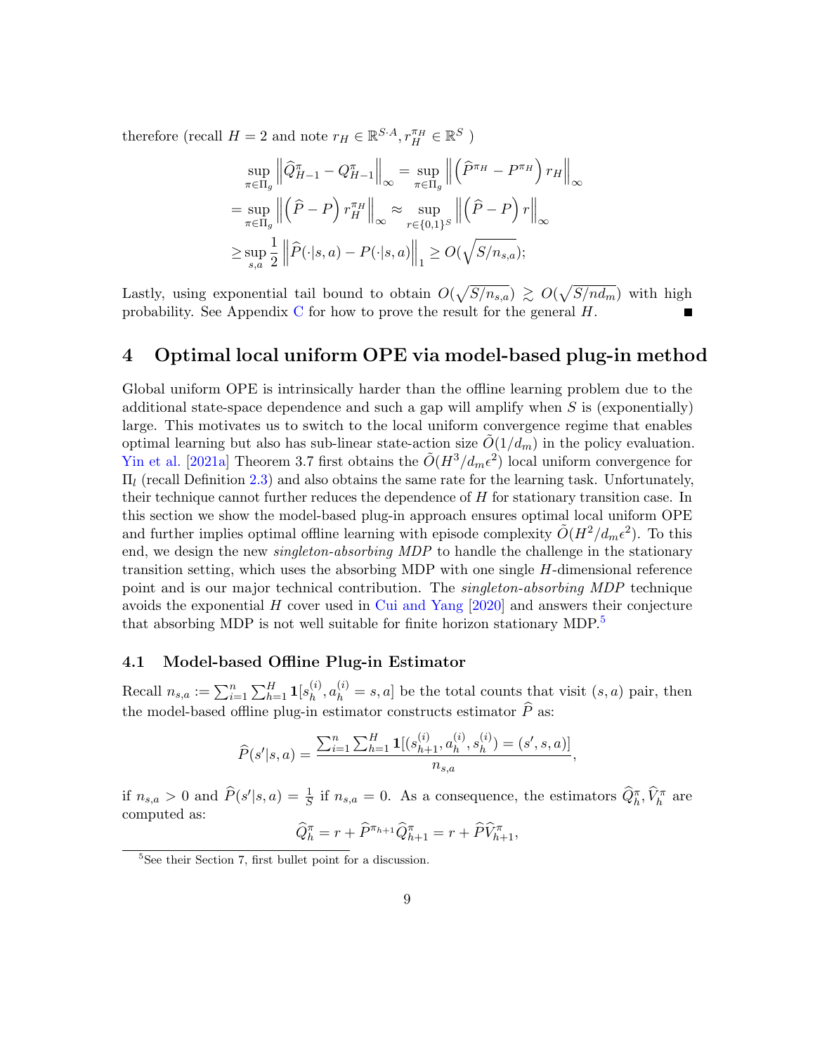therefore (recall $H = 2$ and note $r_H \in \mathbb{R}^{S \cdot A}, r_H^{\pi_H} \in \mathbb{R}^S$ )

$$
\begin{aligned}
&\sup_{\pi \in \Pi_g} \left\| \widehat{Q}^{\pi}_{H-1} - Q^{\pi}_{H-1} \right\|_{\infty} = \sup_{\pi \in \Pi_g} \left\| \left( \widehat{P}^{\pi_H} - P^{\pi_H} \right) r_H \right\|_{\infty} \\
= &\sup_{\pi \in \Pi_g} \left\| \left( \widehat{P} - P \right) r_H^{\pi_H} \right\|_{\infty} \approx \sup_{r \in \{0,1\}^S} \left\| \left( \widehat{P} - P \right) r \right\|_{\infty} \\
\geq &\sup_{s,a} \frac{1}{2} \left\| \widehat{P}(\cdot|s,a) - P(\cdot|s,a) \right\|_1 \geq O(\sqrt{S/n_{s,a}});
\end{aligned}
$$

Lastly, using exponential tail bound to obtain $O(\sqrt{S/n_{s,a}}) \gtrsim O(\sqrt{S/nd_m})$ with high probability. See Appendix C for how to prove the result for the general $H$. ∎

# 4 Optimal local uniform OPE via model-based plug-in method

Global uniform OPE is intrinsically harder than the offline learning problem due to the additional state-space dependence and such a gap will amplify when $S$ is (exponentially) large. This motivates us to switch to the local uniform convergence regime that enables optimal learning but also has sub-linear state-action size $\tilde{O}(1/d_m)$ in the policy evaluation. Yin et al. [2021a] Theorem 3.7 first obtains the $\tilde{O}(H^3/d_m\epsilon^2)$ local uniform convergence for $\Pi_l$ (recall Definition 2.3) and also obtains the same rate for the learning task. Unfortunately, their technique cannot further reduces the dependence of $H$ for stationary transition case. In this section we show the model-based plug-in approach ensures optimal local uniform OPE and further implies optimal offline learning with episode complexity $\tilde{O}(H^2/d_m\epsilon^2)$. To this end, we design the new *singleton-absorbing MDP* to handle the challenge in the stationary transition setting, which uses the absorbing MDP with one single $H$-dimensional reference point and is our major technical contribution. The *singleton-absorbing MDP* technique avoids the exponential $H$ cover used in Cui and Yang [2020] and answers their conjecture that absorbing MDP is not well suitable for finite horizon stationary MDP.[5]

## 4.1 Model-based Offline Plug-in Estimator

Recall $n_{s,a} := \sum_{i=1}^n \sum_{h=1}^H \mathbf{1}[s_h^{(i)}, a_h^{(i)} = s, a]$ be the total counts that visit $(s,a)$ pair, then the model-based offline plug-in estimator constructs estimator $\widehat{P}$ as:

$$
\widehat{P}(s'|s,a) = \frac{\sum_{i=1}^n \sum_{h=1}^H \mathbf{1}[(s_{h+1}^{(i)}, a_h^{(i)}, s_h^{(i)}) = (s', s, a)]}{n_{s,a}},
$$

if $n_{s,a} > 0$ and $\widehat{P}(s'|s,a) = \frac{1}{S}$ if $n_{s,a} = 0$. As a consequence, the estimators $\widehat{Q}_h^{\pi}, \widehat{V}_h^{\pi}$ are computed as:

$$
\widehat{Q}_h^{\pi} = r + \widehat{P}^{\pi_{h+1}} \widehat{Q}_{h+1}^{\pi} = r + \widehat{P} \widehat{V}_{h+1}^{\pi},
$$

[5] See their Section 7, first bullet point for a discussion.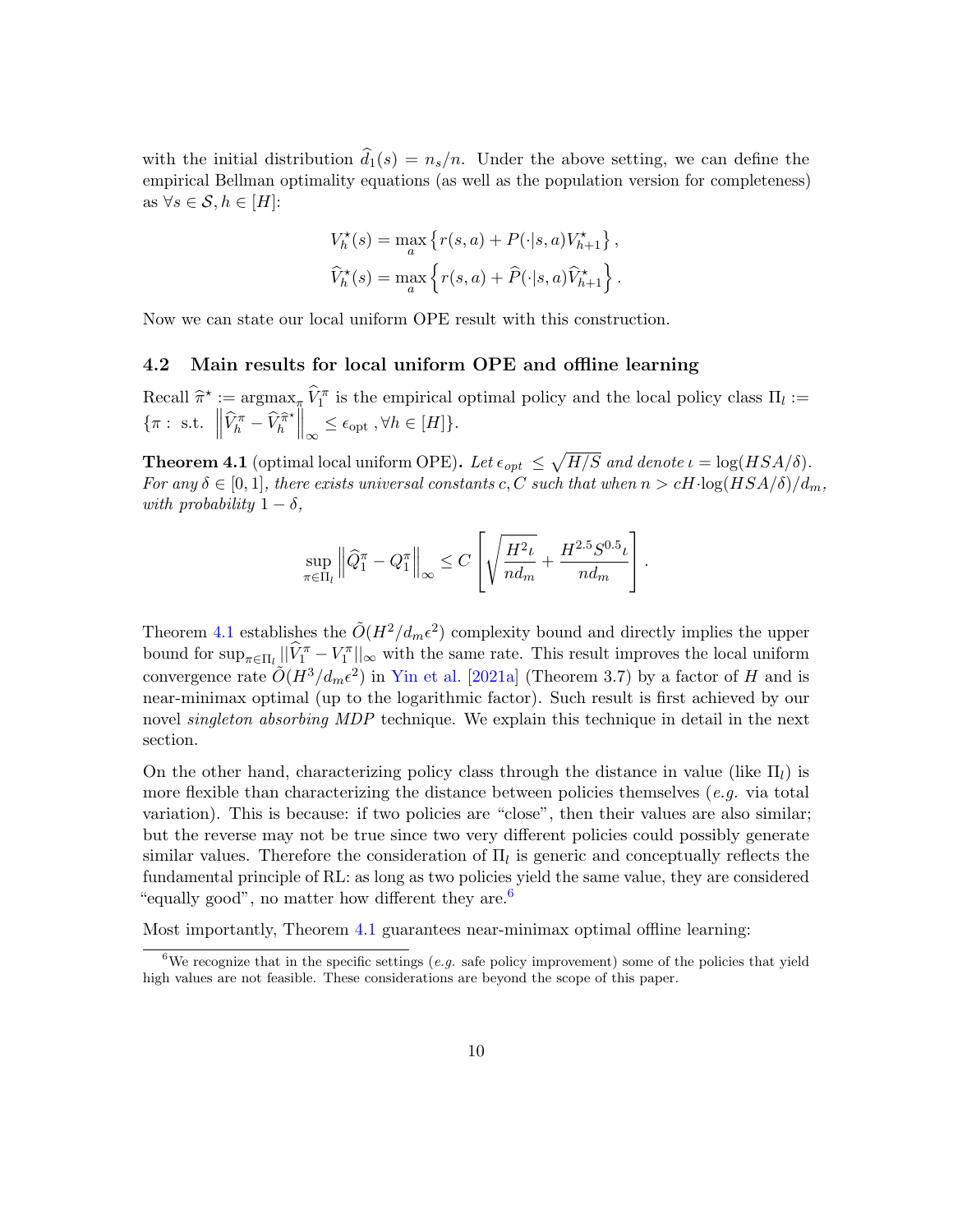with the initial distribution $\widehat{d}_1(s) = n_s/n$. Under the above setting, we can define the empirical Bellman optimality equations (as well as the population version for completeness) as $\forall s \in \mathcal{S}, h \in [H]$:

$$V_h^\star(s) = \max_a \left\{ r(s,a) + P(\cdot|s,a) V_{h+1}^\star \right\},$$
$$\widehat{V}_h^\star(s) = \max_a \left\{ r(s,a) + \widehat{P}(\cdot|s,a) \widehat{V}_{h+1}^\star \right\}.$$

Now we can state our local uniform OPE result with this construction.

### 4.2 Main results for local uniform OPE and offline learning

Recall $\widehat{\pi}^\star := \mathrm{argmax}_\pi \widehat{V}_1^\pi$ is the empirical optimal policy and the local policy class $\Pi_l := \{\pi : \text{ s.t. } \left\|\widehat{V}_h^\pi - \widehat{V}_h^{\widehat{\pi}^\star}\right\|_\infty \leq \epsilon_{\text{opt}}, \forall h \in [H]\}$.

**Theorem 4.1** (optimal local uniform OPE)**.** *Let $\epsilon_{opt} \leq \sqrt{H/S}$ and denote $\iota = \log(HSA/\delta)$. For any $\delta \in [0,1]$, there exists universal constants $c, C$ such that when $n > cH \cdot \log(HSA/\delta)/d_m$, with probability $1-\delta$,*

$$\sup_{\pi \in \Pi_l} \left\|\widehat{Q}_1^\pi - Q_1^\pi\right\|_\infty \leq C\left[\sqrt{\frac{H^2\iota}{nd_m}} + \frac{H^{2.5}S^{0.5}\iota}{nd_m}\right].$$

Theorem 4.1 establishes the $\tilde{O}(H^2/d_m\epsilon^2)$ complexity bound and directly implies the upper bound for $\sup_{\pi\in\Pi_l} ||\widehat{V}_1^\pi - V_1^\pi||_\infty$ with the same rate. This result improves the local uniform convergence rate $\tilde{O}(H^3/d_m\epsilon^2)$ in Yin et al. [2021a] (Theorem 3.7) by a factor of $H$ and is near-minimax optimal (up to the logarithmic factor). Such result is first achieved by our novel *singleton absorbing MDP* technique. We explain this technique in detail in the next section.

On the other hand, characterizing policy class through the distance in value (like $\Pi_l$) is more flexible than characterizing the distance between policies themselves (*e.g.* via total variation). This is because: if two policies are "close", then their values are also similar; but the reverse may not be true since two very different policies could possibly generate similar values. Therefore the consideration of $\Pi_l$ is generic and conceptually reflects the fundamental principle of RL: as long as two policies yield the same value, they are considered "equally good", no matter how different they are.[6]

Most importantly, Theorem 4.1 guarantees near-minimax optimal offline learning:

[6] We recognize that in the specific settings (*e.g.* safe policy improvement) some of the policies that yield high values are not feasible. These considerations are beyond the scope of this paper.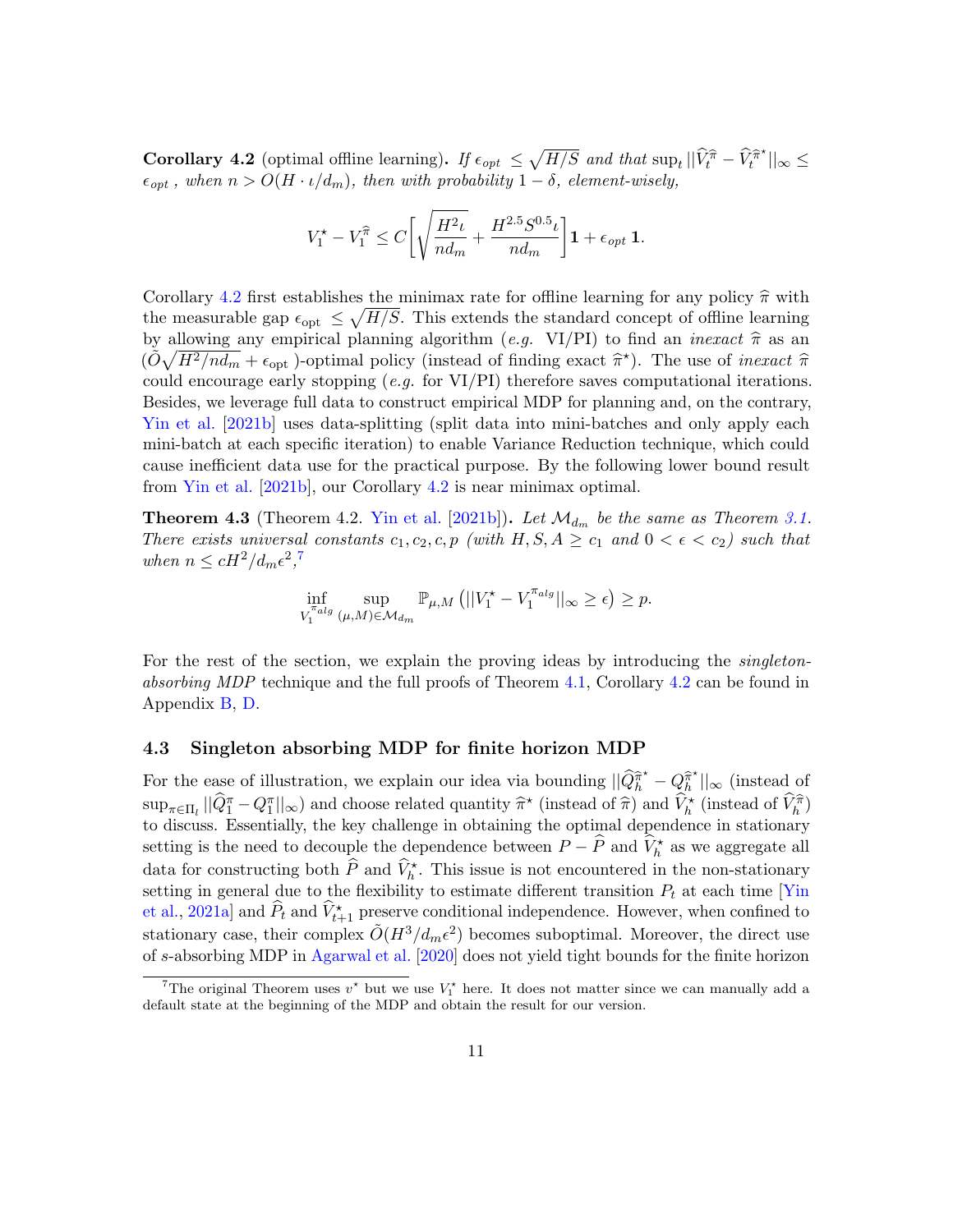**Corollary 4.2** (optimal offline learning)**.** *If $\epsilon_{opt} \leq \sqrt{H/S}$ and that $\sup_t ||\widehat{V}_t^{\widehat{\pi}} - \widehat{V}_t^{\widehat{\pi}^\star}||_\infty \leq \epsilon_{opt}$ , when $n > O(H \cdot \iota/d_m)$, then with probability $1-\delta$, element-wisely,*

$$V_1^\star - V_1^{\widehat{\pi}} \leq C\left[\sqrt{\frac{H^2\iota}{nd_m}} + \frac{H^{2.5}S^{0.5}\iota}{nd_m}\right]\mathbf{1} + \epsilon_{opt}\,\mathbf{1}.$$

Corollary 4.2 first establishes the minimax rate for offline learning for any policy $\widehat{\pi}$ with the measurable gap $\epsilon_{\text{opt}} \leq \sqrt{H/S}$. This extends the standard concept of offline learning by allowing any empirical planning algorithm (*e.g.* VI/PI) to find an *inexact* $\widehat{\pi}$ as an $(\tilde{O}\sqrt{H^2/nd_m} + \epsilon_{\text{opt}}$ )-optimal policy (instead of finding exact $\widehat{\pi}^\star$). The use of *inexact* $\widehat{\pi}$ could encourage early stopping (*e.g.* for VI/PI) therefore saves computational iterations. Besides, we leverage full data to construct empirical MDP for planning and, on the contrary, Yin et al. [2021b] uses data-splitting (split data into mini-batches and only apply each mini-batch at each specific iteration) to enable Variance Reduction technique, which could cause inefficient data use for the practical purpose. By the following lower bound result from Yin et al. [2021b], our Corollary 4.2 is near minimax optimal.

**Theorem 4.3** (Theorem 4.2. Yin et al. [2021b])**.** *Let $\mathcal{M}_{d_m}$ be the same as Theorem 3.1. There exists universal constants $c_1, c_2, c, p$ (with $H, S, A \geq c_1$ and $0 < \epsilon < c_2$) such that when $n \leq cH^2/d_m\epsilon^2$,*[7]

$$\inf_{V_1^{\pi_{alg}}} \sup_{(\mu,M)\in\mathcal{M}_{d_m}} \mathbb{P}_{\mu,M}\left(||V_1^\star - V_1^{\pi_{alg}}||_\infty \geq \epsilon\right) \geq p.$$

For the rest of the section, we explain the proving ideas by introducing the *singleton-absorbing MDP* technique and the full proofs of Theorem 4.1, Corollary 4.2 can be found in Appendix B, D.

### 4.3 Singleton absorbing MDP for finite horizon MDP

For the ease of illustration, we explain our idea via bounding $||\widehat{Q}_h^{\widehat{\pi}^\star} - Q_h^{\widehat{\pi}^\star}||_\infty$ (instead of $\sup_{\pi\in\Pi_l} ||\widehat{Q}_1^\pi - Q_1^\pi||_\infty$) and choose related quantity $\widehat{\pi}^\star$ (instead of $\widehat{\pi}$) and $\widehat{V}_h^\star$ (instead of $\widehat{V}_h^{\widehat{\pi}}$) to discuss. Essentially, the key challenge in obtaining the optimal dependence in stationary setting is the need to decouple the dependence between $P - \widehat{P}$ and $\widehat{V}_h^\star$ as we aggregate all data for constructing both $\widehat{P}$ and $\widehat{V}_h^\star$. This issue is not encountered in the non-stationary setting in general due to the flexibility to estimate different transition $P_t$ at each time [Yin et al., 2021a] and $\widehat{P}_t$ and $\widehat{V}_{t+1}^\star$ preserve conditional independence. However, when confined to stationary case, their complex $\tilde{O}(H^3/d_m\epsilon^2)$ becomes suboptimal. Moreover, the direct use of $s$-absorbing MDP in Agarwal et al. [2020] does not yield tight bounds for the finite horizon

[7] The original Theorem uses $v^\star$ but we use $V_1^\star$ here. It does not matter since we can manually add a default state at the beginning of the MDP and obtain the result for our version.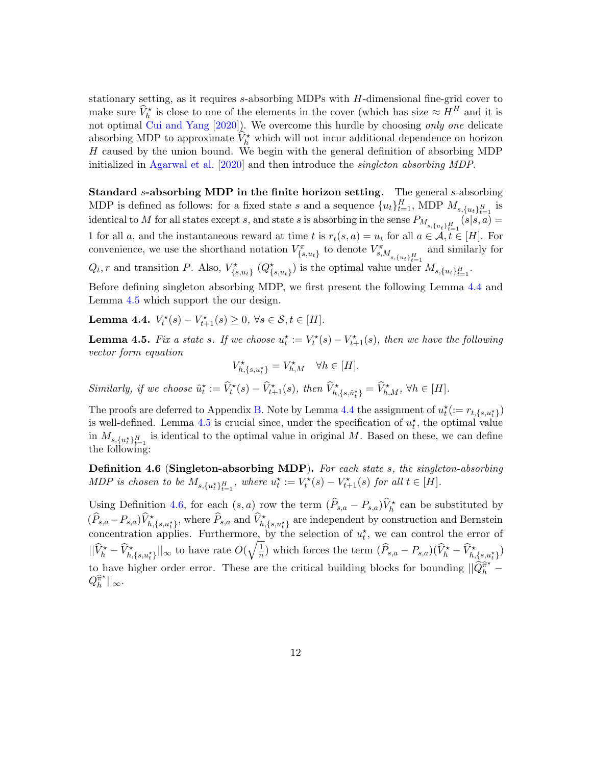stationary setting, as it requires $s$-absorbing MDPs with $H$-dimensional fine-grid cover to make sure $\widehat{V}_h^\star$ is close to one of the elements in the cover (which has size $\approx H^H$ and it is not optimal Cui and Yang [2020]). We overcome this hurdle by choosing *only one* delicate absorbing MDP to approximate $\widehat{V}_h^\star$ which will not incur additional dependence on horizon $H$ caused by the union bound. We begin with the general definition of absorbing MDP initialized in Agarwal et al. [2020] and then introduce the *singleton absorbing MDP*.

**Standard $s$-absorbing MDP in the finite horizon setting.** The general $s$-absorbing MDP is defined as follows: for a fixed state $s$ and a sequence $\{u_t\}_{t=1}^H$, MDP $M_{s,\{u_t\}_{t=1}^H}$ is identical to $M$ for all states except $s$, and state $s$ is absorbing in the sense $P_{M_{s,\{u_t\}_{t=1}^H}}(s|s,a) = 1$ for all $a$, and the instantaneous reward at time $t$ is $r_t(s,a) = u_t$ for all $a \in \mathcal{A}, t \in [H]$. For convenience, we use the shorthand notation $V^\pi_{\{s,u_t\}}$ to denote $V^\pi_{s,M_{s,\{u_t\}_{t=1}^H}}$ and similarly for $Q_t, r$ and transition $P$. Also, $V^\star_{\{s,u_t\}}$ ($Q^\star_{\{s,u_t\}}$) is the optimal value under $M_{s,\{u_t\}_{t=1}^H}$.

Before defining singleton absorbing MDP, we first present the following Lemma 4.4 and Lemma 4.5 which support the our design.

**Lemma 4.4.** *$V_t^\star(s) - V_{t+1}^\star(s) \geq 0$, $\forall s \in \mathcal{S}, t \in [H]$.*

**Lemma 4.5.** *Fix a state $s$. If we choose $u_t^\star := V_t^\star(s) - V_{t+1}^\star(s)$, then we have the following vector form equation*

$$V^\star_{h,\{s,u_t^\star\}} = V^\star_{h,M} \quad \forall h \in [H].$$

*Similarly, if we choose $\hat{u}_t^\star := \widehat{V}_t^\star(s) - \widehat{V}_{t+1}^\star(s)$, then $\widehat{V}^\star_{h,\{s,\hat{u}_t^\star\}} = \widehat{V}^\star_{h,M}$, $\forall h \in [H]$.*

The proofs are deferred to Appendix B. Note by Lemma 4.4 the assignment of $u_t^\star (:= r_{t,\{s,u_t^\star\}})$ is well-defined. Lemma 4.5 is crucial since, under the specification of $u_t^\star$, the optimal value in $M_{s,\{u_t^\star\}_{t=1}^H}$ is identical to the optimal value in original $M$. Based on these, we can define the following:

**Definition 4.6 (Singleton-absorbing MDP).** *For each state $s$, the singleton-absorbing MDP is chosen to be $M_{s,\{u_t^\star\}_{t=1}^H}$, where $u_t^\star := V_t^\star(s) - V_{t+1}^\star(s)$ for all $t \in [H]$.*

Using Definition 4.6, for each $(s,a)$ row the term $(\widehat{P}_{s,a} - P_{s,a})\widehat{V}_h^\star$ can be substituted by $(\widehat{P}_{s,a} - P_{s,a})\widehat{V}^\star_{h,\{s,u_t^\star\}}$, where $\widehat{P}_{s,a}$ and $\widehat{V}^\star_{h,\{s,u_t^\star\}}$ are independent by construction and Bernstein concentration applies. Furthermore, by the selection of $u_t^\star$, we can control the error of $||\widehat{V}_h^\star - \widehat{V}^\star_{h,\{s,u_t^\star\}}||_\infty$ to have rate $O(\sqrt{\frac{1}{n}})$ which forces the term $(\widehat{P}_{s,a} - P_{s,a})(\widehat{V}_h^\star - \widehat{V}^\star_{h,\{s,u_t^\star\}})$ to have higher order error. These are the critical building blocks for bounding $||\widehat{Q}_h^{\widehat{\pi}^\star} - Q_h^{\widehat{\pi}^\star}||_\infty$.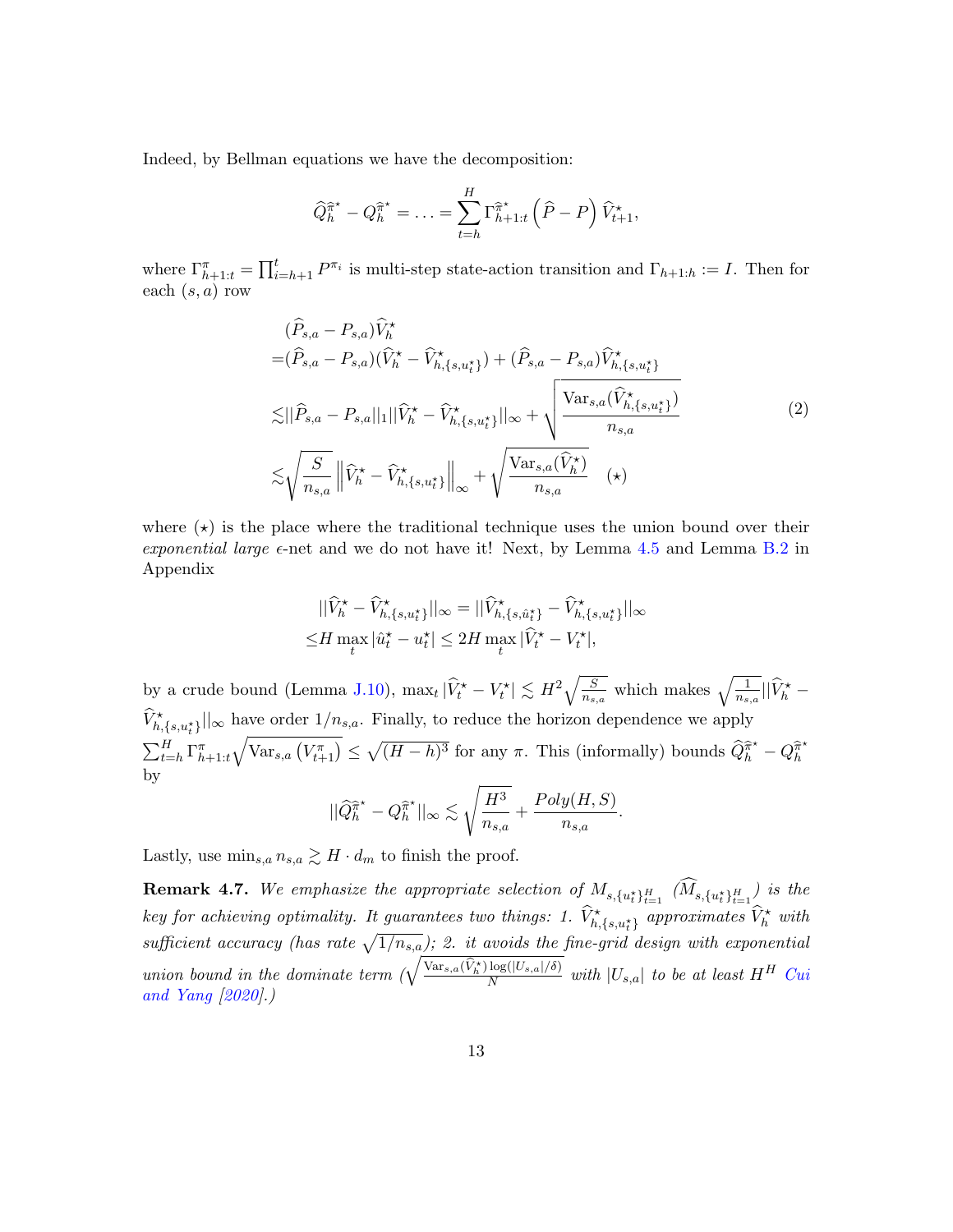Indeed, by Bellman equations we have the decomposition:

$$\widehat{Q}_h^{\widehat{\pi}^\star} - Q_h^{\widehat{\pi}^\star} = \ldots = \sum_{t=h}^{H} \Gamma_{h+1:t}^{\widehat{\pi}^\star} \left(\widehat{P} - P\right) \widehat{V}_{t+1}^\star,$$

where $\Gamma_{h+1:t}^{\pi} = \prod_{i=h+1}^{t} P^{\pi_i}$ is multi-step state-action transition and $\Gamma_{h+1:h} := I$. Then for each $(s,a)$ row

$$\begin{aligned}
&(\widehat{P}_{s,a} - P_{s,a})\widehat{V}_h^\star \\
=&(\widehat{P}_{s,a} - P_{s,a})(\widehat{V}_h^\star - \widehat{V}_{h,\{s,u_t^\star\}}^\star) + (\widehat{P}_{s,a} - P_{s,a})\widehat{V}_{h,\{s,u_t^\star\}}^\star \\
\lesssim& ||\widehat{P}_{s,a} - P_{s,a}||_1 ||\widehat{V}_h^\star - \widehat{V}_{h,\{s,u_t^\star\}}^\star||_\infty + \sqrt{\frac{\mathrm{Var}_{s,a}(\widehat{V}_{h,\{s,u_t^\star\}}^\star)}{n_{s,a}}} \\
\lesssim& \sqrt{\frac{S}{n_{s,a}}} \left\| \widehat{V}_h^\star - \widehat{V}_{h,\{s,u_t^\star\}}^\star \right\|_\infty + \sqrt{\frac{\mathrm{Var}_{s,a}(\widehat{V}_h^\star)}{n_{s,a}}} \quad (\star)
\end{aligned} \tag{2}$$

where $(\star)$ is the place where the traditional technique uses the union bound over their *exponential large* $\epsilon$-net and we do not have it! Next, by Lemma 4.5 and Lemma B.2 in Appendix

$$\begin{aligned}
&||\widehat{V}_h^\star - \widehat{V}_{h,\{s,u_t^\star\}}^\star||_\infty = ||\widehat{V}_{h,\{s,\hat{u}_t^\star\}}^\star - \widehat{V}_{h,\{s,u_t^\star\}}^\star||_\infty \\
\leq& H \max_t |\hat{u}_t^\star - u_t^\star| \leq 2H \max_t |\widehat{V}_t^\star - V_t^\star|,
\end{aligned}$$

by a crude bound (Lemma J.10), $\max_t |\widehat{V}_t^\star - V_t^\star| \lesssim H^2 \sqrt{\frac{S}{n_{s,a}}}$ which makes $\sqrt{\frac{1}{n_{s,a}}} ||\widehat{V}_h^\star - \widehat{V}_{h,\{s,u_t^\star\}}^\star||_\infty$ have order $1/n_{s,a}$. Finally, to reduce the horizon dependence we apply $\sum_{t=h}^{H} \Gamma_{h+1:t}^{\pi} \sqrt{\mathrm{Var}_{s,a}\left(V_{t+1}^{\pi}\right)} \leq \sqrt{(H-h)^3}$ for any $\pi$. This (informally) bounds $\widehat{Q}_h^{\widehat{\pi}^\star} - Q_h^{\widehat{\pi}^\star}$ by

$$||\widehat{Q}_h^{\widehat{\pi}^\star} - Q_h^{\widehat{\pi}^\star}||_\infty \lesssim \sqrt{\frac{H^3}{n_{s,a}}} + \frac{Poly(H,S)}{n_{s,a}}.$$

Lastly, use $\min_{s,a} n_{s,a} \gtrsim H \cdot d_m$ to finish the proof.

**Remark 4.7.** *We emphasize the appropriate selection of $M_{s,\{u_t^\star\}_{t=1}^H}$ ($\widehat{M}_{s,\{u_t^\star\}_{t=1}^H}$) is the key for achieving optimality. It guarantees two things: 1. $\widehat{V}_{h,\{s,u_t^\star\}}^\star$ approximates $\widehat{V}_h^\star$ with sufficient accuracy (has rate $\sqrt{1/n_{s,a}}$); 2. it avoids the fine-grid design with exponential union bound in the dominate term ($\sqrt{\frac{\mathrm{Var}_{s,a}(\widehat{V}_h^\star)\log(|U_{s,a}|/\delta)}{N}}$ with $|U_{s,a}|$ to be at least $H^H$ Cui and Yang [2020].)*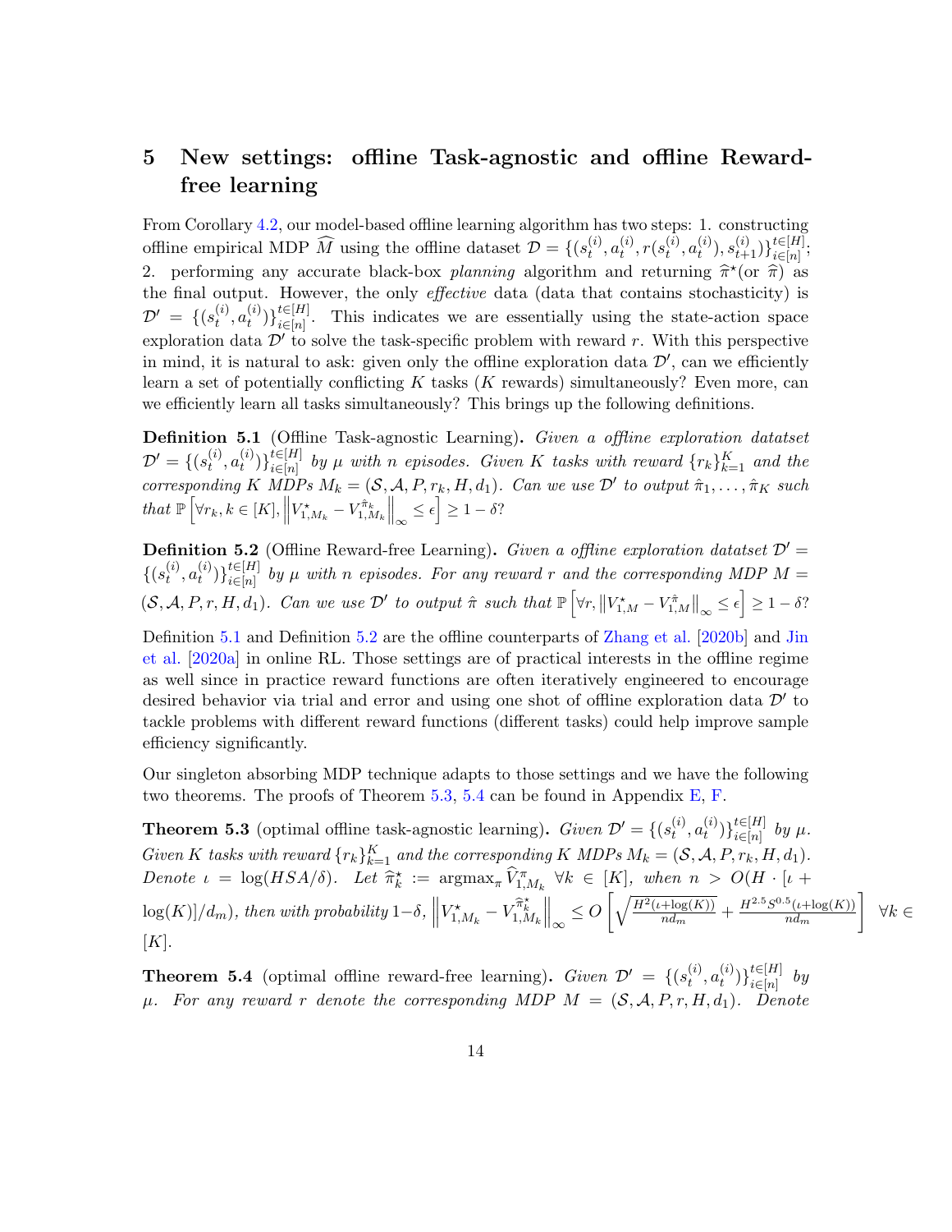# 5 New settings: offline Task-agnostic and offline Reward-free learning

From Corollary 4.2, our model-based offline learning algorithm has two steps: 1. constructing offline empirical MDP $\widehat{M}$ using the offline dataset $\mathcal{D}=\{(s_t^{(i)},a_t^{(i)},r(s_t^{(i)},a_t^{(i)}),s_{t+1}^{(i)})\}_{i\in[n]}^{t\in[H]}$; 2. performing any accurate black-box *planning* algorithm and returning $\widehat{\pi}^\star$(or $\widehat{\pi}$) as the final output. However, the only *effective* data (data that contains stochasticity) is $\mathcal{D}'=\{(s_t^{(i)},a_t^{(i)})\}_{i\in[n]}^{t\in[H]}$. This indicates we are essentially using the state-action space exploration data $\mathcal{D}'$ to solve the task-specific problem with reward $r$. With this perspective in mind, it is natural to ask: given only the offline exploration data $\mathcal{D}'$, can we efficiently learn a set of potentially conflicting $K$ tasks ($K$ rewards) simultaneously? Even more, can we efficiently learn all tasks simultaneously? This brings up the following definitions.

**Definition 5.1** (Offline Task-agnostic Learning)**.** *Given a offline exploration datatset $\mathcal{D}'=\{(s_t^{(i)},a_t^{(i)})\}_{i\in[n]}^{t\in[H]}$ by $\mu$ with $n$ episodes. Given $K$ tasks with reward $\{r_k\}_{k=1}^K$ and the corresponding $K$ MDPs $M_k=(\mathcal{S},\mathcal{A},P,r_k,H,d_1)$. Can we use $\mathcal{D}'$ to output $\hat{\pi}_1,\ldots,\hat{\pi}_K$ such that $\mathbb{P}\left[\forall r_k,k\in[K],\left\|V^\star_{1,M_k}-V^{\hat{\pi}_k}_{1,M_k}\right\|_\infty\leq\epsilon\right]\geq 1-\delta$?*

**Definition 5.2** (Offline Reward-free Learning)**.** *Given a offline exploration datatset $\mathcal{D}'=\{(s_t^{(i)},a_t^{(i)})\}_{i\in[n]}^{t\in[H]}$ by $\mu$ with $n$ episodes. For any reward $r$ and the corresponding MDP $M=(\mathcal{S},\mathcal{A},P,r,H,d_1)$. Can we use $\mathcal{D}'$ to output $\hat{\pi}$ such that $\mathbb{P}\left[\forall r,\left\|V^\star_{1,M}-V^{\hat{\pi}}_{1,M}\right\|_\infty\leq\epsilon\right]\geq 1-\delta$?*

Definition 5.1 and Definition 5.2 are the offline counterparts of Zhang et al. [2020b] and Jin et al. [2020a] in online RL. Those settings are of practical interests in the offline regime as well since in practice reward functions are often iteratively engineered to encourage desired behavior via trial and error and using one shot of offline exploration data $\mathcal{D}'$ to tackle problems with different reward functions (different tasks) could help improve sample efficiency significantly.

Our singleton absorbing MDP technique adapts to those settings and we have the following two theorems. The proofs of Theorem 5.3, 5.4 can be found in Appendix E, F.

**Theorem 5.3** (optimal offline task-agnostic learning)**.** *Given $\mathcal{D}'=\{(s_t^{(i)},a_t^{(i)})\}_{i\in[n]}^{t\in[H]}$ by $\mu$. Given $K$ tasks with reward $\{r_k\}_{k=1}^K$ and the corresponding $K$ MDPs $M_k=(\mathcal{S},\mathcal{A},P,r_k,H,d_1)$. Denote $\iota=\log(HSA/\delta)$. Let $\widehat{\pi}^\star_k:=\mathrm{argmax}_\pi\widehat{V}^\pi_{1,M_k}$ $\forall k\in[K]$, when $n>O(H\cdot[\iota+\log(K)]/d_m)$, then with probability $1-\delta$, $\left\|V^\star_{1,M_k}-V^{\widehat{\pi}^\star_k}_{1,M_k}\right\|_\infty\leq O\left[\sqrt{\frac{H^2(\iota+\log(K))}{nd_m}}+\frac{H^{2.5}S^{0.5}(\iota+\log(K))}{nd_m}\right]$ $\forall k\in[K]$.*

**Theorem 5.4** (optimal offline reward-free learning)**.** *Given $\mathcal{D}'=\{(s_t^{(i)},a_t^{(i)})\}_{i\in[n]}^{t\in[H]}$ by $\mu$. For any reward $r$ denote the corresponding MDP $M=(\mathcal{S},\mathcal{A},P,r,H,d_1)$. Denote*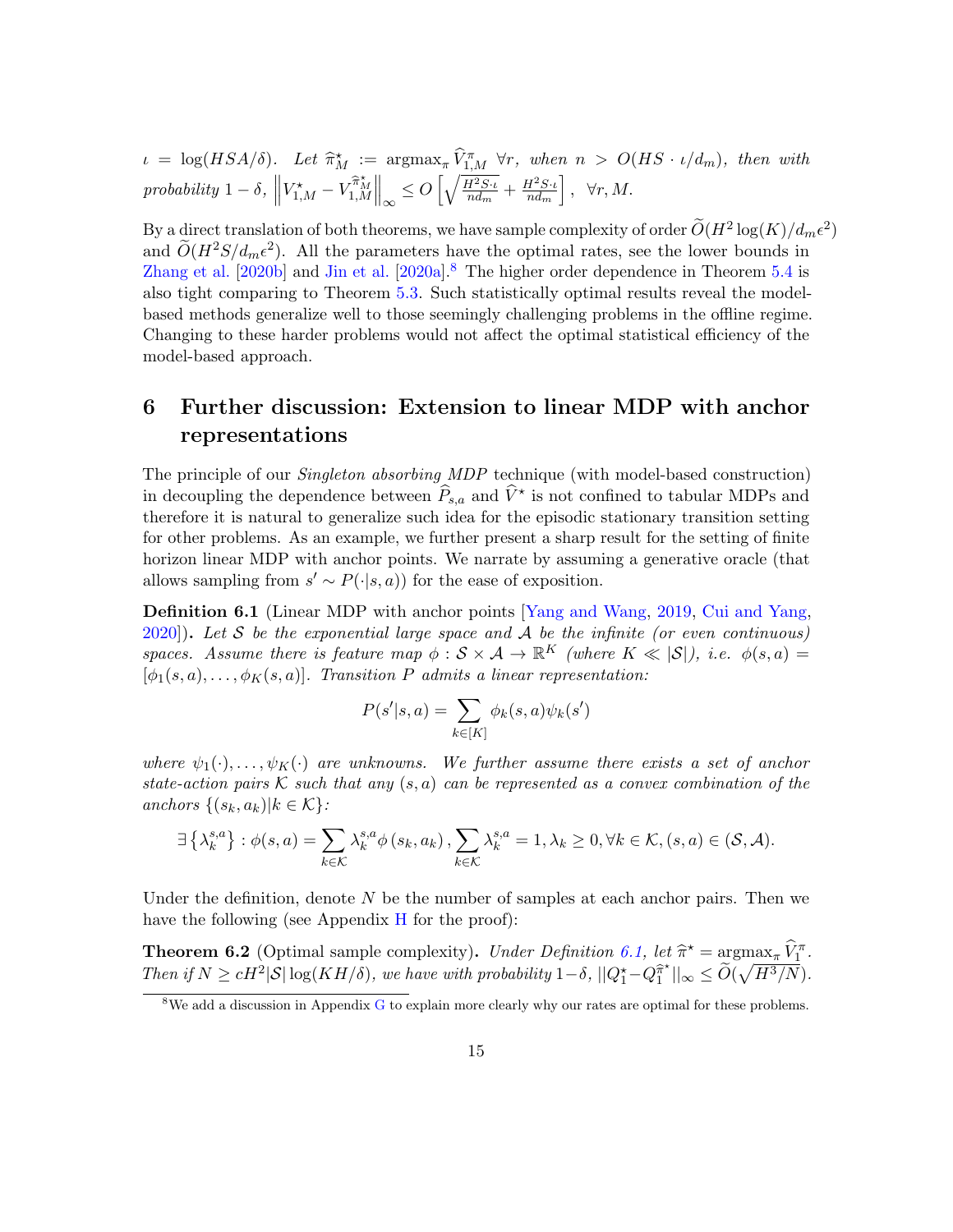$\iota = \log(HSA/\delta)$. *Let* $\widehat{\pi}^\star_M := \operatorname{argmax}_\pi \widehat{V}^\pi_{1,M}$ $\forall r$, *when* $n > O(HS \cdot \iota/d_m)$, *then with probability* $1-\delta$, $\left\| V^\star_{1,M} - V^{\widehat{\pi}^\star_M}_{1,M} \right\|_\infty \leq O\left[ \sqrt{\frac{H^2 S \cdot \iota}{n d_m}} + \frac{H^2 S \cdot \iota}{n d_m} \right]$, $\forall r, M$.

By a direct translation of both theorems, we have sample complexity of order $\widetilde{O}(H^2 \log(K)/d_m \epsilon^2)$ and $\widetilde{O}(H^2 S/d_m \epsilon^2)$. All the parameters have the optimal rates, see the lower bounds in Zhang et al. [2020b] and Jin et al. [2020a].[8] The higher order dependence in Theorem 5.4 is also tight comparing to Theorem 5.3. Such statistically optimal results reveal the model-based methods generalize well to those seemingly challenging problems in the offline regime. Changing to these harder problems would not affect the optimal statistical efficiency of the model-based approach.

# 6 Further discussion: Extension to linear MDP with anchor representations

The principle of our *Singleton absorbing MDP* technique (with model-based construction) in decoupling the dependence between $\widehat{P}_{s,a}$ and $\widehat{V}^\star$ is not confined to tabular MDPs and therefore it is natural to generalize such idea for the episodic stationary transition setting for other problems. As an example, we further present a sharp result for the setting of finite horizon linear MDP with anchor points. We narrate by assuming a generative oracle (that allows sampling from $s' \sim P(\cdot|s,a)$) for the ease of exposition.

**Definition 6.1** (Linear MDP with anchor points [Yang and Wang, 2019, Cui and Yang, 2020]). *Let* $\mathcal{S}$ *be the exponential large space and* $\mathcal{A}$ *be the infinite (or even continuous) spaces. Assume there is feature map* $\phi : \mathcal{S} \times \mathcal{A} \to \mathbb{R}^K$ *(where* $K \ll |\mathcal{S}|$*), i.e.* $\phi(s,a) = [\phi_1(s,a), \ldots, \phi_K(s,a)]$. *Transition* $P$ *admits a linear representation:*

$$P(s'|s,a) = \sum_{k \in [K]} \phi_k(s,a) \psi_k(s')$$

*where* $\psi_1(\cdot), \ldots, \psi_K(\cdot)$ *are unknowns. We further assume there exists a set of anchor state-action pairs* $\mathcal{K}$ *such that any* $(s,a)$ *can be represented as a convex combination of the anchors* $\{(s_k, a_k) | k \in \mathcal{K}\}$*:*

$$\exists \left\{\lambda_k^{s,a}\right\} : \phi(s,a) = \sum_{k \in \mathcal{K}} \lambda_k^{s,a} \phi\left(s_k, a_k\right), \sum_{k \in \mathcal{K}} \lambda_k^{s,a} = 1, \lambda_k \geq 0, \forall k \in \mathcal{K}, (s,a) \in (\mathcal{S}, \mathcal{A}).$$

Under the definition, denote $N$ be the number of samples at each anchor pairs. Then we have the following (see Appendix H for the proof):

**Theorem 6.2** (Optimal sample complexity). *Under Definition 6.1, let* $\widehat{\pi}^\star = \operatorname{argmax}_\pi \widehat{V}^\pi_1$. *Then if* $N \geq cH^2|\mathcal{S}|\log(KH/\delta)$*, we have with probability* $1-\delta$, $||Q^\star_1 - Q^{\widehat{\pi}^\star}_1||_\infty \leq \widetilde{O}(\sqrt{H^3/N})$.

[8] We add a discussion in Appendix G to explain more clearly why our rates are optimal for these problems.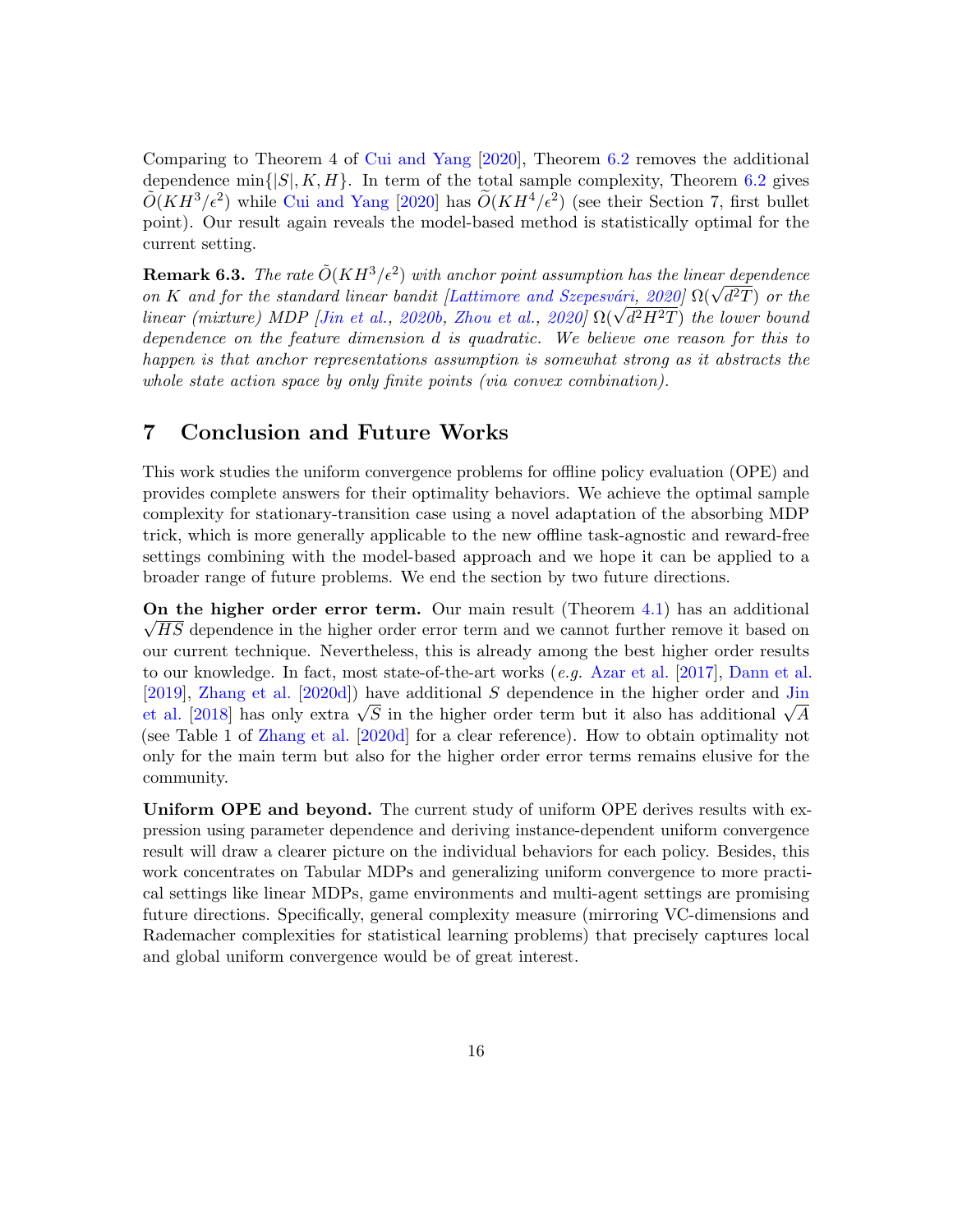Comparing to Theorem 4 of Cui and Yang [2020], Theorem 6.2 removes the additional dependence $\min\{|S|, K, H\}$. In term of the total sample complexity, Theorem 6.2 gives $\tilde{O}(KH^3/\epsilon^2)$ while Cui and Yang [2020] has $\widetilde{O}(KH^4/\epsilon^2)$ (see their Section 7, first bullet point). Our result again reveals the model-based method is statistically optimal for the current setting.

**Remark 6.3.** *The rate $\tilde{O}(KH^3/\epsilon^2)$ with anchor point assumption has the linear dependence on $K$ and for the standard linear bandit [Lattimore and Szepesvári, 2020] $\Omega(\sqrt{d^2T})$ or the linear (mixture) MDP [Jin et al., 2020b, Zhou et al., 2020] $\Omega(\sqrt{d^2H^2T})$ the lower bound dependence on the feature dimension $d$ is quadratic. We believe one reason for this to happen is that anchor representations assumption is somewhat strong as it abstracts the whole state action space by only finite points (via convex combination).*

# 7 Conclusion and Future Works

This work studies the uniform convergence problems for offline policy evaluation (OPE) and provides complete answers for their optimality behaviors. We achieve the optimal sample complexity for stationary-transition case using a novel adaptation of the absorbing MDP trick, which is more generally applicable to the new offline task-agnostic and reward-free settings combining with the model-based approach and we hope it can be applied to a broader range of future problems. We end the section by two future directions.

**On the higher order error term.** Our main result (Theorem 4.1) has an additional $\sqrt{HS}$ dependence in the higher order error term and we cannot further remove it based on our current technique. Nevertheless, this is already among the best higher order results to our knowledge. In fact, most state-of-the-art works (*e.g.* Azar et al. [2017], Dann et al. [2019], Zhang et al. [2020d]) have additional $S$ dependence in the higher order and Jin et al. [2018] has only extra $\sqrt{S}$ in the higher order term but it also has additional $\sqrt{A}$ (see Table 1 of Zhang et al. [2020d] for a clear reference). How to obtain optimality not only for the main term but also for the higher order error terms remains elusive for the community.

**Uniform OPE and beyond.** The current study of uniform OPE derives results with expression using parameter dependence and deriving instance-dependent uniform convergence result will draw a clearer picture on the individual behaviors for each policy. Besides, this work concentrates on Tabular MDPs and generalizing uniform convergence to more practical settings like linear MDPs, game environments and multi-agent settings are promising future directions. Specifically, general complexity measure (mirroring VC-dimensions and Rademacher complexities for statistical learning problems) that precisely captures local and global uniform convergence would be of great interest.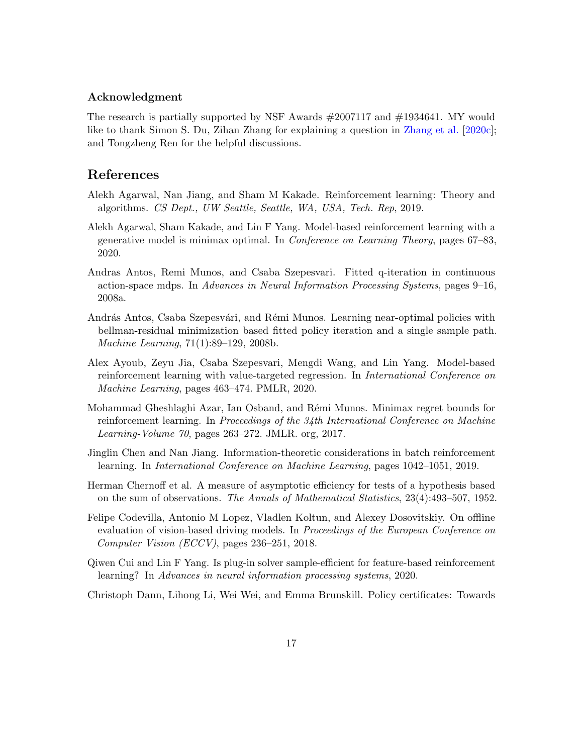### Acknowledgment

The research is partially supported by NSF Awards #2007117 and #1934641. MY would like to thank Simon S. Du, Zihan Zhang for explaining a question in Zhang et al. [2020c]; and Tongzheng Ren for the helpful discussions.

## References

Alekh Agarwal, Nan Jiang, and Sham M Kakade. Reinforcement learning: Theory and algorithms. *CS Dept., UW Seattle, Seattle, WA, USA, Tech. Rep*, 2019.

Alekh Agarwal, Sham Kakade, and Lin F Yang. Model-based reinforcement learning with a generative model is minimax optimal. In *Conference on Learning Theory*, pages 67–83, 2020.

Andras Antos, Remi Munos, and Csaba Szepesvari. Fitted q-iteration in continuous action-space mdps. In *Advances in Neural Information Processing Systems*, pages 9–16, 2008a.

András Antos, Csaba Szepesvári, and Rémi Munos. Learning near-optimal policies with bellman-residual minimization based fitted policy iteration and a single sample path. *Machine Learning*, 71(1):89–129, 2008b.

Alex Ayoub, Zeyu Jia, Csaba Szepesvari, Mengdi Wang, and Lin Yang. Model-based reinforcement learning with value-targeted regression. In *International Conference on Machine Learning*, pages 463–474. PMLR, 2020.

Mohammad Gheshlaghi Azar, Ian Osband, and Rémi Munos. Minimax regret bounds for reinforcement learning. In *Proceedings of the 34th International Conference on Machine Learning-Volume 70*, pages 263–272. JMLR. org, 2017.

Jinglin Chen and Nan Jiang. Information-theoretic considerations in batch reinforcement learning. In *International Conference on Machine Learning*, pages 1042–1051, 2019.

Herman Chernoff et al. A measure of asymptotic efficiency for tests of a hypothesis based on the sum of observations. *The Annals of Mathematical Statistics*, 23(4):493–507, 1952.

Felipe Codevilla, Antonio M Lopez, Vladlen Koltun, and Alexey Dosovitskiy. On offline evaluation of vision-based driving models. In *Proceedings of the European Conference on Computer Vision (ECCV)*, pages 236–251, 2018.

Qiwen Cui and Lin F Yang. Is plug-in solver sample-efficient for feature-based reinforcement learning? In *Advances in neural information processing systems*, 2020.

Christoph Dann, Lihong Li, Wei Wei, and Emma Brunskill. Policy certificates: Towards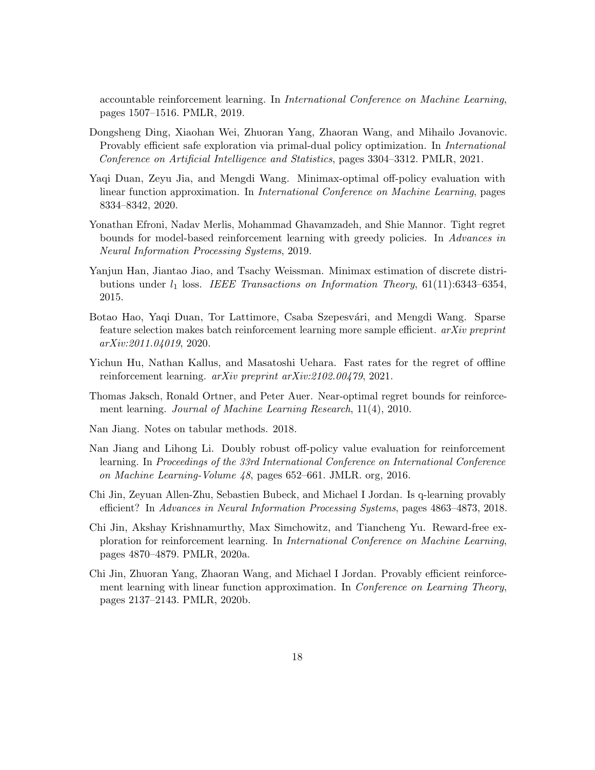accountable reinforcement learning. In *International Conference on Machine Learning*, pages 1507–1516. PMLR, 2019.

Dongsheng Ding, Xiaohan Wei, Zhuoran Yang, Zhaoran Wang, and Mihailo Jovanovic. Provably efficient safe exploration via primal-dual policy optimization. In *International Conference on Artificial Intelligence and Statistics*, pages 3304–3312. PMLR, 2021.

Yaqi Duan, Zeyu Jia, and Mengdi Wang. Minimax-optimal off-policy evaluation with linear function approximation. In *International Conference on Machine Learning*, pages 8334–8342, 2020.

Yonathan Efroni, Nadav Merlis, Mohammad Ghavamzadeh, and Shie Mannor. Tight regret bounds for model-based reinforcement learning with greedy policies. In *Advances in Neural Information Processing Systems*, 2019.

Yanjun Han, Jiantao Jiao, and Tsachy Weissman. Minimax estimation of discrete distributions under $l_1$ loss. *IEEE Transactions on Information Theory*, 61(11):6343–6354, 2015.

Botao Hao, Yaqi Duan, Tor Lattimore, Csaba Szepesvári, and Mengdi Wang. Sparse feature selection makes batch reinforcement learning more sample efficient. *arXiv preprint arXiv:2011.04019*, 2020.

Yichun Hu, Nathan Kallus, and Masatoshi Uehara. Fast rates for the regret of offline reinforcement learning. *arXiv preprint arXiv:2102.00479*, 2021.

Thomas Jaksch, Ronald Ortner, and Peter Auer. Near-optimal regret bounds for reinforcement learning. *Journal of Machine Learning Research*, 11(4), 2010.

Nan Jiang. Notes on tabular methods. 2018.

Nan Jiang and Lihong Li. Doubly robust off-policy value evaluation for reinforcement learning. In *Proceedings of the 33rd International Conference on International Conference on Machine Learning-Volume 48*, pages 652–661. JMLR. org, 2016.

Chi Jin, Zeyuan Allen-Zhu, Sebastien Bubeck, and Michael I Jordan. Is q-learning provably efficient? In *Advances in Neural Information Processing Systems*, pages 4863–4873, 2018.

Chi Jin, Akshay Krishnamurthy, Max Simchowitz, and Tiancheng Yu. Reward-free exploration for reinforcement learning. In *International Conference on Machine Learning*, pages 4870–4879. PMLR, 2020a.

Chi Jin, Zhuoran Yang, Zhaoran Wang, and Michael I Jordan. Provably efficient reinforcement learning with linear function approximation. In *Conference on Learning Theory*, pages 2137–2143. PMLR, 2020b.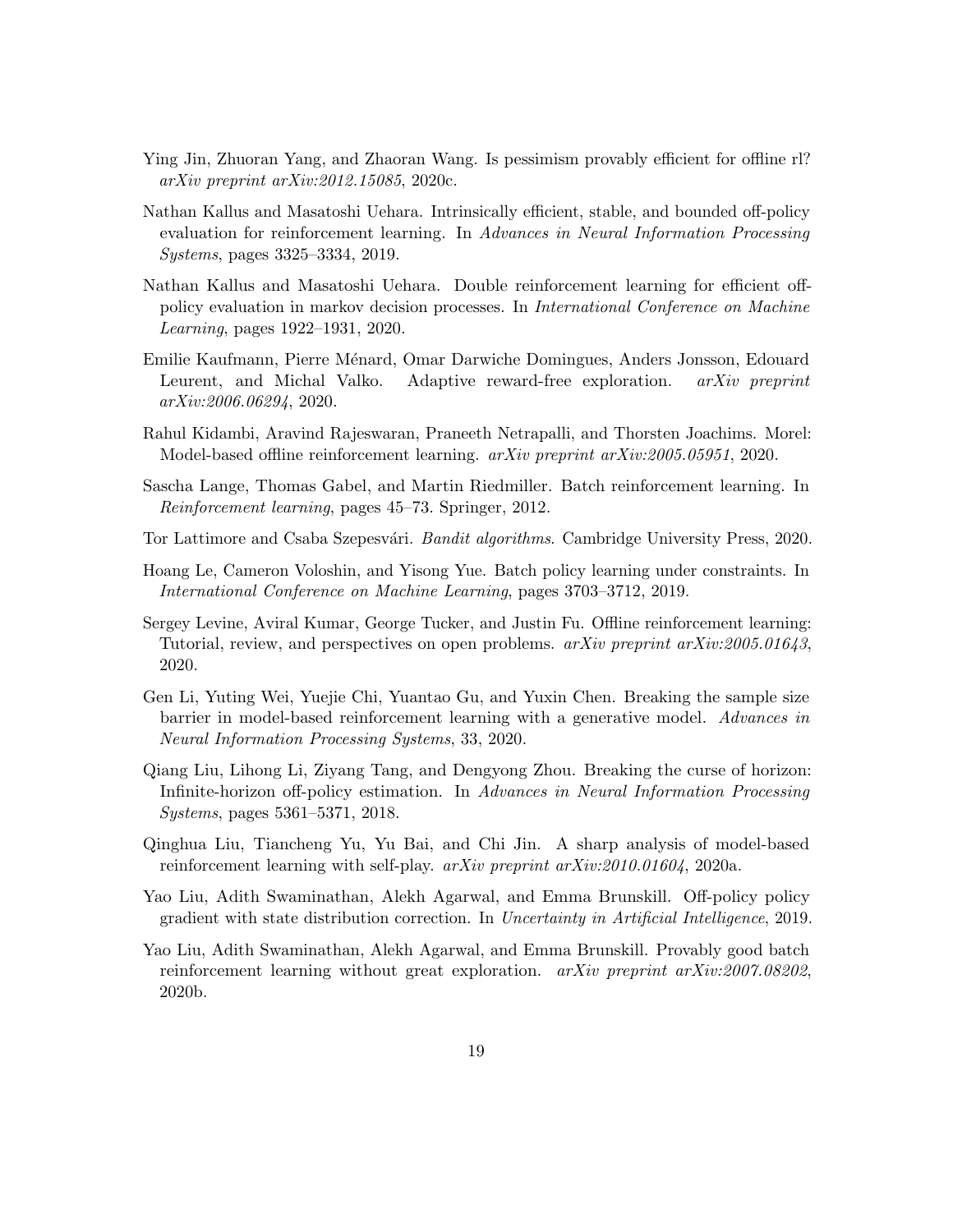Ying Jin, Zhuoran Yang, and Zhaoran Wang. Is pessimism provably efficient for offline rl? *arXiv preprint arXiv:2012.15085*, 2020c.

Nathan Kallus and Masatoshi Uehara. Intrinsically efficient, stable, and bounded off-policy evaluation for reinforcement learning. In *Advances in Neural Information Processing Systems*, pages 3325–3334, 2019.

Nathan Kallus and Masatoshi Uehara. Double reinforcement learning for efficient off-policy evaluation in markov decision processes. In *International Conference on Machine Learning*, pages 1922–1931, 2020.

Emilie Kaufmann, Pierre Ménard, Omar Darwiche Domingues, Anders Jonsson, Edouard Leurent, and Michal Valko. Adaptive reward-free exploration. *arXiv preprint arXiv:2006.06294*, 2020.

Rahul Kidambi, Aravind Rajeswaran, Praneeth Netrapalli, and Thorsten Joachims. Morel: Model-based offline reinforcement learning. *arXiv preprint arXiv:2005.05951*, 2020.

Sascha Lange, Thomas Gabel, and Martin Riedmiller. Batch reinforcement learning. In *Reinforcement learning*, pages 45–73. Springer, 2012.

Tor Lattimore and Csaba Szepesvári. *Bandit algorithms*. Cambridge University Press, 2020.

Hoang Le, Cameron Voloshin, and Yisong Yue. Batch policy learning under constraints. In *International Conference on Machine Learning*, pages 3703–3712, 2019.

Sergey Levine, Aviral Kumar, George Tucker, and Justin Fu. Offline reinforcement learning: Tutorial, review, and perspectives on open problems. *arXiv preprint arXiv:2005.01643*, 2020.

Gen Li, Yuting Wei, Yuejie Chi, Yuantao Gu, and Yuxin Chen. Breaking the sample size barrier in model-based reinforcement learning with a generative model. *Advances in Neural Information Processing Systems*, 33, 2020.

Qiang Liu, Lihong Li, Ziyang Tang, and Dengyong Zhou. Breaking the curse of horizon: Infinite-horizon off-policy estimation. In *Advances in Neural Information Processing Systems*, pages 5361–5371, 2018.

Qinghua Liu, Tiancheng Yu, Yu Bai, and Chi Jin. A sharp analysis of model-based reinforcement learning with self-play. *arXiv preprint arXiv:2010.01604*, 2020a.

Yao Liu, Adith Swaminathan, Alekh Agarwal, and Emma Brunskill. Off-policy policy gradient with state distribution correction. In *Uncertainty in Artificial Intelligence*, 2019.

Yao Liu, Adith Swaminathan, Alekh Agarwal, and Emma Brunskill. Provably good batch reinforcement learning without great exploration. *arXiv preprint arXiv:2007.08202*, 2020b.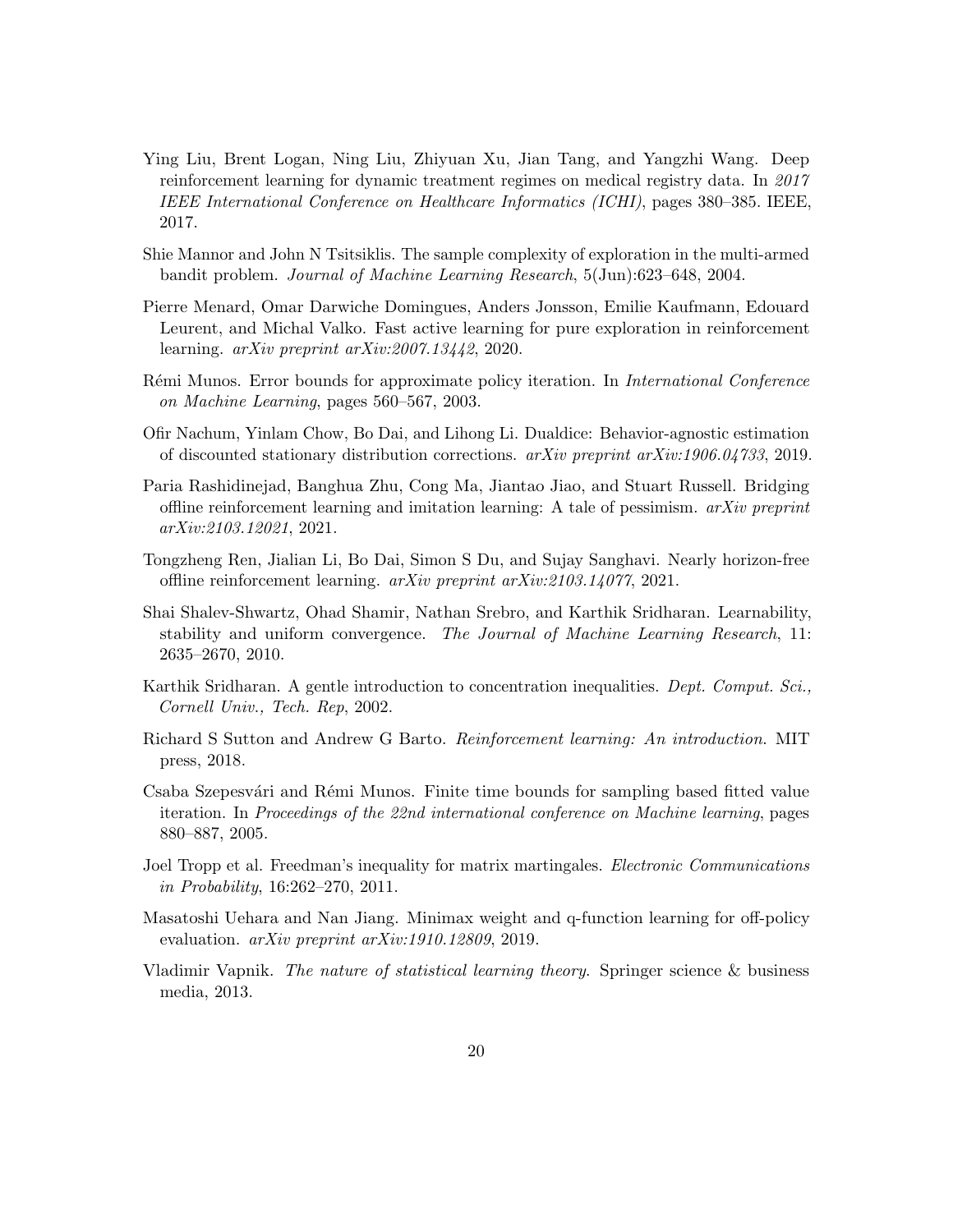Ying Liu, Brent Logan, Ning Liu, Zhiyuan Xu, Jian Tang, and Yangzhi Wang. Deep reinforcement learning for dynamic treatment regimes on medical registry data. In *2017 IEEE International Conference on Healthcare Informatics (ICHI)*, pages 380–385. IEEE, 2017.

Shie Mannor and John N Tsitsiklis. The sample complexity of exploration in the multi-armed bandit problem. *Journal of Machine Learning Research*, 5(Jun):623–648, 2004.

Pierre Menard, Omar Darwiche Domingues, Anders Jonsson, Emilie Kaufmann, Edouard Leurent, and Michal Valko. Fast active learning for pure exploration in reinforcement learning. *arXiv preprint arXiv:2007.13442*, 2020.

Rémi Munos. Error bounds for approximate policy iteration. In *International Conference on Machine Learning*, pages 560–567, 2003.

Ofir Nachum, Yinlam Chow, Bo Dai, and Lihong Li. Dualdice: Behavior-agnostic estimation of discounted stationary distribution corrections. *arXiv preprint arXiv:1906.04733*, 2019.

Paria Rashidinejad, Banghua Zhu, Cong Ma, Jiantao Jiao, and Stuart Russell. Bridging offline reinforcement learning and imitation learning: A tale of pessimism. *arXiv preprint arXiv:2103.12021*, 2021.

Tongzheng Ren, Jialian Li, Bo Dai, Simon S Du, and Sujay Sanghavi. Nearly horizon-free offline reinforcement learning. *arXiv preprint arXiv:2103.14077*, 2021.

Shai Shalev-Shwartz, Ohad Shamir, Nathan Srebro, and Karthik Sridharan. Learnability, stability and uniform convergence. *The Journal of Machine Learning Research*, 11: 2635–2670, 2010.

Karthik Sridharan. A gentle introduction to concentration inequalities. *Dept. Comput. Sci., Cornell Univ., Tech. Rep*, 2002.

Richard S Sutton and Andrew G Barto. *Reinforcement learning: An introduction*. MIT press, 2018.

Csaba Szepesvári and Rémi Munos. Finite time bounds for sampling based fitted value iteration. In *Proceedings of the 22nd international conference on Machine learning*, pages 880–887, 2005.

Joel Tropp et al. Freedman's inequality for matrix martingales. *Electronic Communications in Probability*, 16:262–270, 2011.

Masatoshi Uehara and Nan Jiang. Minimax weight and q-function learning for off-policy evaluation. *arXiv preprint arXiv:1910.12809*, 2019.

Vladimir Vapnik. *The nature of statistical learning theory*. Springer science & business media, 2013.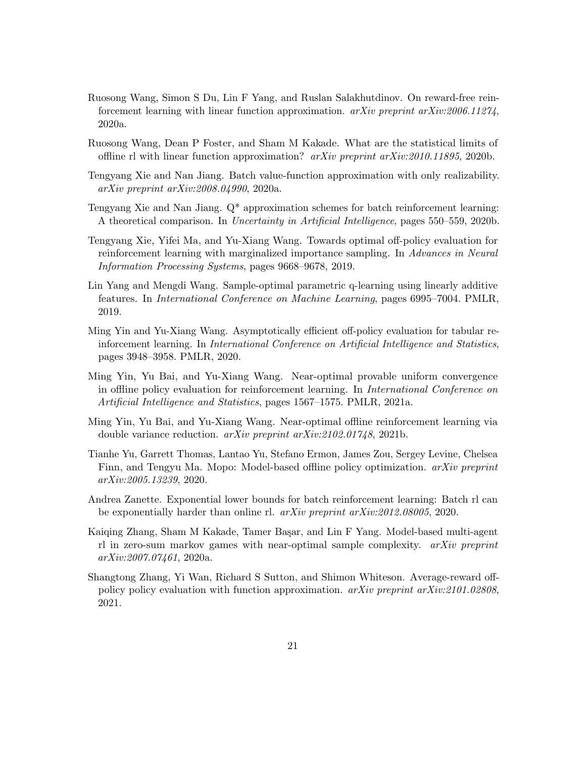Ruosong Wang, Simon S Du, Lin F Yang, and Ruslan Salakhutdinov. On reward-free reinforcement learning with linear function approximation. *arXiv preprint arXiv:2006.11274*, 2020a.

Ruosong Wang, Dean P Foster, and Sham M Kakade. What are the statistical limits of offline rl with linear function approximation? *arXiv preprint arXiv:2010.11895*, 2020b.

Tengyang Xie and Nan Jiang. Batch value-function approximation with only realizability. *arXiv preprint arXiv:2008.04990*, 2020a.

Tengyang Xie and Nan Jiang. Q* approximation schemes for batch reinforcement learning: A theoretical comparison. In *Uncertainty in Artificial Intelligence*, pages 550–559, 2020b.

Tengyang Xie, Yifei Ma, and Yu-Xiang Wang. Towards optimal off-policy evaluation for reinforcement learning with marginalized importance sampling. In *Advances in Neural Information Processing Systems*, pages 9668–9678, 2019.

Lin Yang and Mengdi Wang. Sample-optimal parametric q-learning using linearly additive features. In *International Conference on Machine Learning*, pages 6995–7004. PMLR, 2019.

Ming Yin and Yu-Xiang Wang. Asymptotically efficient off-policy evaluation for tabular reinforcement learning. In *International Conference on Artificial Intelligence and Statistics*, pages 3948–3958. PMLR, 2020.

Ming Yin, Yu Bai, and Yu-Xiang Wang. Near-optimal provable uniform convergence in offline policy evaluation for reinforcement learning. In *International Conference on Artificial Intelligence and Statistics*, pages 1567–1575. PMLR, 2021a.

Ming Yin, Yu Bai, and Yu-Xiang Wang. Near-optimal offline reinforcement learning via double variance reduction. *arXiv preprint arXiv:2102.01748*, 2021b.

Tianhe Yu, Garrett Thomas, Lantao Yu, Stefano Ermon, James Zou, Sergey Levine, Chelsea Finn, and Tengyu Ma. Mopo: Model-based offline policy optimization. *arXiv preprint arXiv:2005.13239*, 2020.

Andrea Zanette. Exponential lower bounds for batch reinforcement learning: Batch rl can be exponentially harder than online rl. *arXiv preprint arXiv:2012.08005*, 2020.

Kaiqing Zhang, Sham M Kakade, Tamer Başar, and Lin F Yang. Model-based multi-agent rl in zero-sum markov games with near-optimal sample complexity. *arXiv preprint arXiv:2007.07461*, 2020a.

Shangtong Zhang, Yi Wan, Richard S Sutton, and Shimon Whiteson. Average-reward off-policy policy evaluation with function approximation. *arXiv preprint arXiv:2101.02808*, 2021.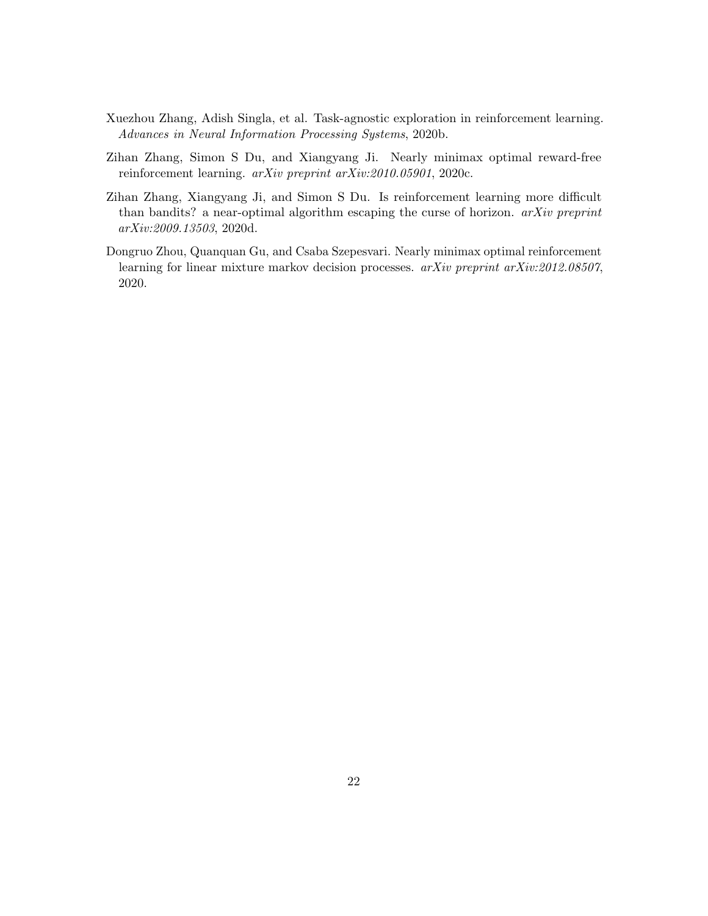Xuezhou Zhang, Adish Singla, et al. Task-agnostic exploration in reinforcement learning. *Advances in Neural Information Processing Systems*, 2020b.

Zihan Zhang, Simon S Du, and Xiangyang Ji. Nearly minimax optimal reward-free reinforcement learning. *arXiv preprint arXiv:2010.05901*, 2020c.

Zihan Zhang, Xiangyang Ji, and Simon S Du. Is reinforcement learning more difficult than bandits? a near-optimal algorithm escaping the curse of horizon. *arXiv preprint arXiv:2009.13503*, 2020d.

Dongruo Zhou, Quanquan Gu, and Csaba Szepesvari. Nearly minimax optimal reinforcement learning for linear mixture markov decision processes. *arXiv preprint arXiv:2012.08507*, 2020.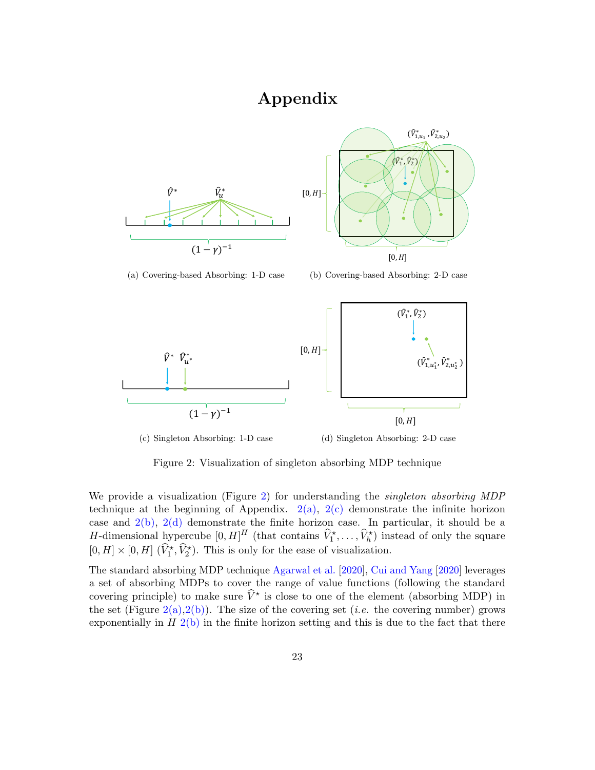# Appendix

(a) Covering-based Absorbing: 1-D case

(b) Covering-based Absorbing: 2-D case

(c) Singleton Absorbing: 1-D case

(d) Singleton Absorbing: 2-D case

Figure 2: Visualization of singleton absorbing MDP technique

We provide a visualization (Figure 2) for understanding the *singleton absorbing MDP* technique at the beginning of Appendix. 2(a), 2(c) demonstrate the infinite horizon case and 2(b), 2(d) demonstrate the finite horizon case. In particular, it should be a $H$-dimensional hypercube $[0, H]^H$ (that contains $\widehat{V}_1^\star, \ldots, \widehat{V}_h^\star$) instead of only the square $[0, H] \times [0, H]$ $(\widehat{V}_1^\star, \widehat{V}_2^\star)$. This is only for the ease of visualization.

The standard absorbing MDP technique Agarwal et al. [2020], Cui and Yang [2020] leverages a set of absorbing MDPs to cover the range of value functions (following the standard covering principle) to make sure $\widehat{V}^\star$ is close to one of the element (absorbing MDP) in the set (Figure 2(a),2(b)). The size of the covering set (*i.e.* the covering number) grows exponentially in $H$ 2(b) in the finite horizon setting and this is due to the fact that there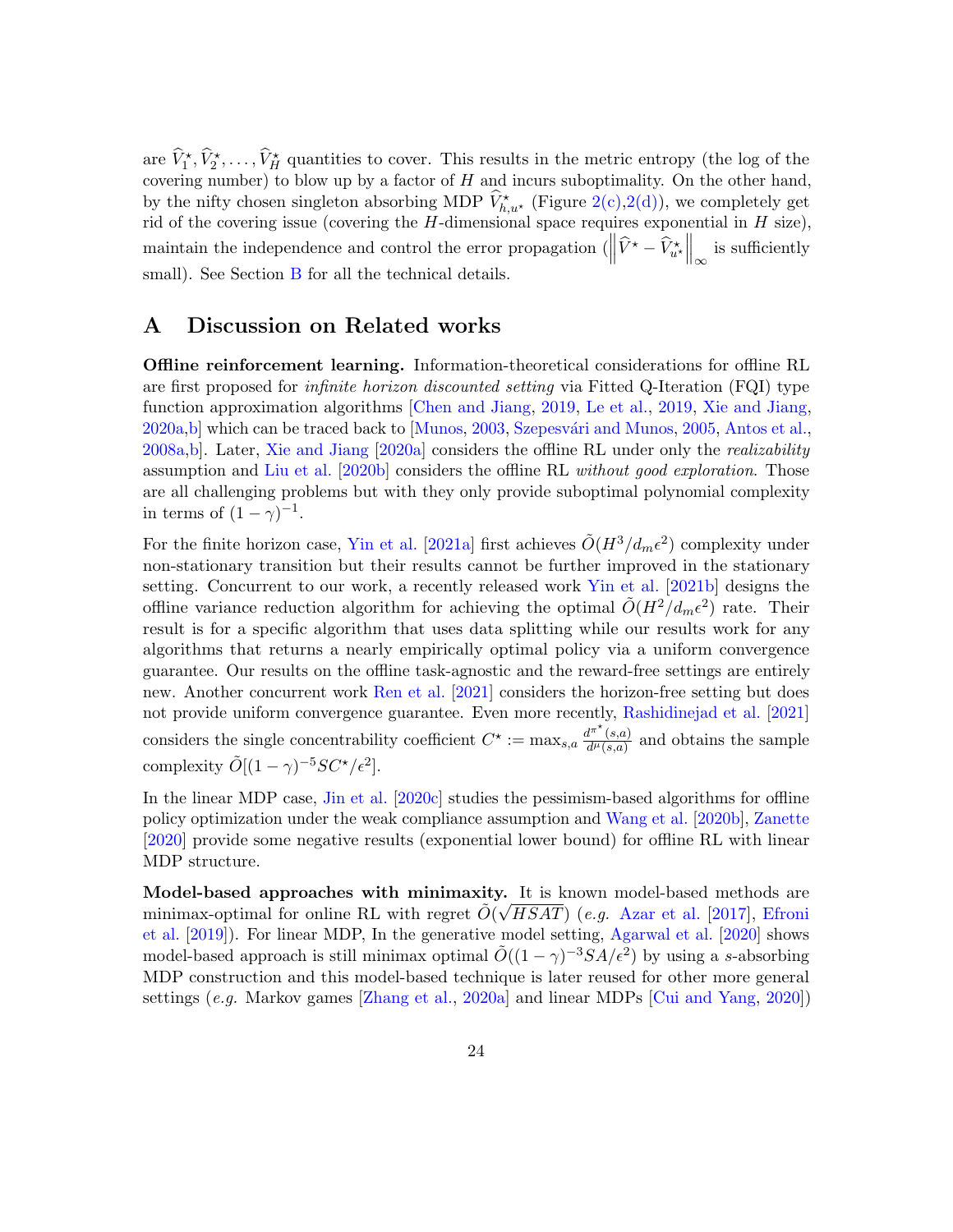are $\widehat{V}_1^\star, \widehat{V}_2^\star, \ldots, \widehat{V}_H^\star$ quantities to cover. This results in the metric entropy (the log of the covering number) to blow up by a factor of $H$ and incurs suboptimality. On the other hand, by the nifty chosen singleton absorbing MDP $\widehat{V}_{h,u^\star}^\star$ (Figure 2(c),2(d)), we completely get rid of the covering issue (covering the $H$-dimensional space requires exponential in $H$ size), maintain the independence and control the error propagation ($\left\|\widehat{V}^\star - \widehat{V}_{u^\star}^\star\right\|_\infty$ is sufficiently small). See Section B for all the technical details.

# A Discussion on Related works

**Offline reinforcement learning.** Information-theoretical considerations for offline RL are first proposed for *infinite horizon discounted setting* via Fitted Q-Iteration (FQI) type function approximation algorithms [Chen and Jiang, 2019, Le et al., 2019, Xie and Jiang, 2020a,b] which can be traced back to [Munos, 2003, Szepesvári and Munos, 2005, Antos et al., 2008a,b]. Later, Xie and Jiang [2020a] considers the offline RL under only the *realizability* assumption and Liu et al. [2020b] considers the offline RL *without good exploration*. Those are all challenging problems but with they only provide suboptimal polynomial complexity in terms of $(1-\gamma)^{-1}$.

For the finite horizon case, Yin et al. [2021a] first achieves $\tilde{O}(H^3/d_m\epsilon^2)$ complexity under non-stationary transition but their results cannot be further improved in the stationary setting. Concurrent to our work, a recently released work Yin et al. [2021b] designs the offline variance reduction algorithm for achieving the optimal $\tilde{O}(H^2/d_m\epsilon^2)$ rate. Their result is for a specific algorithm that uses data splitting while our results work for any algorithms that returns a nearly empirically optimal policy via a uniform convergence guarantee. Our results on the offline task-agnostic and the reward-free settings are entirely new. Another concurrent work Ren et al. [2021] considers the horizon-free setting but does not provide uniform convergence guarantee. Even more recently, Rashidinejad et al. [2021] considers the single concentrability coefficient $C^\star := \max_{s,a} \frac{d^{\pi^\star}(s,a)}{d^\mu(s,a)}$ and obtains the sample complexity $\tilde{O}[(1-\gamma)^{-5}SC^\star/\epsilon^2]$.

In the linear MDP case, Jin et al. [2020c] studies the pessimism-based algorithms for offline policy optimization under the weak compliance assumption and Wang et al. [2020b], Zanette [2020] provide some negative results (exponential lower bound) for offline RL with linear MDP structure.

**Model-based approaches with minimaxity.** It is known model-based methods are minimax-optimal for online RL with regret $\tilde{O}(\sqrt{HSAT})$ (*e.g.* Azar et al. [2017], Efroni et al. [2019]). For linear MDP, In the generative model setting, Agarwal et al. [2020] shows model-based approach is still minimax optimal $\tilde{O}((1-\gamma)^{-3}SA/\epsilon^2)$ by using a $s$-absorbing MDP construction and this model-based technique is later reused for other more general settings (*e.g.* Markov games [Zhang et al., 2020a] and linear MDPs [Cui and Yang, 2020])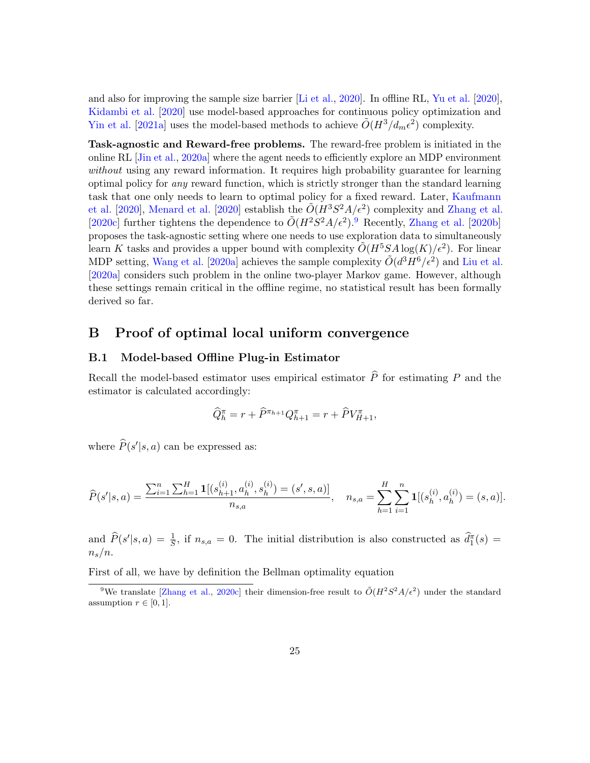and also for improving the sample size barrier [Li et al., 2020]. In offline RL, Yu et al. [2020], Kidambi et al. [2020] use model-based approaches for continuous policy optimization and Yin et al. [2021a] uses the model-based methods to achieve $\tilde{O}(H^3/d_m\epsilon^2)$ complexity.

**Task-agnostic and Reward-free problems.** The reward-free problem is initiated in the online RL [Jin et al., 2020a] where the agent needs to efficiently explore an MDP environment *without* using any reward information. It requires high probability guarantee for learning optimal policy for *any* reward function, which is strictly stronger than the standard learning task that one only needs to learn to optimal policy for a fixed reward. Later, Kaufmann et al. [2020], Menard et al. [2020] establish the $\tilde{O}(H^3S^2A/\epsilon^2)$ complexity and Zhang et al. [2020c] further tightens the dependence to $\tilde{O}(H^2S^2A/\epsilon^2)$.[9] Recently, Zhang et al. [2020b] proposes the task-agnostic setting where one needs to use exploration data to simultaneously learn $K$ tasks and provides a upper bound with complexity $\tilde{O}(H^5SA\log(K)/\epsilon^2)$. For linear MDP setting, Wang et al. [2020a] achieves the sample complexity $\tilde{O}(d^3H^6/\epsilon^2)$ and Liu et al. [2020a] considers such problem in the online two-player Markov game. However, although these settings remain critical in the offline regime, no statistical result has been formally derived so far.

# B Proof of optimal local uniform convergence

## B.1 Model-based Offline Plug-in Estimator

Recall the model-based estimator uses empirical estimator $\widehat{P}$ for estimating $P$ and the estimator is calculated accordingly:

$$\widehat{Q}_h^\pi = r + \widehat{P}^{\pi_{h+1}} Q_{h+1}^\pi = r + \widehat{P} V_{H+1}^\pi,$$

where $\widehat{P}(s'|s,a)$ can be expressed as:

$$\widehat{P}(s'|s,a) = \frac{\sum_{i=1}^n \sum_{h=1}^H \mathbf{1}[(s_{h+1}^{(i)}, a_h^{(i)}, s_h^{(i)}) = (s', s, a)]}{n_{s,a}}, \quad n_{s,a} = \sum_{h=1}^H \sum_{i=1}^n \mathbf{1}[(s_h^{(i)}, a_h^{(i)}) = (s,a)].$$

and $\widehat{P}(s'|s,a) = \frac{1}{S}$, if $n_{s,a} = 0$. The initial distribution is also constructed as $\widehat{d}_1^\pi(s) = n_s/n$.

First of all, we have by definition the Bellman optimality equation

[9] We translate [Zhang et al., 2020c] their dimension-free result to $\tilde{O}(H^2S^2A/\epsilon^2)$ under the standard assumption $r \in [0,1]$.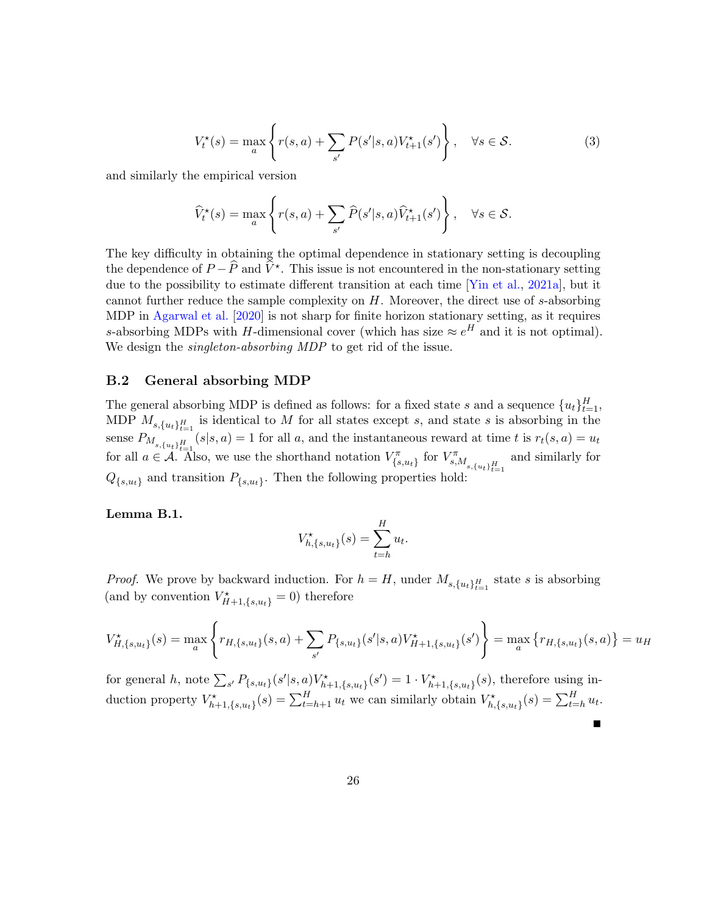$$V_t^\star(s) = \max_a \left\{ r(s,a) + \sum_{s'} P(s'|s,a) V_{t+1}^\star(s') \right\}, \quad \forall s \in \mathcal{S}. \tag{3}$$

and similarly the empirical version

$$\widehat{V}_t^\star(s) = \max_a \left\{ r(s,a) + \sum_{s'} \widehat{P}(s'|s,a) \widehat{V}_{t+1}^\star(s') \right\}, \quad \forall s \in \mathcal{S}.$$

The key difficulty in obtaining the optimal dependence in stationary setting is decoupling the dependence of $P - \widehat{P}$ and $\widehat{V}^\star$. This issue is not encountered in the non-stationary setting due to the possibility to estimate different transition at each time [Yin et al., 2021a], but it cannot further reduce the sample complexity on $H$. Moreover, the direct use of $s$-absorbing MDP in Agarwal et al. [2020] is not sharp for finite horizon stationary setting, as it requires $s$-absorbing MDPs with $H$-dimensional cover (which has size $\approx e^H$ and it is not optimal). We design the *singleton-absorbing MDP* to get rid of the issue.

### B.2 General absorbing MDP

The general absorbing MDP is defined as follows: for a fixed state $s$ and a sequence $\{u_t\}_{t=1}^H$, MDP $M_{s,\{u_t\}_{t=1}^H}$ is identical to $M$ for all states except $s$, and state $s$ is absorbing in the sense $P_{M_{s,\{u_t\}_{t=1}^H}}(s|s,a) = 1$ for all $a$, and the instantaneous reward at time $t$ is $r_t(s,a) = u_t$ for all $a \in \mathcal{A}$. Also, we use the shorthand notation $V^\pi_{\{s,u_t\}}$ for $V^\pi_{s,M_{s,\{u_t\}_{t=1}^H}}$ and similarly for $Q_{\{s,u_t\}}$ and transition $P_{\{s,u_t\}}$. Then the following properties hold:

**Lemma B.1.**

$$V^\star_{h,\{s,u_t\}}(s) = \sum_{t=h}^H u_t.$$

*Proof.* We prove by backward induction. For $h = H$, under $M_{s,\{u_t\}_{t=1}^H}$ state $s$ is absorbing (and by convention $V^\star_{H+1,\{s,u_t\}} = 0$) therefore

$$V^\star_{H,\{s,u_t\}}(s) = \max_a \left\{ r_{H,\{s,u_t\}}(s,a) + \sum_{s'} P_{\{s,u_t\}}(s'|s,a) V^\star_{H+1,\{s,u_t\}}(s') \right\} = \max_a \left\{ r_{H,\{s,u_t\}}(s,a) \right\} = u_H$$

for general $h$, note $\sum_{s'} P_{\{s,u_t\}}(s'|s,a) V^\star_{h+1,\{s,u_t\}}(s') = 1 \cdot V^\star_{h+1,\{s,u_t\}}(s)$, therefore using induction property $V^\star_{h+1,\{s,u_t\}}(s) = \sum_{t=h+1}^H u_t$ we can similarly obtain $V^\star_{h,\{s,u_t\}}(s) = \sum_{t=h}^H u_t$.

■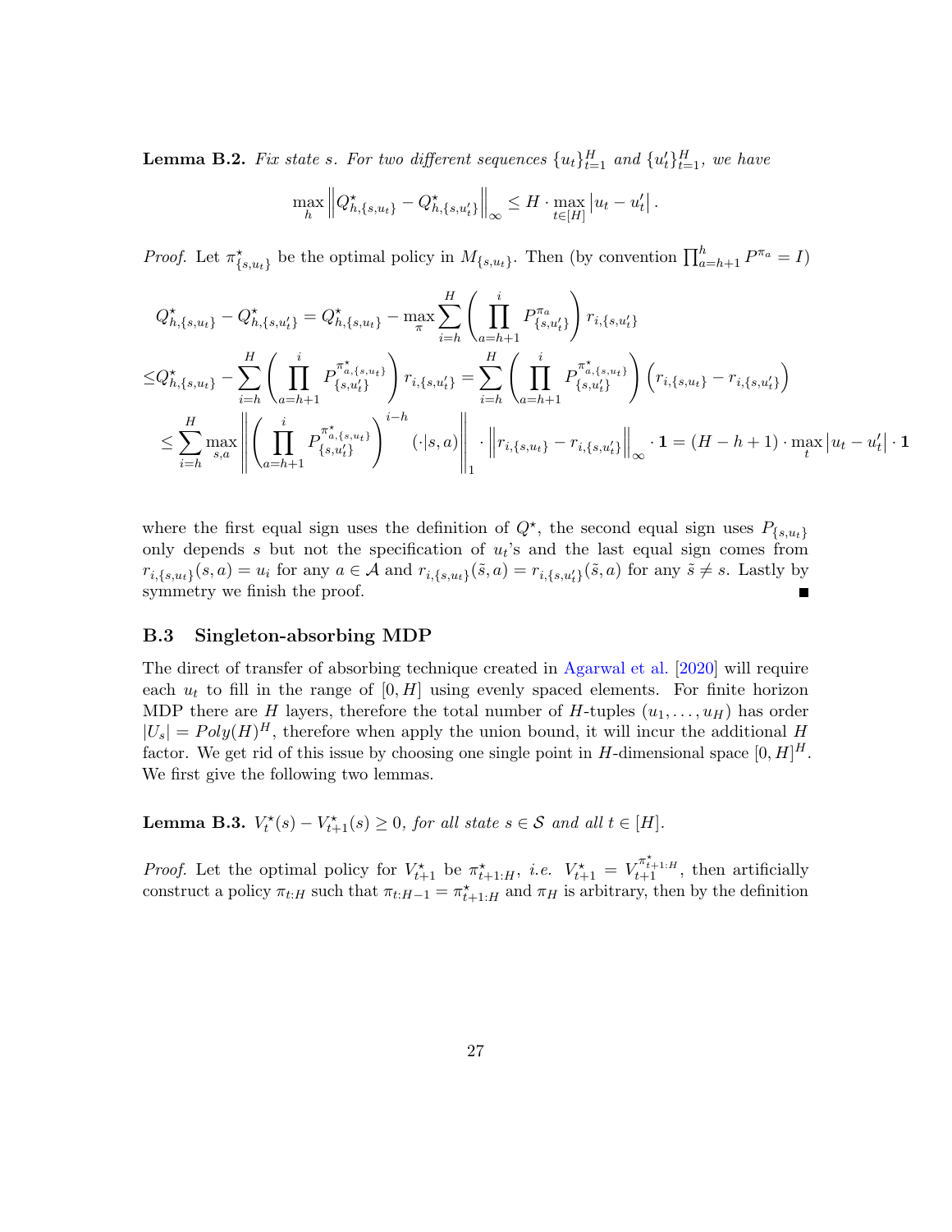**Lemma B.2.** *Fix state $s$. For two different sequences $\{u_t\}_{t=1}^H$ and $\{u'_t\}_{t=1}^H$, we have*

$$\max_h \left\| Q^\star_{h,\{s,u_t\}} - Q^\star_{h,\{s,u'_t\}} \right\|_\infty \leq H \cdot \max_{t\in[H]} \left| u_t - u'_t \right|.$$

*Proof.* Let $\pi^\star_{\{s,u_t\}}$ be the optimal policy in $M_{\{s,u_t\}}$. Then (by convention $\prod_{a=h+1}^h P^{\pi_a} = I$)

$$
\begin{aligned}
& Q^\star_{h,\{s,u_t\}} - Q^\star_{h,\{s,u'_t\}} = Q^\star_{h,\{s,u_t\}} - \max_\pi \sum_{i=h}^H \left( \prod_{a=h+1}^i P^{\pi_a}_{\{s,u'_t\}} \right) r_{i,\{s,u'_t\}} \\
\leq & Q^\star_{h,\{s,u_t\}} - \sum_{i=h}^H \left( \prod_{a=h+1}^i P^{\pi^\star_{a,\{s,u_t\}}}_{\{s,u'_t\}} \right) r_{i,\{s,u'_t\}} = \sum_{i=h}^H \left( \prod_{a=h+1}^i P^{\pi^\star_{a,\{s,u_t\}}}_{\{s,u'_t\}} \right) \left( r_{i,\{s,u_t\}} - r_{i,\{s,u'_t\}} \right) \\
\leq & \sum_{i=h}^H \max_{s,a} \left\| \left( \prod_{a=h+1}^i P^{\pi^\star_{a,\{s,u_t\}}}_{\{s,u'_t\}} \right)^{i-h} (\cdot|s,a) \right\|_1 \cdot \left\| r_{i,\{s,u_t\}} - r_{i,\{s,u'_t\}} \right\|_\infty \cdot \mathbf{1} = (H-h+1) \cdot \max_t \left| u_t - u'_t \right| \cdot \mathbf{1}
\end{aligned}
$$

where the first equal sign uses the definition of $Q^\star$, the second equal sign uses $P_{\{s,u_t\}}$ only depends $s$ but not the specification of $u_t$'s and the last equal sign comes from $r_{i,\{s,u_t\}}(s,a) = u_i$ for any $a \in \mathcal{A}$ and $r_{i,\{s,u_t\}}(\tilde{s},a) = r_{i,\{s,u'_t\}}(\tilde{s},a)$ for any $\tilde{s} \neq s$. Lastly by symmetry we finish the proof. ∎

### B.3 Singleton-absorbing MDP

The direct of transfer of absorbing technique created in Agarwal et al. [2020] will require each $u_t$ to fill in the range of $[0, H]$ using evenly spaced elements. For finite horizon MDP there are $H$ layers, therefore the total number of $H$-tuples $(u_1, \ldots, u_H)$ has order $|U_s| = Poly(H)^H$, therefore when apply the union bound, it will incur the additional $H$ factor. We get rid of this issue by choosing one single point in $H$-dimensional space $[0, H]^H$. We first give the following two lemmas.

**Lemma B.3.** *$V^\star_t(s) - V^\star_{t+1}(s) \geq 0$, for all state $s \in \mathcal{S}$ and all $t \in [H]$.*

*Proof.* Let the optimal policy for $V^\star_{t+1}$ be $\pi^\star_{t+1:H}$, *i.e.* $V^\star_{t+1} = V^{\pi^\star_{t+1:H}}_{t+1}$, then artificially construct a policy $\pi_{t:H}$ such that $\pi_{t:H-1} = \pi^\star_{t+1:H}$ and $\pi_H$ is arbitrary, then by the definition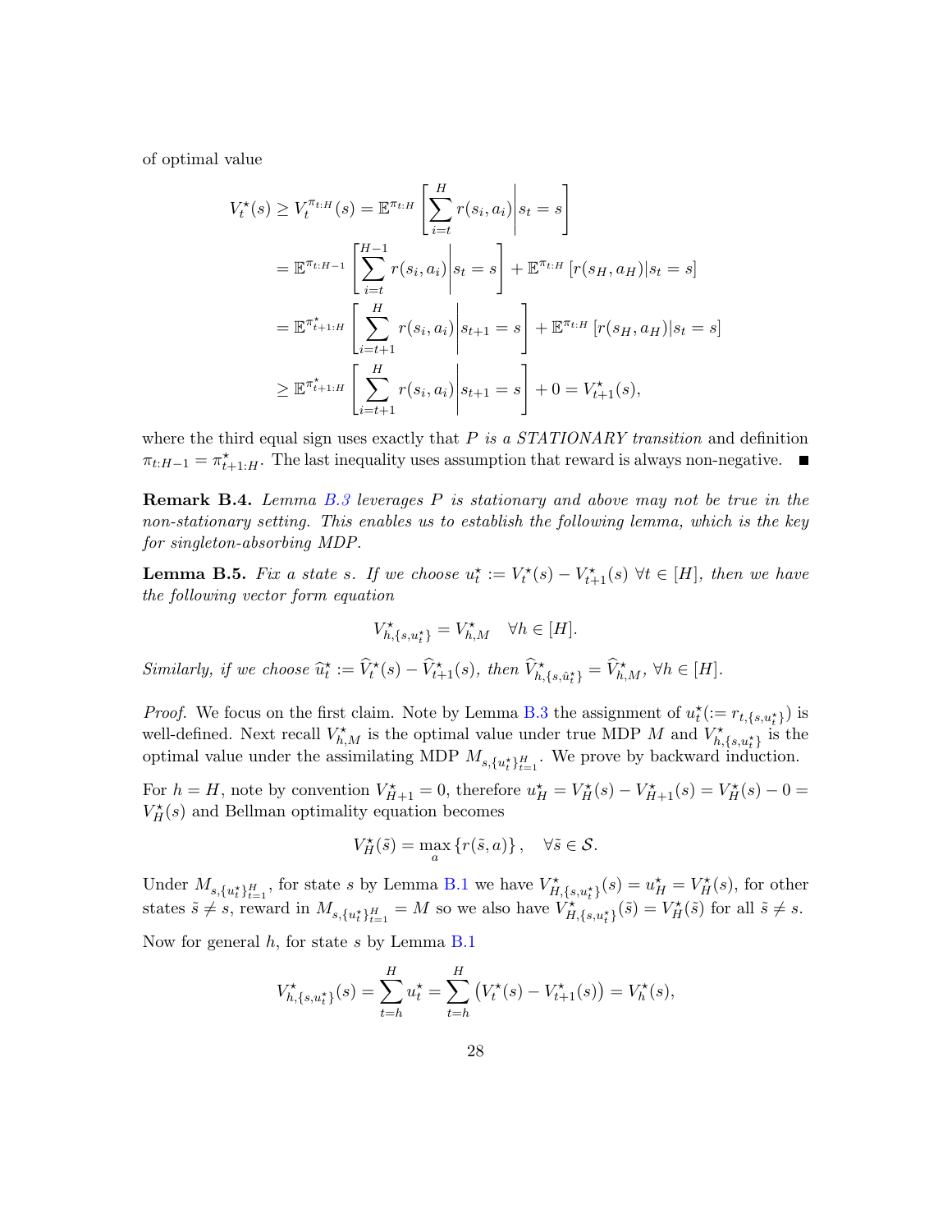of optimal value

$$
\begin{aligned}
V_t^\star(s) \geq V_t^{\pi_{t:H}}(s) &= \mathbb{E}^{\pi_{t:H}}\left[\sum_{i=t}^{H} r(s_i,a_i)\middle| s_t = s\right] \\
&= \mathbb{E}^{\pi_{t:H-1}}\left[\sum_{i=t}^{H-1} r(s_i,a_i)\middle| s_t = s\right] + \mathbb{E}^{\pi_{t:H}}\left[r(s_H,a_H)|s_t = s\right] \\
&= \mathbb{E}^{\pi^\star_{t+1:H}}\left[\sum_{i=t+1}^{H} r(s_i,a_i)\middle| s_{t+1} = s\right] + \mathbb{E}^{\pi_{t:H}}\left[r(s_H,a_H)|s_t = s\right] \\
&\geq \mathbb{E}^{\pi^\star_{t+1:H}}\left[\sum_{i=t+1}^{H} r(s_i,a_i)\middle| s_{t+1} = s\right] + 0 = V_{t+1}^\star(s),
\end{aligned}
$$

where the third equal sign uses exactly that *$P$ is a STATIONARY transition* and definition $\pi_{t:H-1} = \pi^\star_{t+1:H}$. The last inequality uses assumption that reward is always non-negative. ∎

**Remark B.4.** *Lemma B.3 leverages $P$ is stationary and above may not be true in the non-stationary setting. This enables us to establish the following lemma, which is the key for singleton-absorbing MDP.*

**Lemma B.5.** *Fix a state $s$. If we choose $u_t^\star := V_t^\star(s) - V_{t+1}^\star(s)$ $\forall t \in [H]$, then we have the following vector form equation*

$$
V^\star_{h,\{s,u_t^\star\}} = V^\star_{h,M} \quad \forall h \in [H].
$$

*Similarly, if we choose $\widehat{u}_t^\star := \widehat{V}_t^\star(s) - \widehat{V}_{t+1}^\star(s)$, then $\widehat{V}^\star_{h,\{s,\widehat{u}_t^\star\}} = \widehat{V}^\star_{h,M}$, $\forall h \in [H]$.*

*Proof.* We focus on the first claim. Note by Lemma B.3 the assignment of $u_t^\star (:= r_{t,\{s,u_t^\star\}})$ is well-defined. Next recall $V^\star_{h,M}$ is the optimal value under true MDP $M$ and $V^\star_{h,\{s,u_t^\star\}}$ is the optimal value under the assimilating MDP $M_{s,\{u_t^\star\}_{t=1}^H}$. We prove by backward induction.

For $h = H$, note by convention $V^\star_{H+1} = 0$, therefore $u_H^\star = V_H^\star(s) - V_{H+1}^\star(s) = V_H^\star(s) - 0 = V_H^\star(s)$ and Bellman optimality equation becomes

$$
V_H^\star(\tilde{s}) = \max_a \left\{ r(\tilde{s},a) \right\}, \quad \forall \tilde{s} \in \mathcal{S}.
$$

Under $M_{s,\{u_t^\star\}_{t=1}^H}$, for state $s$ by Lemma B.1 we have $V^\star_{H,\{s,u_t^\star\}}(s) = u_H^\star = V_H^\star(s)$, for other states $\tilde{s} \neq s$, reward in $M_{s,\{u_t^\star\}_{t=1}^H} = M$ so we also have $V^\star_{H,\{s,u_t^\star\}}(\tilde{s}) = V_H^\star(\tilde{s})$ for all $\tilde{s} \neq s$.

Now for general $h$, for state $s$ by Lemma B.1

$$
V^\star_{h,\{s,u_t^\star\}}(s) = \sum_{t=h}^{H} u_t^\star = \sum_{t=h}^{H} \left( V_t^\star(s) - V_{t+1}^\star(s) \right) = V_h^\star(s),
$$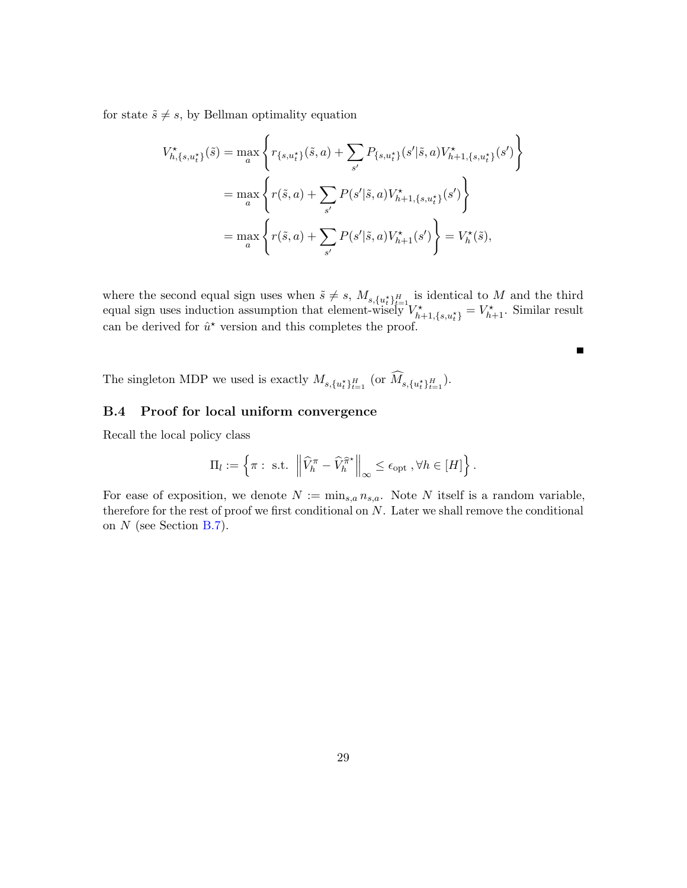for state $\tilde{s} \neq s$, by Bellman optimality equation

$$
\begin{aligned}
V^\star_{h,\{s,u_t^\star\}}(\tilde{s}) &= \max_a \left\{ r_{\{s,u_t^\star\}}(\tilde{s},a) + \sum_{s'} P_{\{s,u_t^\star\}}(s'|\tilde{s},a) V^\star_{h+1,\{s,u_t^\star\}}(s') \right\} \\
&= \max_a \left\{ r(\tilde{s},a) + \sum_{s'} P(s'|\tilde{s},a) V^\star_{h+1,\{s,u_t^\star\}}(s') \right\} \\
&= \max_a \left\{ r(\tilde{s},a) + \sum_{s'} P(s'|\tilde{s},a) V^\star_{h+1}(s') \right\} = V^\star_h(\tilde{s}),
\end{aligned}
$$

where the second equal sign uses when $\tilde{s} \neq s$, $M_{s,\{u_t^\star\}_{t=1}^H}$ is identical to $M$ and the third equal sign uses induction assumption that element-wisely $V^\star_{h+1,\{s,u_t^\star\}} = V^\star_{h+1}$. Similar result can be derived for $\hat{u}^\star$ version and this completes the proof.

■

The singleton MDP we used is exactly $M_{s,\{u_t^\star\}_{t=1}^H}$ (or $\widehat{M}_{s,\{u_t^\star\}_{t=1}^H}$).

### B.4 Proof for local uniform convergence

Recall the local policy class

$$
\Pi_l := \left\{ \pi : \text{ s.t. } \left\| \widehat{V}_h^\pi - \widehat{V}_h^{\widehat{\pi}^\star} \right\|_\infty \leq \epsilon_{\text{opt}}, \forall h \in [H] \right\}.
$$

For ease of exposition, we denote $N := \min_{s,a} n_{s,a}$. Note $N$ itself is a random variable, therefore for the rest of proof we first conditional on $N$. Later we shall remove the conditional on $N$ (see Section B.7).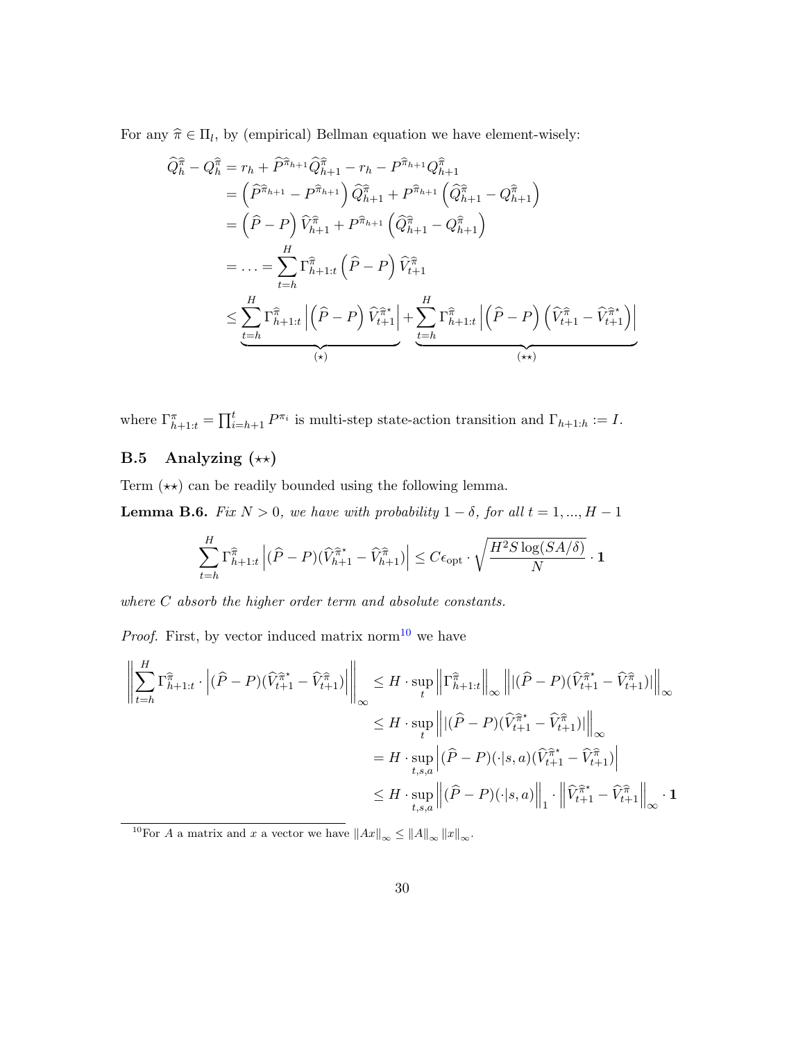For any $\widehat{\pi} \in \Pi_l$, by (empirical) Bellman equation we have element-wisely:

$$
\begin{aligned}
\widehat{Q}_h^{\widehat{\pi}} - Q_h^{\widehat{\pi}} &= r_h + \widehat{P}^{\widehat{\pi}_{h+1}} \widehat{Q}_{h+1}^{\widehat{\pi}} - r_h - P^{\widehat{\pi}_{h+1}} Q_{h+1}^{\widehat{\pi}} \\
&= \left(\widehat{P}^{\widehat{\pi}_{h+1}} - P^{\widehat{\pi}_{h+1}}\right) \widehat{Q}_{h+1}^{\widehat{\pi}} + P^{\widehat{\pi}_{h+1}} \left(\widehat{Q}_{h+1}^{\widehat{\pi}} - Q_{h+1}^{\widehat{\pi}}\right) \\
&= \left(\widehat{P} - P\right) \widehat{V}_{h+1}^{\widehat{\pi}} + P^{\widehat{\pi}_{h+1}} \left(\widehat{Q}_{h+1}^{\widehat{\pi}} - Q_{h+1}^{\widehat{\pi}}\right) \\
&= \ldots = \sum_{t=h}^{H} \Gamma_{h+1:t}^{\widehat{\pi}} \left(\widehat{P} - P\right) \widehat{V}_{t+1}^{\widehat{\pi}} \\
&\leq \underbrace{\sum_{t=h}^{H} \Gamma_{h+1:t}^{\widehat{\pi}} \left| \left(\widehat{P} - P\right) \widehat{V}_{t+1}^{\widehat{\pi}^\star} \right|}_{(\star)} + \underbrace{\sum_{t=h}^{H} \Gamma_{h+1:t}^{\widehat{\pi}} \left| \left(\widehat{P} - P\right) \left(\widehat{V}_{t+1}^{\widehat{\pi}} - \widehat{V}_{t+1}^{\widehat{\pi}^\star}\right) \right|}_{(\star\star)}
\end{aligned}
$$

where $\Gamma_{h+1:t}^{\pi} = \prod_{i=h+1}^{t} P^{\pi_i}$ is multi-step state-action transition and $\Gamma_{h+1:h} := I$.

## B.5 Analyzing $(\star\star)$

Term $(\star\star)$ can be readily bounded using the following lemma.

**Lemma B.6.** *Fix $N > 0$, we have with probability $1 - \delta$, for all $t = 1, ..., H - 1$*

$$
\sum_{t=h}^{H} \Gamma_{h+1:t}^{\widehat{\pi}} \left| (\widehat{P} - P)(\widehat{V}_{h+1}^{\widehat{\pi}^\star} - \widehat{V}_{h+1}^{\widehat{\pi}}) \right| \leq C \epsilon_{\text{opt}} \cdot \sqrt{\frac{H^2 S \log(SA/\delta)}{N}} \cdot \mathbf{1}
$$

*where $C$ absorb the higher order term and absolute constants.*

*Proof.* First, by vector induced matrix norm[10] we have

$$
\begin{aligned}
\left\| \sum_{t=h}^{H} \Gamma_{h+1:t}^{\widehat{\pi}} \cdot \left| (\widehat{P} - P)(\widehat{V}_{t+1}^{\widehat{\pi}^\star} - \widehat{V}_{t+1}^{\widehat{\pi}}) \right| \right\|_\infty &\leq H \cdot \sup_t \left\| \Gamma_{h+1:t}^{\widehat{\pi}} \right\|_\infty \left\| |(\widehat{P} - P)(\widehat{V}_{t+1}^{\widehat{\pi}^\star} - \widehat{V}_{t+1}^{\widehat{\pi}})| \right\|_\infty \\
&\leq H \cdot \sup_t \left\| |(\widehat{P} - P)(\widehat{V}_{t+1}^{\widehat{\pi}^\star} - \widehat{V}_{t+1}^{\widehat{\pi}})| \right\|_\infty \\
&= H \cdot \sup_{t,s,a} \left| (\widehat{P} - P)(\cdot|s,a)(\widehat{V}_{t+1}^{\widehat{\pi}^\star} - \widehat{V}_{t+1}^{\widehat{\pi}}) \right| \\
&\leq H \cdot \sup_{t,s,a} \left\| (\widehat{P} - P)(\cdot|s,a) \right\|_1 \cdot \left\| \widehat{V}_{t+1}^{\widehat{\pi}^\star} - \widehat{V}_{t+1}^{\widehat{\pi}} \right\|_\infty \cdot \mathbf{1}
\end{aligned}
$$

[10] For $A$ a matrix and $x$ a vector we have $\|Ax\|_\infty \leq \|A\|_\infty \|x\|_\infty$.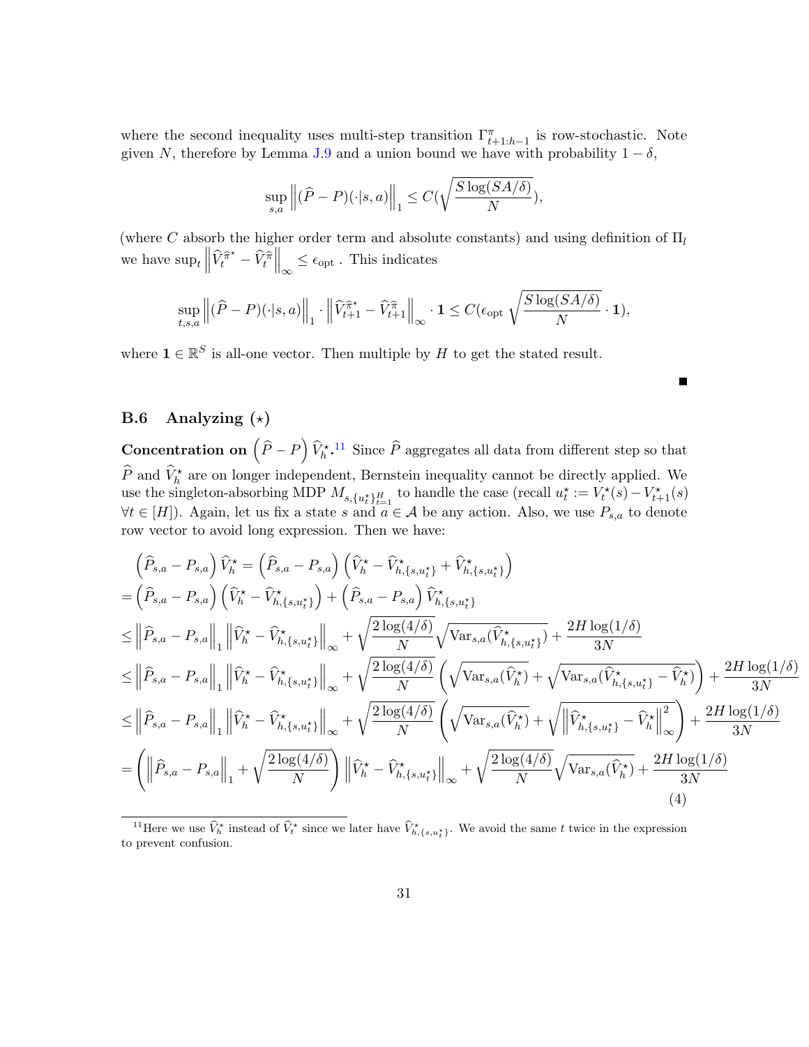where the second inequality uses multi-step transition $\Gamma^{\pi}_{t+1:h-1}$ is row-stochastic. Note given $N$, therefore by Lemma J.9 and a union bound we have with probability $1-\delta$,

$$\sup_{s,a}\left\|(\widehat{P}-P)(\cdot|s,a)\right\|_1 \leq C(\sqrt{\frac{S\log(SA/\delta)}{N}}),$$

(where $C$ absorb the higher order term and absolute constants) and using definition of $\Pi_l$ we have $\sup_t \left\|\widehat{V}^{\widehat{\pi}^\star}_t - \widehat{V}^{\widehat{\pi}}_t\right\|_\infty \leq \epsilon_{\rm opt}$ . This indicates

$$\sup_{t,s,a}\left\|(\widehat{P}-P)(\cdot|s,a)\right\|_1 \cdot \left\|\widehat{V}^{\widehat{\pi}^\star}_{t+1} - \widehat{V}^{\widehat{\pi}}_{t+1}\right\|_\infty \cdot \mathbf{1} \leq C(\epsilon_{\rm opt}\sqrt{\frac{S\log(SA/\delta)}{N}}\cdot \mathbf{1}),$$

where $\mathbf{1}\in\mathbb{R}^S$ is all-one vector. Then multiple by $H$ to get the stated result.

■

### B.6 Analyzing $(\star)$

**Concentration on $\left(\widehat{P}-P\right)\widehat{V}^\star_h$.**[11] Since $\widehat{P}$ aggregates all data from different step so that $\widehat{P}$ and $\widehat{V}^\star_h$ are on longer independent, Bernstein inequality cannot be directly applied. We use the singleton-absorbing MDP $M_{s,\{u^\star_t\}_{t=1}^H}$ to handle the case (recall $u^\star_t := V^\star_t(s) - V^\star_{t+1}(s)$ $\forall t\in[H]$). Again, let us fix a state $s$ and $a\in\mathcal{A}$ be any action. Also, we use $P_{s,a}$ to denote row vector to avoid long expression. Then we have:

$$
\begin{aligned}
&\left(\widehat{P}_{s,a}-P_{s,a}\right)\widehat{V}^\star_h = \left(\widehat{P}_{s,a}-P_{s,a}\right)\left(\widehat{V}^\star_h - \widehat{V}^\star_{h,\{s,u^\star_t\}} + \widehat{V}^\star_{h,\{s,u^\star_t\}}\right)\\
=&\left(\widehat{P}_{s,a}-P_{s,a}\right)\left(\widehat{V}^\star_h - \widehat{V}^\star_{h,\{s,u^\star_t\}}\right) + \left(\widehat{P}_{s,a}-P_{s,a}\right)\widehat{V}^\star_{h,\{s,u^\star_t\}}\\
\leq&\left\|\widehat{P}_{s,a}-P_{s,a}\right\|_1\left\|\widehat{V}^\star_h - \widehat{V}^\star_{h,\{s,u^\star_t\}}\right\|_\infty + \sqrt{\frac{2\log(4/\delta)}{N}}\sqrt{\mathrm{Var}_{s,a}(\widehat{V}^\star_{h,\{s,u^\star_t\}})} + \frac{2H\log(1/\delta)}{3N}\\
\leq&\left\|\widehat{P}_{s,a}-P_{s,a}\right\|_1\left\|\widehat{V}^\star_h - \widehat{V}^\star_{h,\{s,u^\star_t\}}\right\|_\infty + \sqrt{\frac{2\log(4/\delta)}{N}}\left(\sqrt{\mathrm{Var}_{s,a}(\widehat{V}^\star_h)} + \sqrt{\mathrm{Var}_{s,a}(\widehat{V}^\star_{h,\{s,u^\star_t\}} - \widehat{V}^\star_h)}\right) + \frac{2H\log(1/\delta)}{3N}\\
\leq&\left\|\widehat{P}_{s,a}-P_{s,a}\right\|_1\left\|\widehat{V}^\star_h - \widehat{V}^\star_{h,\{s,u^\star_t\}}\right\|_\infty + \sqrt{\frac{2\log(4/\delta)}{N}}\left(\sqrt{\mathrm{Var}_{s,a}(\widehat{V}^\star_h)} + \sqrt{\left\|\widehat{V}^\star_{h,\{s,u^\star_t\}} - \widehat{V}^\star_h\right\|^2_\infty}\right) + \frac{2H\log(1/\delta)}{3N}\\
=&\left(\left\|\widehat{P}_{s,a}-P_{s,a}\right\|_1 + \sqrt{\frac{2\log(4/\delta)}{N}}\right)\left\|\widehat{V}^\star_h - \widehat{V}^\star_{h,\{s,u^\star_t\}}\right\|_\infty + \sqrt{\frac{2\log(4/\delta)}{N}}\sqrt{\mathrm{Var}_{s,a}(\widehat{V}^\star_h)} + \frac{2H\log(1/\delta)}{3N}
\end{aligned}
\tag{4}
$$

[11] Here we use $\widehat{V}^\star_h$ instead of $\widehat{V}^\star_t$ since we later have $\widehat{V}^\star_{h,\{s,u^\star_t\}}$. We avoid the same $t$ twice in the expression to prevent confusion.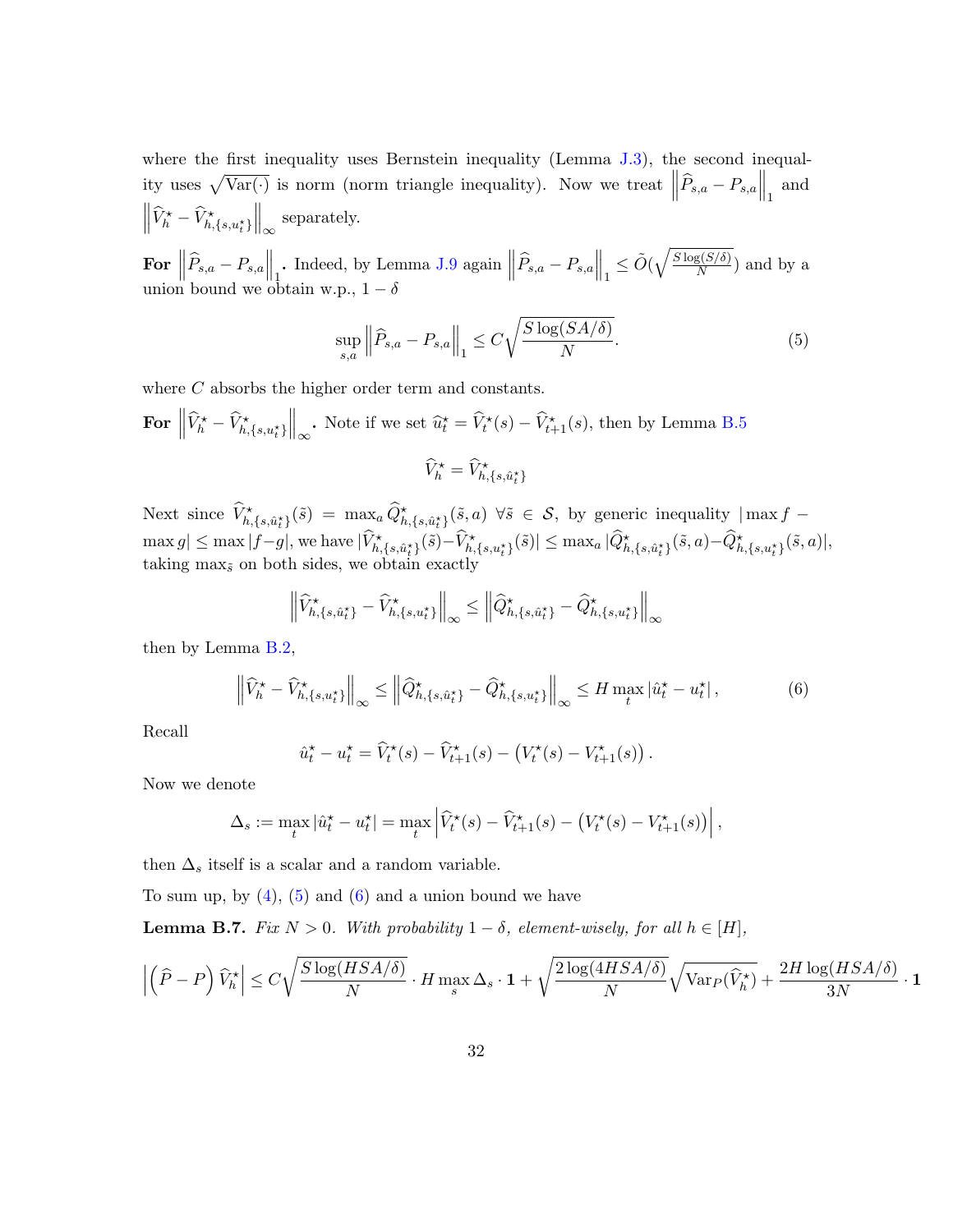where the first inequality uses Bernstein inequality (Lemma J.3), the second inequality uses $\sqrt{\mathrm{Var}(\cdot)}$ is norm (norm triangle inequality). Now we treat $\left\|\widehat{P}_{s,a} - P_{s,a}\right\|_1$ and $\left\|\widehat{V}^\star_h - \widehat{V}^\star_{h,\{s,u^\star_t\}}\right\|_\infty$ separately.

**For $\left\|\widehat{P}_{s,a} - P_{s,a}\right\|_1$.** Indeed, by Lemma J.9 again $\left\|\widehat{P}_{s,a} - P_{s,a}\right\|_1 \leq \tilde{O}(\sqrt{\frac{S\log(S/\delta)}{N}})$ and by a union bound we obtain w.p., $1-\delta$

$$
\sup_{s,a} \left\|\widehat{P}_{s,a} - P_{s,a}\right\|_1 \leq C\sqrt{\frac{S\log(SA/\delta)}{N}}. \tag{5}
$$

where $C$ absorbs the higher order term and constants.

**For $\left\|\widehat{V}^\star_h - \widehat{V}^\star_{h,\{s,u^\star_t\}}\right\|_\infty$.** Note if we set $\widehat{u}^\star_t = \widehat{V}^\star_t(s) - \widehat{V}^\star_{t+1}(s)$, then by Lemma B.5

$$
\widehat{V}^\star_h = \widehat{V}^\star_{h,\{s,\hat{u}^\star_t\}}
$$

Next since $\widehat{V}^\star_{h,\{s,\hat{u}^\star_t\}}(\tilde{s}) = \max_a \widehat{Q}^\star_{h,\{s,\hat{u}^\star_t\}}(\tilde{s},a)$ $\forall \tilde{s} \in \mathcal{S}$, by generic inequality $|\max f - \max g| \leq \max|f-g|$, we have $|\widehat{V}^\star_{h,\{s,\hat{u}^\star_t\}}(\tilde{s}) - \widehat{V}^\star_{h,\{s,u^\star_t\}}(\tilde{s})| \leq \max_a |\widehat{Q}^\star_{h,\{s,\hat{u}^\star_t\}}(\tilde{s},a) - \widehat{Q}^\star_{h,\{s,u^\star_t\}}(\tilde{s},a)|$, taking $\max_{\tilde{s}}$ on both sides, we obtain exactly

$$
\left\|\widehat{V}^\star_{h,\{s,\hat{u}^\star_t\}} - \widehat{V}^\star_{h,\{s,u^\star_t\}}\right\|_\infty \leq \left\|\widehat{Q}^\star_{h,\{s,\hat{u}^\star_t\}} - \widehat{Q}^\star_{h,\{s,u^\star_t\}}\right\|_\infty
$$

then by Lemma B.2,

$$
\left\|\widehat{V}^\star_h - \widehat{V}^\star_{h,\{s,u^\star_t\}}\right\|_\infty \leq \left\|\widehat{Q}^\star_{h,\{s,\hat{u}^\star_t\}} - \widehat{Q}^\star_{h,\{s,u^\star_t\}}\right\|_\infty \leq H \max_t |\hat{u}^\star_t - u^\star_t|, \tag{6}
$$

Recall

$$
\hat{u}^\star_t - u^\star_t = \widehat{V}^\star_t(s) - \widehat{V}^\star_{t+1}(s) - \left(V^\star_t(s) - V^\star_{t+1}(s)\right).
$$

Now we denote

$$
\Delta_s := \max_t |\hat{u}^\star_t - u^\star_t| = \max_t \left|\widehat{V}^\star_t(s) - \widehat{V}^\star_{t+1}(s) - \left(V^\star_t(s) - V^\star_{t+1}(s)\right)\right|,
$$

then $\Delta_s$ itself is a scalar and a random variable.

To sum up, by (4), (5) and (6) and a union bound we have

**Lemma B.7.** *Fix $N > 0$. With probability $1-\delta$, element-wisely, for all $h \in [H]$,*

$$
\left|\left(\widehat{P} - P\right)\widehat{V}^\star_h\right| \leq C\sqrt{\frac{S\log(HSA/\delta)}{N}} \cdot H \max_s \Delta_s \cdot \mathbf{1} + \sqrt{\frac{2\log(4HSA/\delta)}{N}}\sqrt{\mathrm{Var}_P(\widehat{V}^\star_h)} + \frac{2H\log(HSA/\delta)}{3N} \cdot \mathbf{1}
$$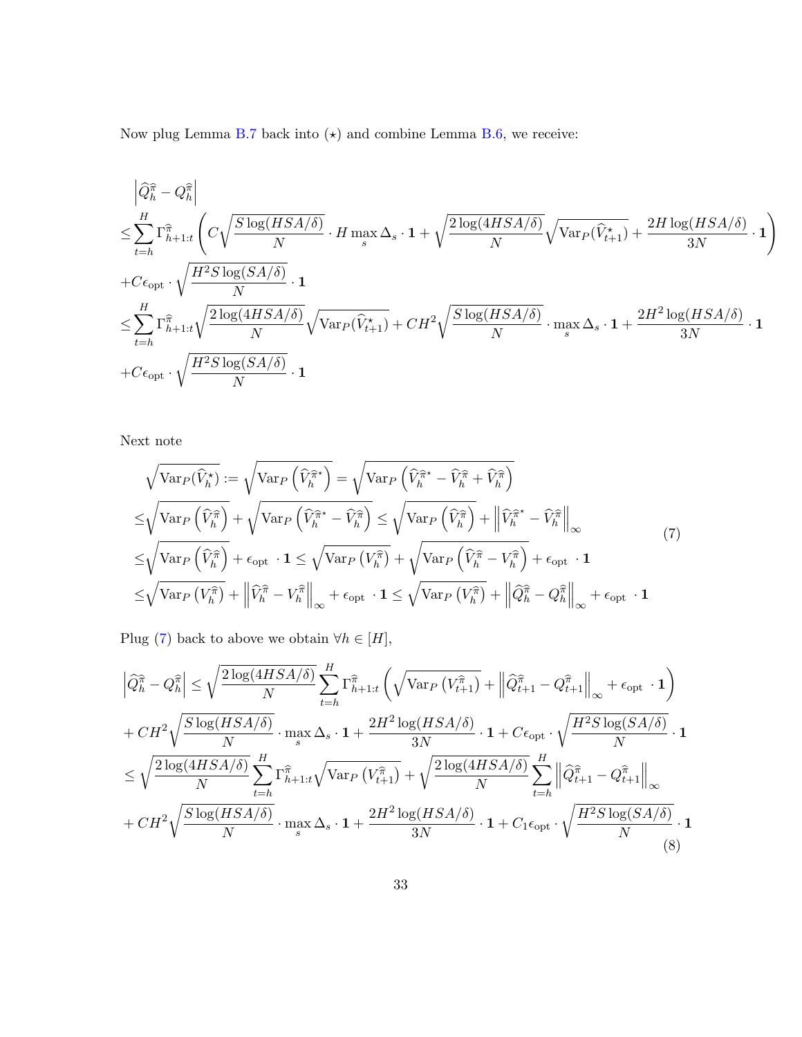Now plug Lemma B.7 back into $(\star)$ and combine Lemma B.6, we receive:

$$
\begin{aligned}
&\left|\widehat{Q}_h^{\widehat{\pi}} - Q_h^{\widehat{\pi}}\right| \\
\leq &\sum_{t=h}^{H} \Gamma_{h+1:t}^{\widehat{\pi}} \left( C\sqrt{\frac{S\log(HSA/\delta)}{N}} \cdot H\max_s \Delta_s \cdot \mathbf{1} + \sqrt{\frac{2\log(4HSA/\delta)}{N}}\sqrt{\mathrm{Var}_P(\widehat{V}_{t+1}^{\star})} + \frac{2H\log(HSA/\delta)}{3N}\cdot \mathbf{1}\right) \\
&+ C\epsilon_{\mathrm{opt}} \cdot \sqrt{\frac{H^2S\log(SA/\delta)}{N}}\cdot \mathbf{1} \\
\leq &\sum_{t=h}^{H} \Gamma_{h+1:t}^{\widehat{\pi}} \sqrt{\frac{2\log(4HSA/\delta)}{N}}\sqrt{\mathrm{Var}_P(\widehat{V}_{t+1}^{\star})} + CH^2\sqrt{\frac{S\log(HSA/\delta)}{N}} \cdot \max_s \Delta_s \cdot \mathbf{1} + \frac{2H^2\log(HSA/\delta)}{3N}\cdot \mathbf{1} \\
&+ C\epsilon_{\mathrm{opt}} \cdot \sqrt{\frac{H^2S\log(SA/\delta)}{N}}\cdot \mathbf{1}
\end{aligned}
$$

Next note

$$
\begin{aligned}
&\sqrt{\mathrm{Var}_P(\widehat{V}_h^{\star})} := \sqrt{\mathrm{Var}_P\left(\widehat{V}_h^{\widehat{\pi}^{\star}}\right)} = \sqrt{\mathrm{Var}_P\left(\widehat{V}_h^{\widehat{\pi}^{\star}} - \widehat{V}_h^{\widehat{\pi}} + \widehat{V}_h^{\widehat{\pi}}\right)} \\
\leq &\sqrt{\mathrm{Var}_P\left(\widehat{V}_h^{\widehat{\pi}}\right)} + \sqrt{\mathrm{Var}_P\left(\widehat{V}_h^{\widehat{\pi}^{\star}} - \widehat{V}_h^{\widehat{\pi}}\right)} \leq \sqrt{\mathrm{Var}_P\left(\widehat{V}_h^{\widehat{\pi}}\right)} + \left\|\widehat{V}_h^{\widehat{\pi}^{\star}} - \widehat{V}_h^{\widehat{\pi}}\right\|_\infty \\
\leq &\sqrt{\mathrm{Var}_P\left(\widehat{V}_h^{\widehat{\pi}}\right)} + \epsilon_{\mathrm{opt}}\ \cdot \mathbf{1} \leq \sqrt{\mathrm{Var}_P\left(V_h^{\widehat{\pi}}\right)} + \sqrt{\mathrm{Var}_P\left(\widehat{V}_h^{\widehat{\pi}} - V_h^{\widehat{\pi}}\right)} + \epsilon_{\mathrm{opt}}\ \cdot \mathbf{1} \\
\leq &\sqrt{\mathrm{Var}_P\left(V_h^{\widehat{\pi}}\right)} + \left\|\widehat{V}_h^{\widehat{\pi}} - V_h^{\widehat{\pi}}\right\|_\infty + \epsilon_{\mathrm{opt}}\ \cdot \mathbf{1} \leq \sqrt{\mathrm{Var}_P\left(V_h^{\widehat{\pi}}\right)} + \left\|\widehat{Q}_h^{\widehat{\pi}} - Q_h^{\widehat{\pi}}\right\|_\infty + \epsilon_{\mathrm{opt}}\ \cdot \mathbf{1}
\end{aligned}
\tag{7}
$$

Plug (7) back to above we obtain $\forall h \in [H]$,

$$
\begin{aligned}
&\left|\widehat{Q}_h^{\widehat{\pi}} - Q_h^{\widehat{\pi}}\right| \leq \sqrt{\frac{2\log(4HSA/\delta)}{N}}\sum_{t=h}^{H}\Gamma_{h+1:t}^{\widehat{\pi}}\left(\sqrt{\mathrm{Var}_P\left(V_{t+1}^{\widehat{\pi}}\right)} + \left\|\widehat{Q}_{t+1}^{\widehat{\pi}} - Q_{t+1}^{\widehat{\pi}}\right\|_\infty + \epsilon_{\mathrm{opt}}\ \cdot \mathbf{1}\right) \\
&+ CH^2\sqrt{\frac{S\log(HSA/\delta)}{N}}\cdot \max_s \Delta_s \cdot \mathbf{1} + \frac{2H^2\log(HSA/\delta)}{3N}\cdot \mathbf{1} + C\epsilon_{\mathrm{opt}} \cdot \sqrt{\frac{H^2S\log(SA/\delta)}{N}}\cdot \mathbf{1} \\
\leq &\sqrt{\frac{2\log(4HSA/\delta)}{N}}\sum_{t=h}^{H}\Gamma_{h+1:t}^{\widehat{\pi}}\sqrt{\mathrm{Var}_P\left(V_{t+1}^{\widehat{\pi}}\right)} + \sqrt{\frac{2\log(4HSA/\delta)}{N}}\sum_{t=h}^{H}\left\|\widehat{Q}_{t+1}^{\widehat{\pi}} - Q_{t+1}^{\widehat{\pi}}\right\|_\infty \\
&+ CH^2\sqrt{\frac{S\log(HSA/\delta)}{N}}\cdot \max_s \Delta_s \cdot \mathbf{1} + \frac{2H^2\log(HSA/\delta)}{3N}\cdot \mathbf{1} + C_1\epsilon_{\mathrm{opt}} \cdot \sqrt{\frac{H^2S\log(SA/\delta)}{N}}\cdot \mathbf{1}
\end{aligned}
\tag{8}
$$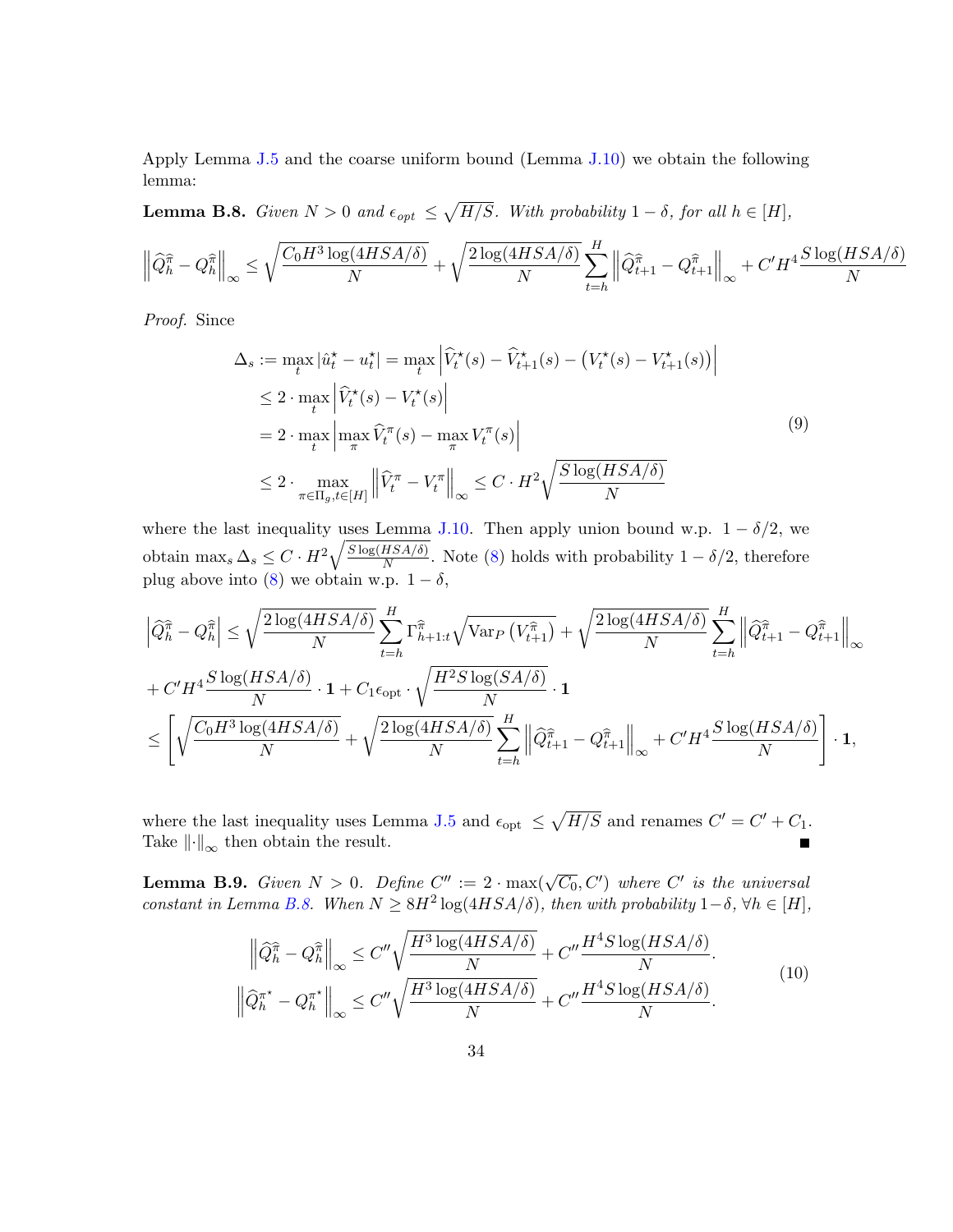Apply Lemma J.5 and the coarse uniform bound (Lemma J.10) we obtain the following lemma:

**Lemma B.8.** *Given $N > 0$ and $\epsilon_{opt} \leq \sqrt{H/S}$. With probability $1-\delta$, for all $h \in [H]$,*

$$\left\|\widehat{Q}_h^{\widehat{\pi}} - Q_h^{\widehat{\pi}}\right\|_\infty \leq \sqrt{\frac{C_0 H^3 \log(4HSA/\delta)}{N}} + \sqrt{\frac{2\log(4HSA/\delta)}{N}} \sum_{t=h}^{H} \left\|\widehat{Q}_{t+1}^{\widehat{\pi}} - Q_{t+1}^{\widehat{\pi}}\right\|_\infty + C' H^4 \frac{S \log(HSA/\delta)}{N}$$

*Proof.* Since

$$\begin{aligned}
\Delta_s &:= \max_t |\hat{u}_t^\star - u_t^\star| = \max_t \left|\widehat{V}_t^\star(s) - \widehat{V}_{t+1}^\star(s) - \left(V_t^\star(s) - V_{t+1}^\star(s)\right)\right| \\
&\leq 2 \cdot \max_t \left|\widehat{V}_t^\star(s) - V_t^\star(s)\right| \\
&= 2 \cdot \max_t \left|\max_\pi \widehat{V}_t^\pi(s) - \max_\pi V_t^\pi(s)\right| \\
&\leq 2 \cdot \max_{\pi \in \Pi_g, t \in [H]} \left\|\widehat{V}_t^\pi - V_t^\pi\right\|_\infty \leq C \cdot H^2 \sqrt{\frac{S\log(HSA/\delta)}{N}}
\end{aligned} \tag{9}$$

where the last inequality uses Lemma J.10. Then apply union bound w.p. $1-\delta/2$, we obtain $\max_s \Delta_s \leq C \cdot H^2 \sqrt{\frac{S\log(HSA/\delta)}{N}}$. Note (8) holds with probability $1-\delta/2$, therefore plug above into (8) we obtain w.p. $1-\delta$,

$$\begin{aligned}
\left|\widehat{Q}_h^{\widehat{\pi}} - Q_h^{\widehat{\pi}}\right| &\leq \sqrt{\frac{2\log(4HSA/\delta)}{N}} \sum_{t=h}^{H} \Gamma_{h+1:t}^{\widehat{\pi}} \sqrt{\mathrm{Var}_P\left(V_{t+1}^{\widehat{\pi}}\right)} + \sqrt{\frac{2\log(4HSA/\delta)}{N}} \sum_{t=h}^{H} \left\|\widehat{Q}_{t+1}^{\widehat{\pi}} - Q_{t+1}^{\widehat{\pi}}\right\|_\infty \\
&+ C' H^4 \frac{S\log(HSA/\delta)}{N} \cdot \mathbf{1} + C_1 \epsilon_{\mathrm{opt}} \cdot \sqrt{\frac{H^2 S \log(SA/\delta)}{N}} \cdot \mathbf{1} \\
&\leq \left[\sqrt{\frac{C_0 H^3 \log(4HSA/\delta)}{N}} + \sqrt{\frac{2\log(4HSA/\delta)}{N}} \sum_{t=h}^{H} \left\|\widehat{Q}_{t+1}^{\widehat{\pi}} - Q_{t+1}^{\widehat{\pi}}\right\|_\infty + C' H^4 \frac{S\log(HSA/\delta)}{N}\right] \cdot \mathbf{1},
\end{aligned}$$

where the last inequality uses Lemma J.5 and $\epsilon_{\mathrm{opt}} \leq \sqrt{H/S}$ and renames $C' = C' + C_1$. Take $\|\cdot\|_\infty$ then obtain the result. ∎

**Lemma B.9.** *Given $N > 0$. Define $C'' := 2 \cdot \max(\sqrt{C_0}, C')$ where $C'$ is the universal constant in Lemma B.8. When $N \geq 8H^2 \log(4HSA/\delta)$, then with probability $1-\delta$, $\forall h \in [H]$,*

$$\begin{aligned}
\left\|\widehat{Q}_h^{\widehat{\pi}} - Q_h^{\widehat{\pi}}\right\|_\infty &\leq C'' \sqrt{\frac{H^3 \log(4HSA/\delta)}{N}} + C'' \frac{H^4 S \log(HSA/\delta)}{N}. \\
\left\|\widehat{Q}_h^{\pi^\star} - Q_h^{\pi^\star}\right\|_\infty &\leq C'' \sqrt{\frac{H^3 \log(4HSA/\delta)}{N}} + C'' \frac{H^4 S \log(HSA/\delta)}{N}.
\end{aligned} \tag{10}$$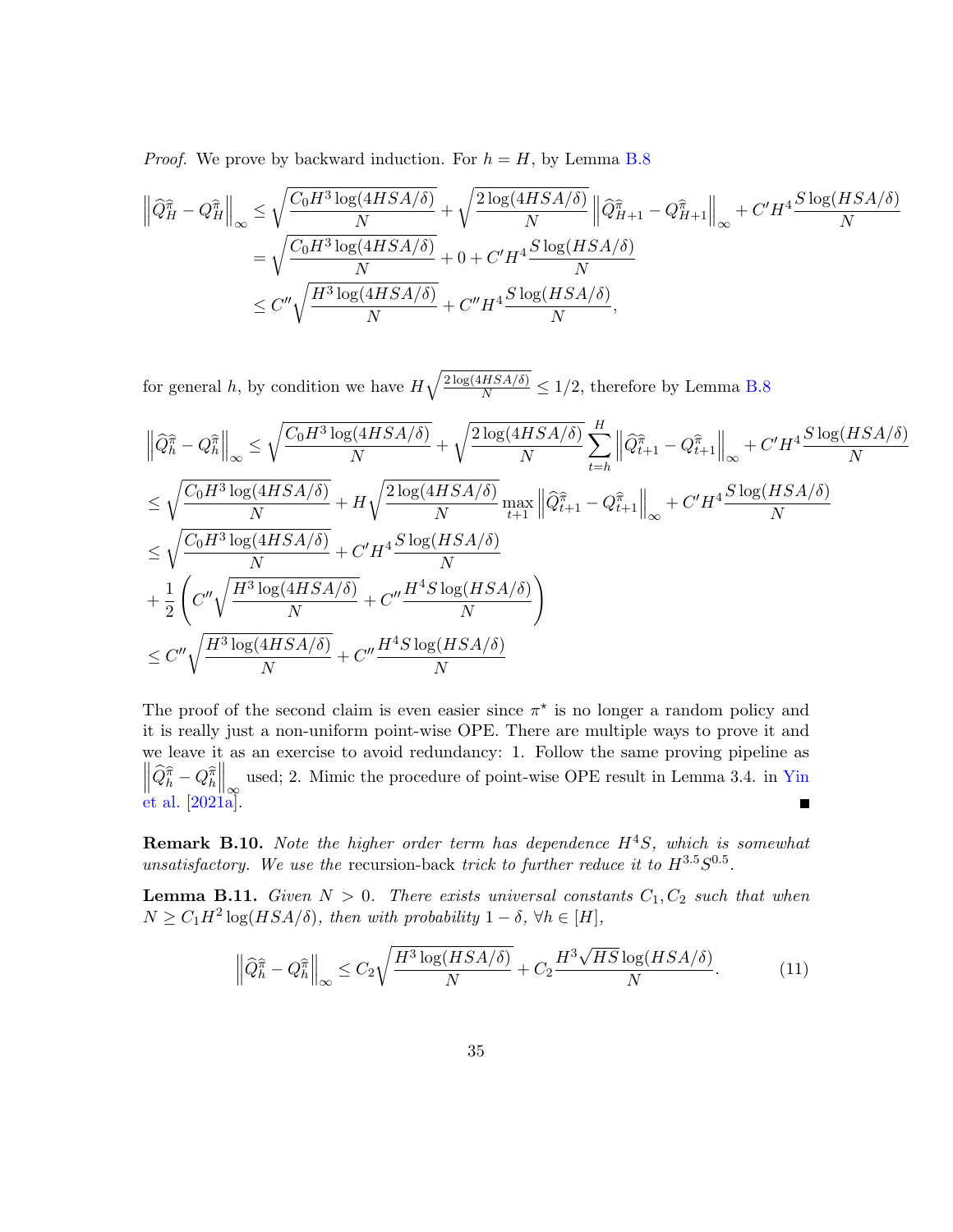*Proof.* We prove by backward induction. For $h = H$, by Lemma B.8

$$
\begin{aligned}
\left\|\widehat{Q}^{\widehat{\pi}}_H - Q^{\widehat{\pi}}_H\right\|_\infty &\leq \sqrt{\frac{C_0 H^3 \log(4HSA/\delta)}{N}} + \sqrt{\frac{2\log(4HSA/\delta)}{N}}\left\|\widehat{Q}^{\widehat{\pi}}_{H+1} - Q^{\widehat{\pi}}_{H+1}\right\|_\infty + C' H^4 \frac{S\log(HSA/\delta)}{N} \\
&= \sqrt{\frac{C_0 H^3 \log(4HSA/\delta)}{N}} + 0 + C' H^4 \frac{S\log(HSA/\delta)}{N} \\
&\leq C''\sqrt{\frac{H^3 \log(4HSA/\delta)}{N}} + C'' H^4 \frac{S\log(HSA/\delta)}{N},
\end{aligned}
$$

for general $h$, by condition we have $H\sqrt{\frac{2\log(4HSA/\delta)}{N}} \leq 1/2$, therefore by Lemma B.8

$$
\begin{aligned}
&\left\|\widehat{Q}^{\widehat{\pi}}_h - Q^{\widehat{\pi}}_h\right\|_\infty \leq \sqrt{\frac{C_0 H^3 \log(4HSA/\delta)}{N}} + \sqrt{\frac{2\log(4HSA/\delta)}{N}}\sum_{t=h}^{H}\left\|\widehat{Q}^{\widehat{\pi}}_{t+1} - Q^{\widehat{\pi}}_{t+1}\right\|_\infty + C' H^4 \frac{S\log(HSA/\delta)}{N} \\
&\leq \sqrt{\frac{C_0 H^3 \log(4HSA/\delta)}{N}} + H\sqrt{\frac{2\log(4HSA/\delta)}{N}}\max_{t+1}\left\|\widehat{Q}^{\widehat{\pi}}_{t+1} - Q^{\widehat{\pi}}_{t+1}\right\|_\infty + C' H^4 \frac{S\log(HSA/\delta)}{N} \\
&\leq \sqrt{\frac{C_0 H^3 \log(4HSA/\delta)}{N}} + C' H^4 \frac{S\log(HSA/\delta)}{N} \\
&+ \frac{1}{2}\left(C''\sqrt{\frac{H^3 \log(4HSA/\delta)}{N}} + C''\frac{H^4 S\log(HSA/\delta)}{N}\right) \\
&\leq C''\sqrt{\frac{H^3 \log(4HSA/\delta)}{N}} + C''\frac{H^4 S\log(HSA/\delta)}{N}
\end{aligned}
$$

The proof of the second claim is even easier since $\pi^\star$ is no longer a random policy and it is really just a non-uniform point-wise OPE. There are multiple ways to prove it and we leave it as an exercise to avoid redundancy: 1. Follow the same proving pipeline as $\left\|\widehat{Q}^{\widehat{\pi}}_h - Q^{\widehat{\pi}}_h\right\|_\infty$ used; 2. Mimic the procedure of point-wise OPE result in Lemma 3.4. in Yin et al. [2021a]. ∎

**Remark B.10.** *Note the higher order term has dependence $H^4 S$, which is somewhat unsatisfactory. We use the* recursion-back *trick to further reduce it to $H^{3.5}S^{0.5}$.*

**Lemma B.11.** *Given $N > 0$. There exists universal constants $C_1, C_2$ such that when $N \geq C_1 H^2 \log(HSA/\delta)$, then with probability $1-\delta$, $\forall h \in [H]$,*

$$
\left\|\widehat{Q}^{\widehat{\pi}}_h - Q^{\widehat{\pi}}_h\right\|_\infty \leq C_2\sqrt{\frac{H^3 \log(HSA/\delta)}{N}} + C_2\frac{H^3\sqrt{HS}\log(HSA/\delta)}{N}. \tag{11}
$$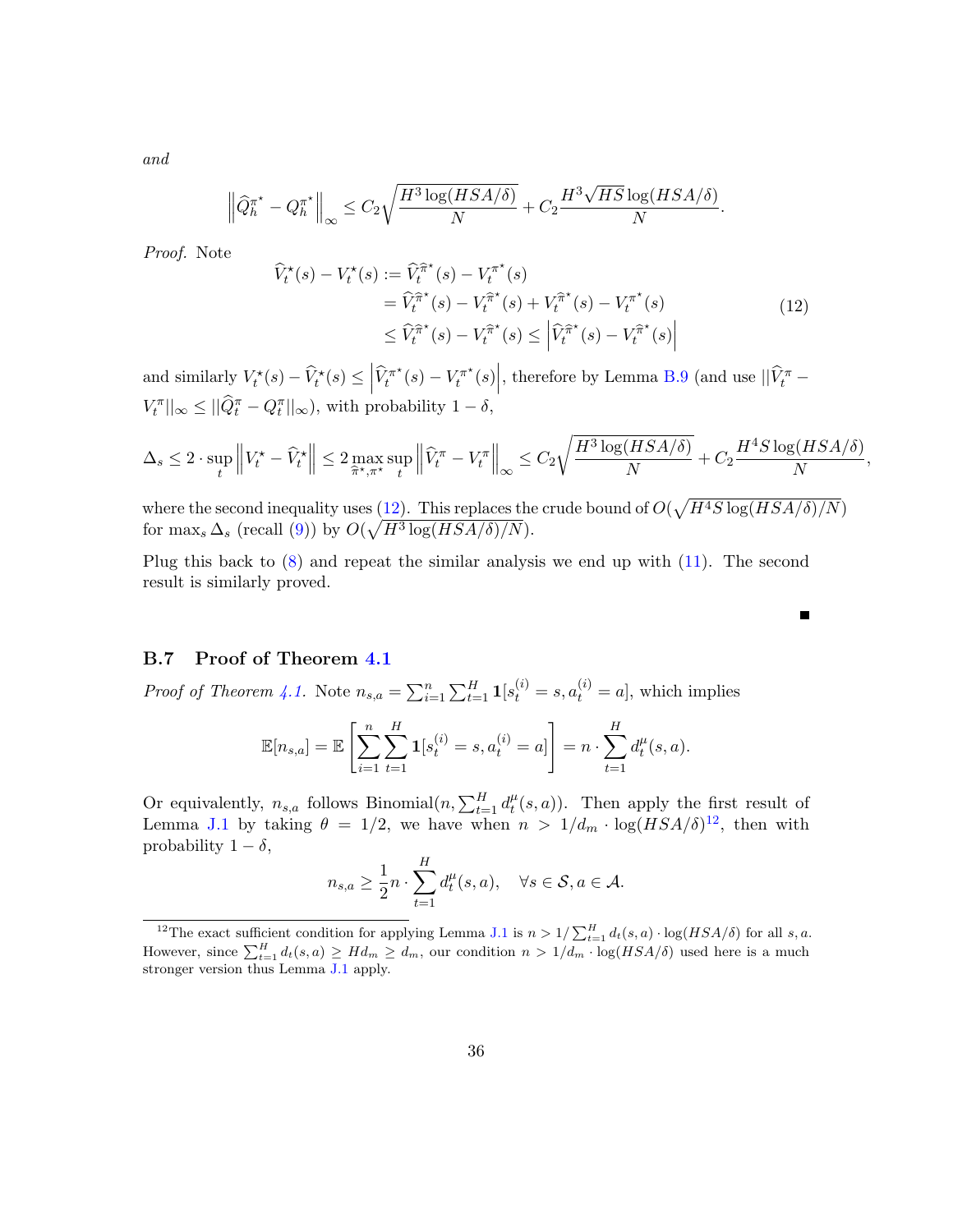*and*

$$\left\|\widehat{Q}_h^{\pi^\star} - Q_h^{\pi^\star}\right\|_\infty \leq C_2\sqrt{\frac{H^3\log(HSA/\delta)}{N}} + C_2\frac{H^3\sqrt{HS}\log(HSA/\delta)}{N}.$$

*Proof.* Note

$$\begin{aligned}
\widehat{V}_t^\star(s) - V_t^\star(s) &:= \widehat{V}_t^{\widehat{\pi}^\star}(s) - V_t^{\pi^\star}(s) \\
&= \widehat{V}_t^{\widehat{\pi}^\star}(s) - V_t^{\widehat{\pi}^\star}(s) + V_t^{\widehat{\pi}^\star}(s) - V_t^{\pi^\star}(s) \\
&\leq \widehat{V}_t^{\widehat{\pi}^\star}(s) - V_t^{\widehat{\pi}^\star}(s) \leq \left|\widehat{V}_t^{\widehat{\pi}^\star}(s) - V_t^{\widehat{\pi}^\star}(s)\right|
\end{aligned} \tag{12}$$

and similarly $V_t^\star(s) - \widehat{V}_t^\star(s) \leq \left|\widehat{V}_t^{\pi^\star}(s) - V_t^{\pi^\star}(s)\right|$, therefore by Lemma B.9 (and use $||\widehat{V}_t^\pi - V_t^\pi||_\infty \leq ||\widehat{Q}_t^\pi - Q_t^\pi||_\infty$), with probability $1-\delta$,

$$\Delta_s \leq 2\cdot\sup_t\left\|V_t^\star - \widehat{V}_t^\star\right\| \leq 2\max_{\widehat{\pi}^\star,\pi^\star}\sup_t\left\|\widehat{V}_t^\pi - V_t^\pi\right\|_\infty \leq C_2\sqrt{\frac{H^3\log(HSA/\delta)}{N}} + C_2\frac{H^4S\log(HSA/\delta)}{N},$$

where the second inequality uses (12). This replaces the crude bound of $O(\sqrt{H^4S\log(HSA/\delta)/N})$ for $\max_s\Delta_s$ (recall (9)) by $O(\sqrt{H^3\log(HSA/\delta)/N})$.

Plug this back to (8) and repeat the similar analysis we end up with (11). The second result is similarly proved. ∎

### B.7 Proof of Theorem 4.1

*Proof of Theorem 4.1.* Note $n_{s,a} = \sum_{i=1}^n\sum_{t=1}^H \mathbf{1}[s_t^{(i)} = s, a_t^{(i)} = a]$, which implies

$$\mathbb{E}[n_{s,a}] = \mathbb{E}\left[\sum_{i=1}^n\sum_{t=1}^H \mathbf{1}[s_t^{(i)} = s, a_t^{(i)} = a]\right] = n\cdot\sum_{t=1}^H d_t^\mu(s,a).$$

Or equivalently, $n_{s,a}$ follows Binomial$(n, \sum_{t=1}^H d_t^\mu(s,a))$. Then apply the first result of Lemma J.1 by taking $\theta = 1/2$, we have when $n > 1/d_m\cdot\log(HSA/\delta)$[12], then with probability $1-\delta$,

$$n_{s,a} \geq \frac{1}{2}n\cdot\sum_{t=1}^H d_t^\mu(s,a), \quad \forall s\in\mathcal{S}, a\in\mathcal{A}.$$

[12]The exact sufficient condition for applying Lemma J.1 is $n > 1/\sum_{t=1}^H d_t(s,a)\cdot\log(HSA/\delta)$ for all $s,a$. However, since $\sum_{t=1}^H d_t(s,a) \geq Hd_m \geq d_m$, our condition $n > 1/d_m\cdot\log(HSA/\delta)$ used here is a much stronger version thus Lemma J.1 apply.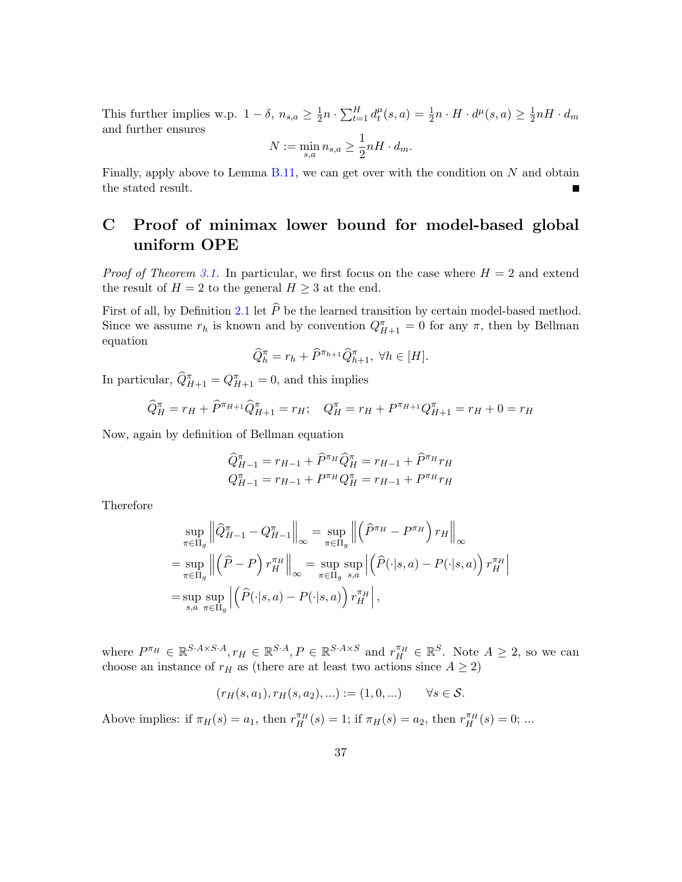This further implies w.p. $1-\delta$, $n_{s,a} \geq \frac{1}{2}n \cdot \sum_{t=1}^{H} d^{\mu}_t(s,a) = \frac{1}{2}n \cdot H \cdot d^{\mu}(s,a) \geq \frac{1}{2}nH \cdot d_m$ and further ensures

$$N := \min_{s,a} n_{s,a} \geq \frac{1}{2}nH \cdot d_m.$$

Finally, apply above to Lemma B.11, we can get over with the condition on $N$ and obtain the stated result. ∎

# C Proof of minimax lower bound for model-based global uniform OPE

*Proof of Theorem 3.1.* In particular, we first focus on the case where $H = 2$ and extend the result of $H = 2$ to the general $H \geq 3$ at the end.

First of all, by Definition 2.1 let $\widehat{P}$ be the learned transition by certain model-based method. Since we assume $r_h$ is known and by convention $Q^{\pi}_{H+1} = 0$ for any $\pi$, then by Bellman equation

$$\widehat{Q}^{\pi}_h = r_h + \widehat{P}^{\pi_{h+1}} \widehat{Q}^{\pi}_{h+1}, \ \forall h \in [H].$$

In particular, $\widehat{Q}^{\pi}_{H+1} = Q^{\pi}_{H+1} = 0$, and this implies

$$\widehat{Q}^{\pi}_H = r_H + \widehat{P}^{\pi_{H+1}} \widehat{Q}^{\pi}_{H+1} = r_H; \quad Q^{\pi}_H = r_H + P^{\pi_{H+1}} Q^{\pi}_{H+1} = r_H + 0 = r_H$$

Now, again by definition of Bellman equation

$$\begin{aligned}
\widehat{Q}^{\pi}_{H-1} &= r_{H-1} + \widehat{P}^{\pi_H} \widehat{Q}^{\pi}_H = r_{H-1} + \widehat{P}^{\pi_H} r_H \\
Q^{\pi}_{H-1} &= r_{H-1} + P^{\pi_H} Q^{\pi}_H = r_{H-1} + P^{\pi_H} r_H
\end{aligned}$$

Therefore

$$\begin{aligned}
&\sup_{\pi \in \Pi_g} \left\| \widehat{Q}^{\pi}_{H-1} - Q^{\pi}_{H-1} \right\|_\infty = \sup_{\pi \in \Pi_g} \left\| \left( \widehat{P}^{\pi_H} - P^{\pi_H} \right) r_H \right\|_\infty \\
=& \sup_{\pi \in \Pi_g} \left\| \left( \widehat{P} - P \right) r^{\pi_H}_H \right\|_\infty = \sup_{\pi \in \Pi_g} \sup_{s,a} \left| \left( \widehat{P}(\cdot|s,a) - P(\cdot|s,a) \right) r^{\pi_H}_H \right| \\
=& \sup_{s,a} \sup_{\pi \in \Pi_g} \left| \left( \widehat{P}(\cdot|s,a) - P(\cdot|s,a) \right) r^{\pi_H}_H \right|,
\end{aligned}$$

where $P^{\pi_H} \in \mathbb{R}^{S \cdot A \times S \cdot A}, r_H \in \mathbb{R}^{S \cdot A}, P \in \mathbb{R}^{S \cdot A \times S}$ and $r^{\pi_H}_H \in \mathbb{R}^{S}$. Note $A \geq 2$, so we can choose an instance of $r_H$ as (there are at least two actions since $A \geq 2$)

$$(r_H(s,a_1), r_H(s,a_2), ...) := (1, 0, ...) \qquad \forall s \in \mathcal{S}.$$

Above implies: if $\pi_H(s) = a_1$, then $r^{\pi_H}_H(s) = 1$; if $\pi_H(s) = a_2$, then $r^{\pi_H}_H(s) = 0$; ...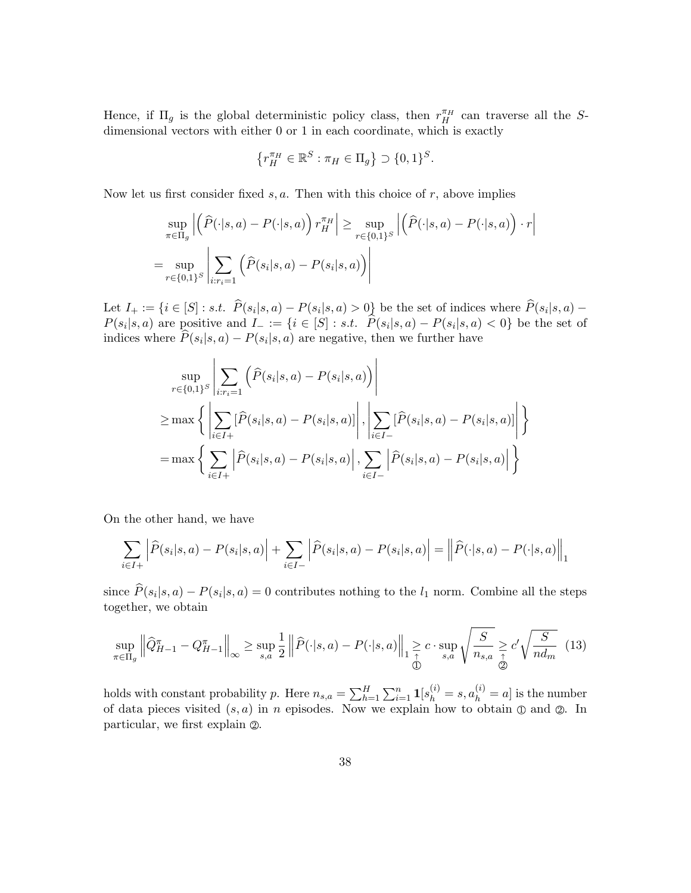Hence, if $\Pi_g$ is the global deterministic policy class, then $r_H^{\pi_H}$ can traverse all the $S$-dimensional vectors with either 0 or 1 in each coordinate, which is exactly

$$\left\{r_H^{\pi_H} \in \mathbb{R}^S : \pi_H \in \Pi_g\right\} \supset \{0,1\}^S.$$

Now let us first consider fixed $s, a$. Then with this choice of $r$, above implies

$$\sup_{\pi \in \Pi_g} \left| \left(\widehat{P}(\cdot|s,a) - P(\cdot|s,a)\right) r_H^{\pi_H} \right| \geq \sup_{r \in \{0,1\}^S} \left| \left(\widehat{P}(\cdot|s,a) - P(\cdot|s,a)\right) \cdot r \right|$$
$$= \sup_{r \in \{0,1\}^S} \left| \sum_{i: r_i = 1} \left(\widehat{P}(s_i|s,a) - P(s_i|s,a)\right) \right|$$

Let $I_+ := \{i \in [S] : s.t.\ \widehat{P}(s_i|s,a) - P(s_i|s,a) > 0\}$ be the set of indices where $\widehat{P}(s_i|s,a) - P(s_i|s,a)$ are positive and $I_- := \{i \in [S] : s.t.\ \widehat{P}(s_i|s,a) - P(s_i|s,a) < 0\}$ be the set of indices where $\widehat{P}(s_i|s,a) - P(s_i|s,a)$ are negative, then we further have

$$\sup_{r \in \{0,1\}^S} \left| \sum_{i: r_i = 1} \left(\widehat{P}(s_i|s,a) - P(s_i|s,a)\right) \right|$$
$$\geq \max\left\{ \left| \sum_{i \in I+} [\widehat{P}(s_i|s,a) - P(s_i|s,a)] \right|, \left| \sum_{i \in I-} [\widehat{P}(s_i|s,a) - P(s_i|s,a)] \right| \right\}$$
$$= \max\left\{ \sum_{i \in I+} \left| \widehat{P}(s_i|s,a) - P(s_i|s,a) \right|, \sum_{i \in I-} \left| \widehat{P}(s_i|s,a) - P(s_i|s,a) \right| \right\}$$

On the other hand, we have

$$\sum_{i \in I+} \left| \widehat{P}(s_i|s,a) - P(s_i|s,a) \right| + \sum_{i \in I-} \left| \widehat{P}(s_i|s,a) - P(s_i|s,a) \right| = \left\| \widehat{P}(\cdot|s,a) - P(\cdot|s,a) \right\|_1$$

since $\widehat{P}(s_i|s,a) - P(s_i|s,a) = 0$ contributes nothing to the $l_1$ norm. Combine all the steps together, we obtain

$$\sup_{\pi \in \Pi_g} \left\| \widehat{Q}_{H-1}^{\pi} - Q_{H-1}^{\pi} \right\|_\infty \geq \sup_{s,a} \frac{1}{2} \left\| \widehat{P}(\cdot|s,a) - P(\cdot|s,a) \right\|_1 \underset{①}{\geq} c \cdot \sup_{s,a} \sqrt{\frac{S}{n_{s,a}}} \underset{②}{\geq} c' \sqrt{\frac{S}{n d_m}} \quad (13)$$

holds with constant probability $p$. Here $n_{s,a} = \sum_{h=1}^{H} \sum_{i=1}^{n} \mathbf{1}[s_h^{(i)} = s, a_h^{(i)} = a]$ is the number of data pieces visited $(s,a)$ in $n$ episodes. Now we explain how to obtain ① and ②. In particular, we first explain ②.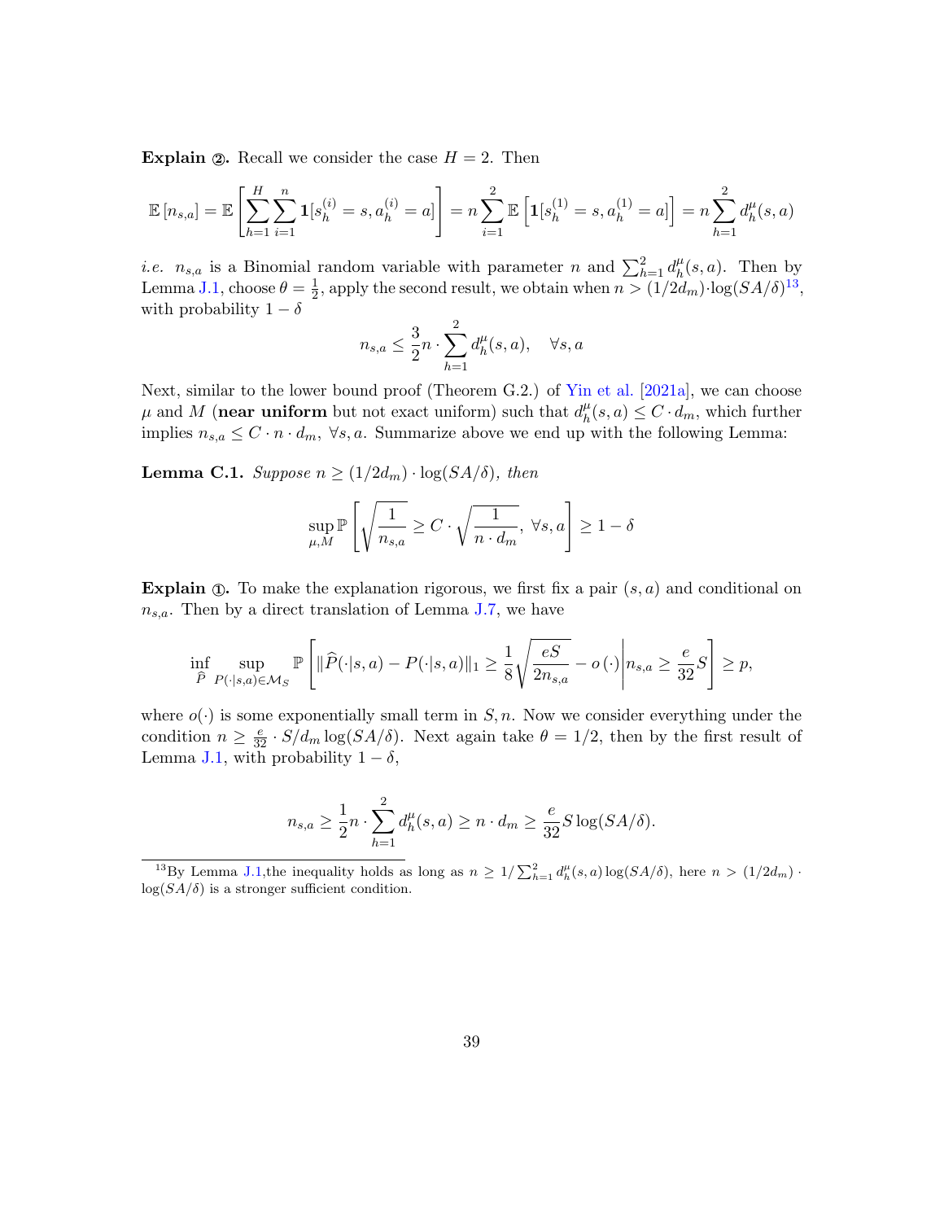**Explain ②.** Recall we consider the case $H = 2$. Then

$$\mathbb{E}\left[n_{s,a}\right] = \mathbb{E}\left[\sum_{h=1}^{H}\sum_{i=1}^{n} \mathbf{1}[s_h^{(i)} = s, a_h^{(i)} = a]\right] = n\sum_{i=1}^{2} \mathbb{E}\left[\mathbf{1}[s_h^{(1)} = s, a_h^{(1)} = a]\right] = n\sum_{h=1}^{2} d_h^{\mu}(s,a)$$

*i.e.* $n_{s,a}$ is a Binomial random variable with parameter $n$ and $\sum_{h=1}^{2} d_h^{\mu}(s,a)$. Then by Lemma J.1, choose $\theta = \frac{1}{2}$, apply the second result, we obtain when $n > (1/2d_m)\cdot\log(SA/\delta)$[13], with probability $1-\delta$

$$n_{s,a} \leq \frac{3}{2}n \cdot \sum_{h=1}^{2} d_h^{\mu}(s,a), \quad \forall s, a$$

Next, similar to the lower bound proof (Theorem G.2.) of Yin et al. [2021a], we can choose $\mu$ and $M$ (**near uniform** but not exact uniform) such that $d_h^{\mu}(s,a) \leq C \cdot d_m$, which further implies $n_{s,a} \leq C \cdot n \cdot d_m$, $\forall s, a$. Summarize above we end up with the following Lemma:

**Lemma C.1.** *Suppose $n \geq (1/2d_m)\cdot\log(SA/\delta)$, then*

$$\sup_{\mu, M} \mathbb{P}\left[\sqrt{\frac{1}{n_{s,a}}} \geq C \cdot \sqrt{\frac{1}{n \cdot d_m}}, \ \forall s, a\right] \geq 1 - \delta$$

**Explain ①.** To make the explanation rigorous, we first fix a pair $(s,a)$ and conditional on $n_{s,a}$. Then by a direct translation of Lemma J.7, we have

$$\inf_{\widehat{P}} \sup_{P(\cdot|s,a)\in\mathcal{M}_S} \mathbb{P}\left[\|\widehat{P}(\cdot|s,a) - P(\cdot|s,a)\|_1 \geq \frac{1}{8}\sqrt{\frac{eS}{2n_{s,a}}} - o\left(\cdot\right)\middle| n_{s,a} \geq \frac{e}{32}S\right] \geq p,$$

where $o(\cdot)$ is some exponentially small term in $S, n$. Now we consider everything under the condition $n \geq \frac{e}{32}\cdot S/d_m \log(SA/\delta)$. Next again take $\theta = 1/2$, then by the first result of Lemma J.1, with probability $1-\delta$,

$$n_{s,a} \geq \frac{1}{2}n \cdot \sum_{h=1}^{2} d_h^{\mu}(s,a) \geq n \cdot d_m \geq \frac{e}{32}S\log(SA/\delta).$$

[13] By Lemma J.1,the inequality holds as long as $n \geq 1/\sum_{h=1}^{2} d_h^{\mu}(s,a)\log(SA/\delta)$, here $n > (1/2d_m)\cdot\log(SA/\delta)$ is a stronger sufficient condition.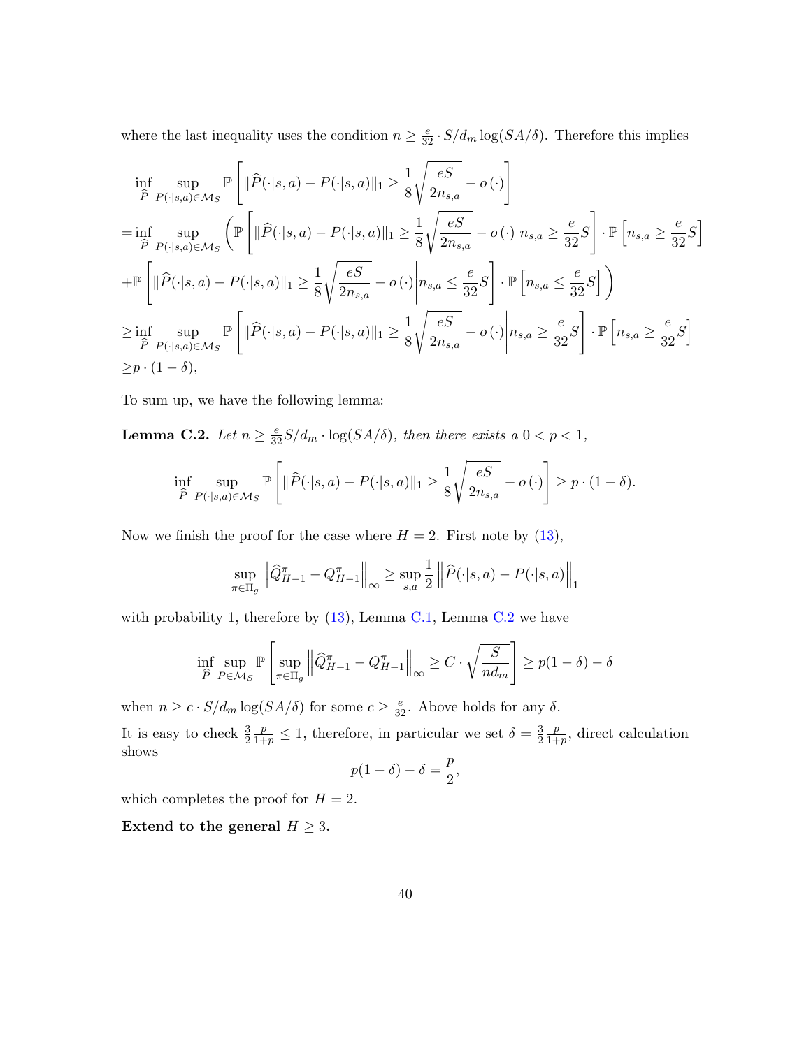where the last inequality uses the condition $n \geq \frac{e}{32} \cdot S/d_m \log(SA/\delta)$. Therefore this implies

$$
\begin{aligned}
&\inf_{\widehat{P}} \sup_{P(\cdot|s,a)\in\mathcal{M}_S} \mathbb{P}\left[\|\widehat{P}(\cdot|s,a) - P(\cdot|s,a)\|_1 \geq \frac{1}{8}\sqrt{\frac{eS}{2n_{s,a}}} - o\left(\cdot\right)\right] \\
=&\inf_{\widehat{P}} \sup_{P(\cdot|s,a)\in\mathcal{M}_S} \Bigg(\mathbb{P}\left[\|\widehat{P}(\cdot|s,a) - P(\cdot|s,a)\|_1 \geq \frac{1}{8}\sqrt{\frac{eS}{2n_{s,a}}} - o\left(\cdot\right)\middle| n_{s,a} \geq \frac{e}{32}S\right] \cdot \mathbb{P}\left[n_{s,a} \geq \frac{e}{32}S\right] \\
&+\mathbb{P}\left[\|\widehat{P}(\cdot|s,a) - P(\cdot|s,a)\|_1 \geq \frac{1}{8}\sqrt{\frac{eS}{2n_{s,a}}} - o\left(\cdot\right)\middle| n_{s,a} \leq \frac{e}{32}S\right] \cdot \mathbb{P}\left[n_{s,a} \leq \frac{e}{32}S\right]\Bigg) \\
\geq&\inf_{\widehat{P}} \sup_{P(\cdot|s,a)\in\mathcal{M}_S} \mathbb{P}\left[\|\widehat{P}(\cdot|s,a) - P(\cdot|s,a)\|_1 \geq \frac{1}{8}\sqrt{\frac{eS}{2n_{s,a}}} - o\left(\cdot\right)\middle| n_{s,a} \geq \frac{e}{32}S\right] \cdot \mathbb{P}\left[n_{s,a} \geq \frac{e}{32}S\right] \\
\geq& p \cdot (1-\delta),
\end{aligned}
$$

To sum up, we have the following lemma:

**Lemma C.2.** *Let $n \geq \frac{e}{32}S/d_m \cdot \log(SA/\delta)$, then there exists a $0 < p < 1$,*

$$
\inf_{\widehat{P}} \sup_{P(\cdot|s,a)\in\mathcal{M}_S} \mathbb{P}\left[\|\widehat{P}(\cdot|s,a) - P(\cdot|s,a)\|_1 \geq \frac{1}{8}\sqrt{\frac{eS}{2n_{s,a}}} - o\left(\cdot\right)\right] \geq p \cdot (1-\delta).
$$

Now we finish the proof for the case where $H = 2$. First note by (13),

$$
\sup_{\pi\in\Pi_g} \left\|\widehat{Q}^{\pi}_{H-1} - Q^{\pi}_{H-1}\right\|_\infty \geq \sup_{s,a} \frac{1}{2}\left\|\widehat{P}(\cdot|s,a) - P(\cdot|s,a)\right\|_1
$$

with probability 1, therefore by (13), Lemma C.1, Lemma C.2 we have

$$
\inf_{\widehat{P}} \sup_{P\in\mathcal{M}_S} \mathbb{P}\left[\sup_{\pi\in\Pi_g} \left\|\widehat{Q}^{\pi}_{H-1} - Q^{\pi}_{H-1}\right\|_\infty \geq C \cdot \sqrt{\frac{S}{nd_m}}\right] \geq p(1-\delta) - \delta
$$

when $n \geq c \cdot S/d_m \log(SA/\delta)$ for some $c \geq \frac{e}{32}$. Above holds for any $\delta$.

It is easy to check $\frac{3}{2}\frac{p}{1+p} \leq 1$, therefore, in particular we set $\delta = \frac{3}{2}\frac{p}{1+p}$, direct calculation shows

$$
p(1-\delta) - \delta = \frac{p}{2},
$$

which completes the proof for $H = 2$.

**Extend to the general $H \geq 3$.**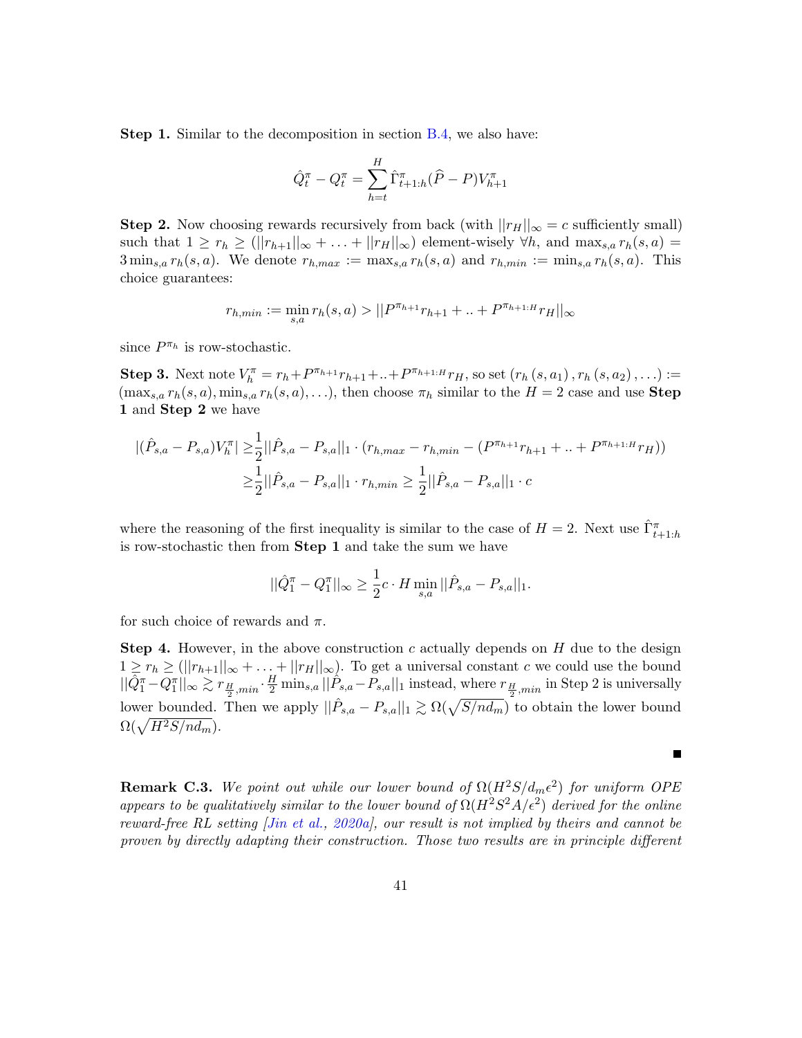**Step 1.** Similar to the decomposition in section B.4, we also have:

$$\hat{Q}_t^\pi - Q_t^\pi = \sum_{h=t}^{H} \hat{\Gamma}_{t+1:h}^\pi (\widehat{P} - P) V_{h+1}^\pi$$

**Step 2.** Now choosing rewards recursively from back (with $||r_H||_\infty = c$ sufficiently small) such that $1 \geq r_h \geq (||r_{h+1}||_\infty + \ldots + ||r_H||_\infty)$ element-wisely $\forall h$, and $\max_{s,a} r_h(s,a) = 3 \min_{s,a} r_h(s,a)$. We denote $r_{h,max} := \max_{s,a} r_h(s,a)$ and $r_{h,min} := \min_{s,a} r_h(s,a)$. This choice guarantees:

$$r_{h,min} := \min_{s,a} r_h(s,a) > ||P^{\pi_{h+1}} r_{h+1} + .. + P^{\pi_{h+1:H}} r_H||_\infty$$

since $P^{\pi_h}$ is row-stochastic.

**Step 3.** Next note $V_h^\pi = r_h + P^{\pi_{h+1}} r_{h+1} + .. + P^{\pi_{h+1:H}} r_H$, so set $(r_h(s,a_1), r_h(s,a_2), \ldots) := (\max_{s,a} r_h(s,a), \min_{s,a} r_h(s,a), \ldots)$, then choose $\pi_h$ similar to the $H = 2$ case and use **Step 1** and **Step 2** we have

$$\begin{aligned}
|(\hat{P}_{s,a} - P_{s,a}) V_h^\pi| \geq & \frac{1}{2} ||\hat{P}_{s,a} - P_{s,a}||_1 \cdot (r_{h,max} - r_{h,min} - (P^{\pi_{h+1}} r_{h+1} + .. + P^{\pi_{h+1:H}} r_H)) \\
\geq & \frac{1}{2} ||\hat{P}_{s,a} - P_{s,a}||_1 \cdot r_{h,min} \geq \frac{1}{2} ||\hat{P}_{s,a} - P_{s,a}||_1 \cdot c
\end{aligned}$$

where the reasoning of the first inequality is similar to the case of $H = 2$. Next use $\hat{\Gamma}_{t+1:h}^\pi$ is row-stochastic then from **Step 1** and take the sum we have

$$||\hat{Q}_1^\pi - Q_1^\pi||_\infty \geq \frac{1}{2} c \cdot H \min_{s,a} ||\hat{P}_{s,a} - P_{s,a}||_1.$$

for such choice of rewards and $\pi$.

**Step 4.** However, in the above construction $c$ actually depends on $H$ due to the design $1 \geq r_h \geq (||r_{h+1}||_\infty + \ldots + ||r_H||_\infty)$. To get a universal constant $c$ we could use the bound $||\hat{Q}_1^\pi - Q_1^\pi||_\infty \gtrsim r_{\frac{H}{2},min} \cdot \frac{H}{2} \min_{s,a} ||\hat{P}_{s,a} - P_{s,a}||_1$ instead, where $r_{\frac{H}{2},min}$ in Step 2 is universally lower bounded. Then we apply $||\hat{P}_{s,a} - P_{s,a}||_1 \gtrsim \Omega(\sqrt{S/nd_m})$ to obtain the lower bound $\Omega(\sqrt{H^2 S/nd_m})$.

■

**Remark C.3.** *We point out while our lower bound of $\Omega(H^2 S/d_m \epsilon^2)$ for uniform OPE appears to be qualitatively similar to the lower bound of $\Omega(H^2 S^2 A/\epsilon^2)$ derived for the online reward-free RL setting [Jin et al., 2020a], our result is not implied by theirs and cannot be proven by directly adapting their construction. Those two results are in principle different*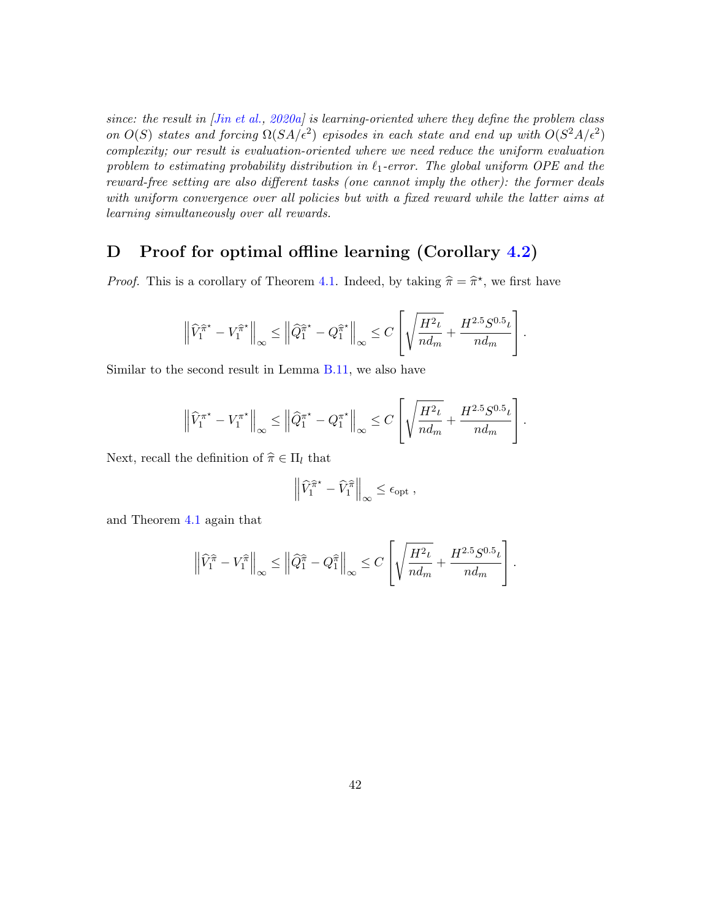*since: the result in [Jin et al., 2020a] is learning-oriented where they define the problem class on $O(S)$ states and forcing $\Omega(SA/\epsilon^2)$ episodes in each state and end up with $O(S^2A/\epsilon^2)$ complexity; our result is evaluation-oriented where we need reduce the uniform evaluation problem to estimating probability distribution in $\ell_1$-error. The global uniform OPE and the reward-free setting are also different tasks (one cannot imply the other): the former deals with uniform convergence over all policies but with a fixed reward while the latter aims at learning simultaneously over all rewards.*

# D Proof for optimal offline learning (Corollary 4.2)

*Proof.* This is a corollary of Theorem 4.1. Indeed, by taking $\widehat{\pi} = \widehat{\pi}^\star$, we first have

$$\left\| \widehat{V}_1^{\widehat{\pi}^\star} - V_1^{\widehat{\pi}^\star} \right\|_\infty \leq \left\| \widehat{Q}_1^{\widehat{\pi}^\star} - Q_1^{\widehat{\pi}^\star} \right\|_\infty \leq C \left[ \sqrt{\frac{H^2 \iota}{n d_m}} + \frac{H^{2.5} S^{0.5} \iota}{n d_m} \right].$$

Similar to the second result in Lemma B.11, we also have

$$\left\| \widehat{V}_1^{\pi^\star} - V_1^{\pi^\star} \right\|_\infty \leq \left\| \widehat{Q}_1^{\pi^\star} - Q_1^{\pi^\star} \right\|_\infty \leq C \left[ \sqrt{\frac{H^2 \iota}{n d_m}} + \frac{H^{2.5} S^{0.5} \iota}{n d_m} \right].$$

Next, recall the definition of $\widehat{\pi} \in \Pi_l$ that

$$\left\| \widehat{V}_1^{\widehat{\pi}^\star} - \widehat{V}_1^{\widehat{\pi}} \right\|_\infty \leq \epsilon_{\text{opt}} ,$$

and Theorem 4.1 again that

$$\left\| \widehat{V}_1^{\widehat{\pi}} - V_1^{\widehat{\pi}} \right\|_\infty \leq \left\| \widehat{Q}_1^{\widehat{\pi}} - Q_1^{\widehat{\pi}} \right\|_\infty \leq C \left[ \sqrt{\frac{H^2 \iota}{n d_m}} + \frac{H^{2.5} S^{0.5} \iota}{n d_m} \right].$$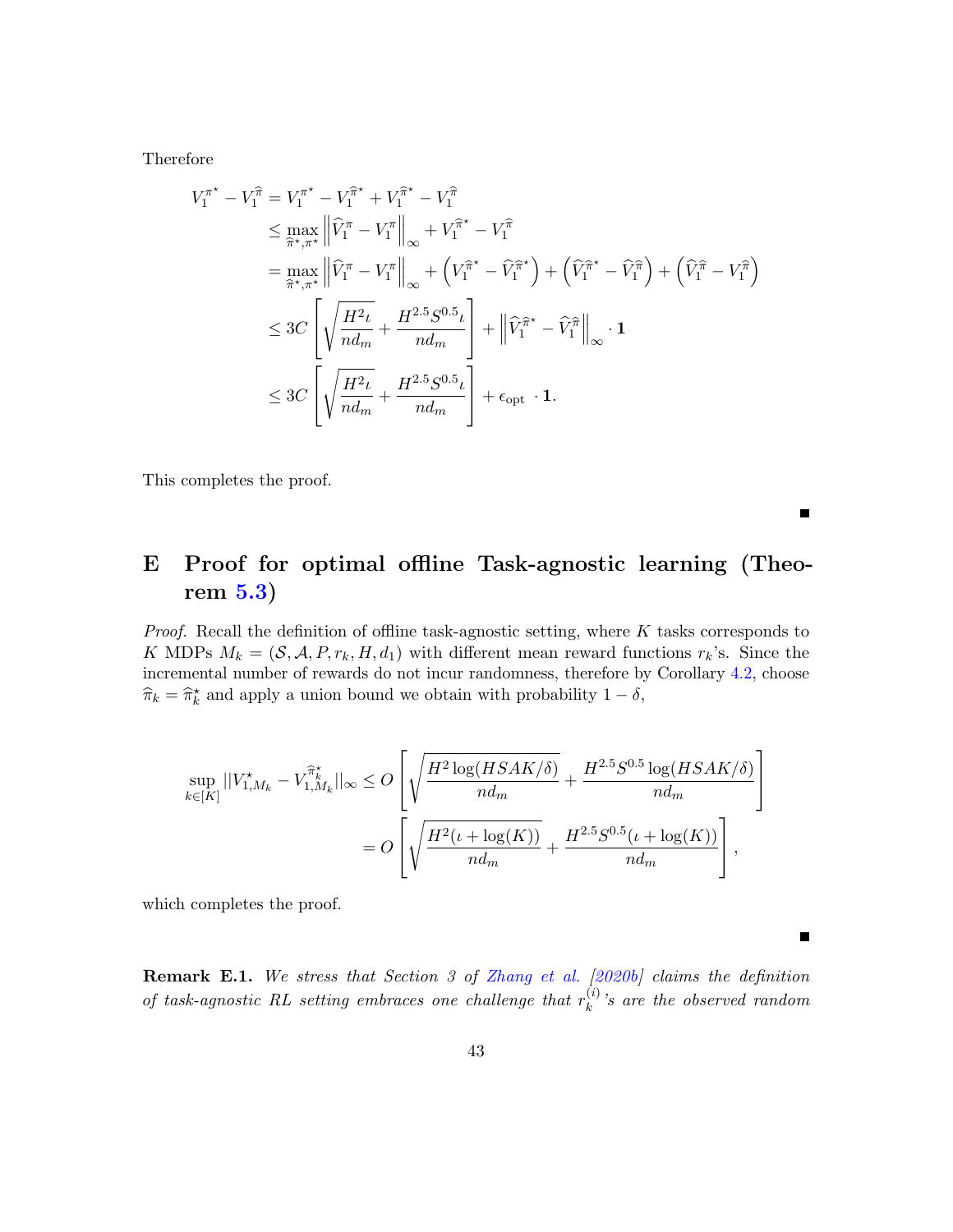Therefore

$$
\begin{aligned}
V_1^{\pi^\star} - V_1^{\widehat{\pi}} &= V_1^{\pi^\star} - V_1^{\widehat{\pi}^\star} + V_1^{\widehat{\pi}^\star} - V_1^{\widehat{\pi}} \\
&\leq \max_{\widehat{\pi}^\star, \pi^\star} \left\| \widehat{V}_1^{\pi} - V_1^{\pi} \right\|_\infty + V_1^{\widehat{\pi}^\star} - V_1^{\widehat{\pi}} \\
&= \max_{\widehat{\pi}^\star, \pi^\star} \left\| \widehat{V}_1^{\pi} - V_1^{\pi} \right\|_\infty + \left( V_1^{\widehat{\pi}^\star} - \widehat{V}_1^{\widehat{\pi}^\star} \right) + \left( \widehat{V}_1^{\widehat{\pi}^\star} - \widehat{V}_1^{\widehat{\pi}} \right) + \left( \widehat{V}_1^{\widehat{\pi}} - V_1^{\widehat{\pi}} \right) \\
&\leq 3C \left[ \sqrt{\frac{H^2 \iota}{n d_m}} + \frac{H^{2.5} S^{0.5} \iota}{n d_m} \right] + \left\| \widehat{V}_1^{\widehat{\pi}^\star} - \widehat{V}_1^{\widehat{\pi}} \right\|_\infty \cdot \mathbf{1} \\
&\leq 3C \left[ \sqrt{\frac{H^2 \iota}{n d_m}} + \frac{H^{2.5} S^{0.5} \iota}{n d_m} \right] + \epsilon_{\text{opt}} \cdot \mathbf{1}.
\end{aligned}
$$

This completes the proof. ∎

# E Proof for optimal offline Task-agnostic learning (Theorem 5.3)

*Proof.* Recall the definition of offline task-agnostic setting, where $K$ tasks corresponds to $K$ MDPs $M_k = (\mathcal{S}, \mathcal{A}, P, r_k, H, d_1)$ with different mean reward functions $r_k$'s. Since the incremental number of rewards do not incur randomness, therefore by Corollary 4.2, choose $\widehat{\pi}_k = \widehat{\pi}_k^\star$ and apply a union bound we obtain with probability $1 - \delta$,

$$
\begin{aligned}
\sup_{k \in [K]} \| V_{1,M_k}^\star - V_{1,M_k}^{\widehat{\pi}_k^\star} \|_\infty &\leq O \left[ \sqrt{\frac{H^2 \log(HSAK/\delta)}{n d_m}} + \frac{H^{2.5} S^{0.5} \log(HSAK/\delta)}{n d_m} \right] \\
&= O \left[ \sqrt{\frac{H^2 (\iota + \log(K))}{n d_m}} + \frac{H^{2.5} S^{0.5} (\iota + \log(K))}{n d_m} \right],
\end{aligned}
$$

which completes the proof. ∎

**Remark E.1.** *We stress that Section 3 of Zhang et al. [2020b] claims the definition of task-agnostic RL setting embraces one challenge that $r_k^{(i)}$'s are the observed random*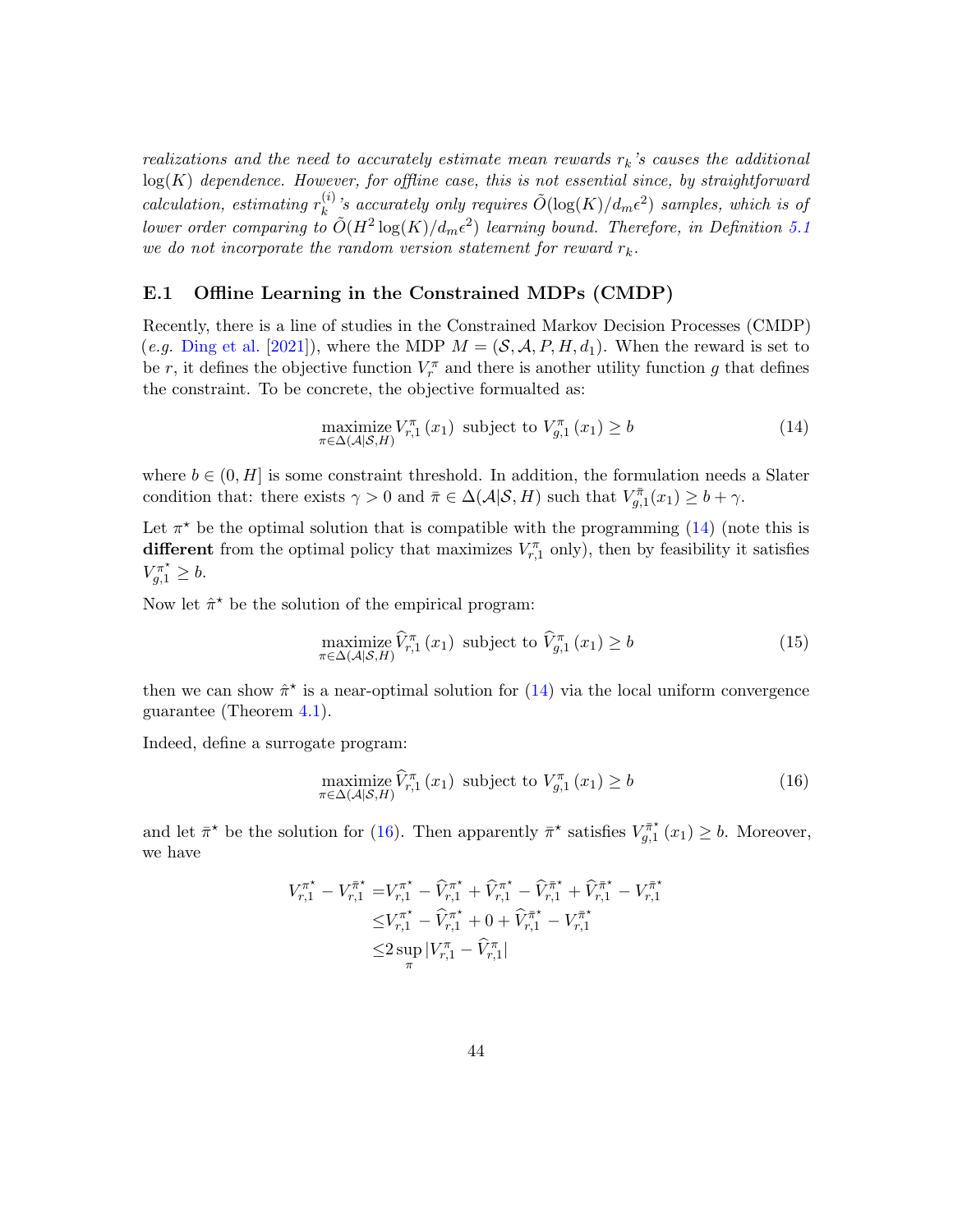*realizations and the need to accurately estimate mean rewards $r_k$'s causes the additional $\log(K)$ dependence. However, for offline case, this is not essential since, by straightforward calculation, estimating $r_k^{(i)}$'s accurately only requires $\tilde{O}(\log(K)/d_m\epsilon^2)$ samples, which is of lower order comparing to $\tilde{O}(H^2\log(K)/d_m\epsilon^2)$ learning bound. Therefore, in Definition 5.1 we do not incorporate the random version statement for reward $r_k$.*

### E.1 Offline Learning in the Constrained MDPs (CMDP)

Recently, there is a line of studies in the Constrained Markov Decision Processes (CMDP) (*e.g.* Ding et al. [2021]), where the MDP $M = (\mathcal{S}, \mathcal{A}, P, H, d_1)$. When the reward is set to be $r$, it defines the objective function $V_r^\pi$ and there is another utility function $g$ that defines the constraint. To be concrete, the objective formualted as:

$$\underset{\pi\in\Delta(\mathcal{A}|\mathcal{S},H)}{\operatorname{maximize}} V_{r,1}^{\pi}(x_1) \text{ subject to } V_{g,1}^{\pi}(x_1) \geq b \tag{14}$$

where $b \in (0, H]$ is some constraint threshold. In addition, the formulation needs a Slater condition that: there exists $\gamma > 0$ and $\bar{\pi} \in \Delta(\mathcal{A}|\mathcal{S}, H)$ such that $V_{g,1}^{\bar{\pi}}(x_1) \geq b + \gamma$.

Let $\pi^\star$ be the optimal solution that is compatible with the programming (14) (note this is **different** from the optimal policy that maximizes $V_{r,1}^\pi$ only), then by feasibility it satisfies $V_{g,1}^{\pi^\star} \geq b$.

Now let $\hat{\pi}^\star$ be the solution of the empirical program:

$$\underset{\pi\in\Delta(\mathcal{A}|\mathcal{S},H)}{\operatorname{maximize}} \widehat{V}_{r,1}^{\pi}(x_1) \text{ subject to } \widehat{V}_{g,1}^{\pi}(x_1) \geq b \tag{15}$$

then we can show $\hat{\pi}^\star$ is a near-optimal solution for (14) via the local uniform convergence guarantee (Theorem 4.1).

Indeed, define a surrogate program:

$$\underset{\pi\in\Delta(\mathcal{A}|\mathcal{S},H)}{\operatorname{maximize}} \widehat{V}_{r,1}^{\pi}(x_1) \text{ subject to } V_{g,1}^{\pi}(x_1) \geq b \tag{16}$$

and let $\bar{\pi}^\star$ be the solution for (16). Then apparently $\bar{\pi}^\star$ satisfies $V_{g,1}^{\bar{\pi}^\star}(x_1) \geq b$. Moreover, we have

$$\begin{aligned}
V_{r,1}^{\pi^\star} - V_{r,1}^{\bar{\pi}^\star} =& V_{r,1}^{\pi^\star} - \widehat{V}_{r,1}^{\pi^\star} + \widehat{V}_{r,1}^{\pi^\star} - \widehat{V}_{r,1}^{\bar{\pi}^\star} + \widehat{V}_{r,1}^{\bar{\pi}^\star} - V_{r,1}^{\bar{\pi}^\star} \\
\leq& V_{r,1}^{\pi^\star} - \widehat{V}_{r,1}^{\pi^\star} + 0 + \widehat{V}_{r,1}^{\bar{\pi}^\star} - V_{r,1}^{\bar{\pi}^\star} \\
\leq& 2\sup_{\pi} |V_{r,1}^{\pi} - \widehat{V}_{r,1}^{\pi}|
\end{aligned}$$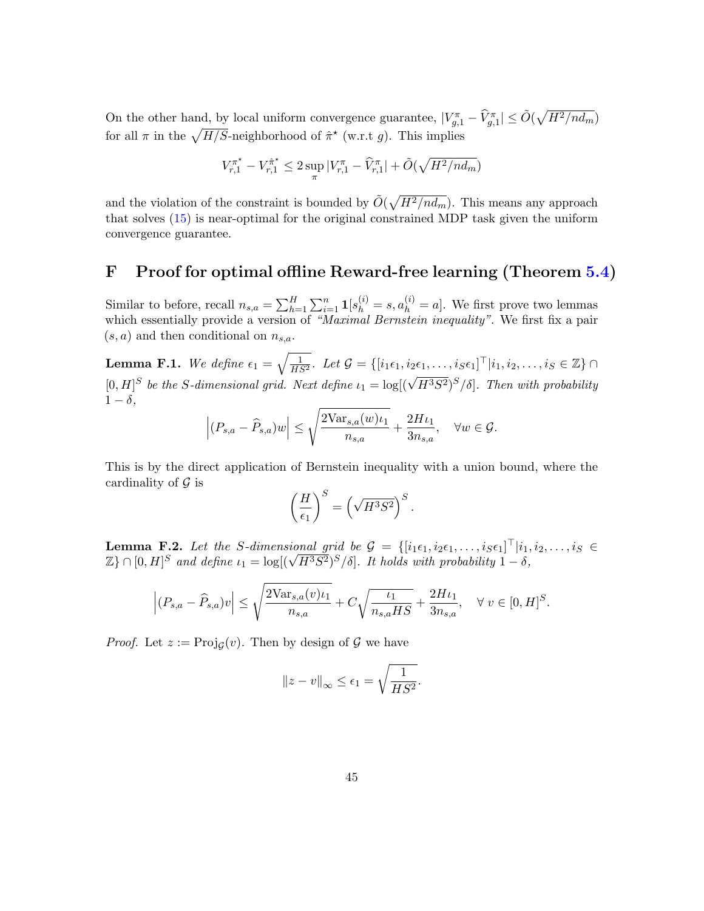On the other hand, by local uniform convergence guarantee, $|V^{\pi}_{g,1} - \widehat{V}^{\pi}_{g,1}| \leq \tilde{O}(\sqrt{H^2/nd_m})$ for all $\pi$ in the $\sqrt{H/S}$-neighborhood of $\hat{\pi}^\star$ (w.r.t $g$). This implies

$$V^{\pi^\star}_{r,1} - V^{\hat{\pi}^\star}_{r,1} \leq 2 \sup_{\pi} |V^{\pi}_{r,1} - \widehat{V}^{\pi}_{r,1}| + \tilde{O}(\sqrt{H^2/nd_m})$$

and the violation of the constraint is bounded by $\tilde{O}(\sqrt{H^2/nd_m})$. This means any approach that solves (15) is near-optimal for the original constrained MDP task given the uniform convergence guarantee.

# F Proof for optimal offline Reward-free learning (Theorem 5.4)

Similar to before, recall $n_{s,a} = \sum_{h=1}^H \sum_{i=1}^n \mathbf{1}[s_h^{(i)} = s, a_h^{(i)} = a]$. We first prove two lemmas which essentially provide a version of *"Maximal Bernstein inequality"*. We first fix a pair $(s,a)$ and then conditional on $n_{s,a}$.

**Lemma F.1.** *We define $\epsilon_1 = \sqrt{\frac{1}{HS^2}}$. Let $\mathcal{G} = \{[i_1\epsilon_1, i_2\epsilon_1, \ldots, i_S\epsilon_1]^\top | i_1, i_2, \ldots, i_S \in \mathbb{Z}\} \cap [0,H]^S$ be the $S$-dimensional grid. Next define $\iota_1 = \log[(\sqrt{H^3S^2})^S/\delta]$. Then with probability $1-\delta$,*

$$\left|(P_{s,a} - \widehat{P}_{s,a})w\right| \leq \sqrt{\frac{2\mathrm{Var}_{s,a}(w)\iota_1}{n_{s,a}}} + \frac{2H\iota_1}{3n_{s,a}}, \quad \forall w \in \mathcal{G}.$$

This is by the direct application of Bernstein inequality with a union bound, where the cardinality of $\mathcal{G}$ is

$$\left(\frac{H}{\epsilon_1}\right)^S = \left(\sqrt{H^3S^2}\right)^S.$$

**Lemma F.2.** *Let the $S$-dimensional grid be $\mathcal{G} = \{[i_1\epsilon_1, i_2\epsilon_1, \ldots, i_S\epsilon_1]^\top | i_1, i_2, \ldots, i_S \in \mathbb{Z}\} \cap [0,H]^S$ and define $\iota_1 = \log[(\sqrt{H^3S^2})^S/\delta]$. It holds with probability $1-\delta$,*

$$\left|(P_{s,a} - \widehat{P}_{s,a})v\right| \leq \sqrt{\frac{2\mathrm{Var}_{s,a}(v)\iota_1}{n_{s,a}}} + C\sqrt{\frac{\iota_1}{n_{s,a}HS}} + \frac{2H\iota_1}{3n_{s,a}}, \quad \forall\, v \in [0,H]^S.$$

*Proof.* Let $z := \mathrm{Proj}_{\mathcal{G}}(v)$. Then by design of $\mathcal{G}$ we have

$$\|z - v\|_\infty \leq \epsilon_1 = \sqrt{\frac{1}{HS^2}}.$$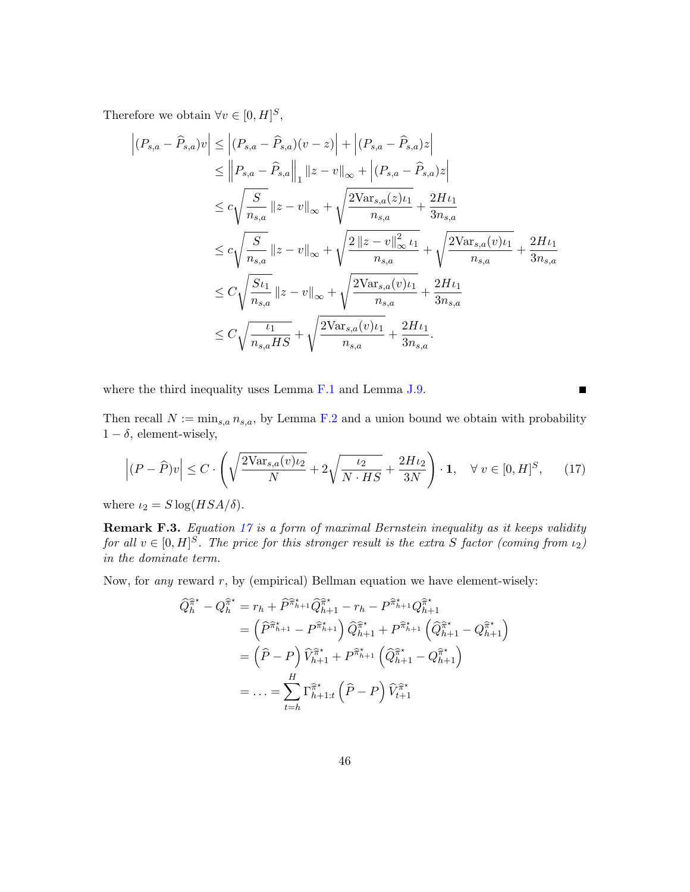Therefore we obtain $\forall v \in [0, H]^S$,

$$
\begin{aligned}
\left|(P_{s,a} - \widehat{P}_{s,a})v\right| &\leq \left|(P_{s,a} - \widehat{P}_{s,a})(v - z)\right| + \left|(P_{s,a} - \widehat{P}_{s,a})z\right| \\
&\leq \left\|P_{s,a} - \widehat{P}_{s,a}\right\|_1 \|z - v\|_\infty + \left|(P_{s,a} - \widehat{P}_{s,a})z\right| \\
&\leq c\sqrt{\frac{S}{n_{s,a}}} \|z - v\|_\infty + \sqrt{\frac{2\mathrm{Var}_{s,a}(z)\iota_1}{n_{s,a}}} + \frac{2H\iota_1}{3n_{s,a}} \\
&\leq c\sqrt{\frac{S}{n_{s,a}}} \|z - v\|_\infty + \sqrt{\frac{2\|z - v\|_\infty^2 \iota_1}{n_{s,a}}} + \sqrt{\frac{2\mathrm{Var}_{s,a}(v)\iota_1}{n_{s,a}}} + \frac{2H\iota_1}{3n_{s,a}} \\
&\leq C\sqrt{\frac{S\iota_1}{n_{s,a}}} \|z - v\|_\infty + \sqrt{\frac{2\mathrm{Var}_{s,a}(v)\iota_1}{n_{s,a}}} + \frac{2H\iota_1}{3n_{s,a}} \\
&\leq C\sqrt{\frac{\iota_1}{n_{s,a}HS}} + \sqrt{\frac{2\mathrm{Var}_{s,a}(v)\iota_1}{n_{s,a}}} + \frac{2H\iota_1}{3n_{s,a}}.
\end{aligned}
$$

where the third inequality uses Lemma F.1 and Lemma J.9. ∎

Then recall $N := \min_{s,a} n_{s,a}$, by Lemma F.2 and a union bound we obtain with probability $1 - \delta$, element-wisely,

$$
\left|(P - \widehat{P})v\right| \leq C \cdot \left(\sqrt{\frac{2\mathrm{Var}_{s,a}(v)\iota_2}{N}} + 2\sqrt{\frac{\iota_2}{N \cdot HS}} + \frac{2H\iota_2}{3N}\right) \cdot \mathbf{1}, \quad \forall\, v \in [0, H]^S, \tag{17}
$$

where $\iota_2 = S\log(HSA/\delta)$.

**Remark F.3.** *Equation 17 is a form of maximal Bernstein inequality as it keeps validity for all $v \in [0, H]^S$. The price for this stronger result is the extra $S$ factor (coming from $\iota_2$) in the dominate term.*

Now, for *any* reward $r$, by (empirical) Bellman equation we have element-wisely:

$$
\begin{aligned}
\widehat{Q}_h^{\widehat{\pi}^\star} - Q_h^{\widehat{\pi}^\star} &= r_h + \widehat{P}^{\widehat{\pi}^\star_{h+1}} \widehat{Q}_{h+1}^{\widehat{\pi}^\star} - r_h - P^{\widehat{\pi}^\star_{h+1}} Q_{h+1}^{\widehat{\pi}^\star} \\
&= \left(\widehat{P}^{\widehat{\pi}^\star_{h+1}} - P^{\widehat{\pi}^\star_{h+1}}\right) \widehat{Q}_{h+1}^{\widehat{\pi}^\star} + P^{\widehat{\pi}^\star_{h+1}} \left(\widehat{Q}_{h+1}^{\widehat{\pi}^\star} - Q_{h+1}^{\widehat{\pi}^\star}\right) \\
&= \left(\widehat{P} - P\right) \widehat{V}_{h+1}^{\widehat{\pi}^\star} + P^{\widehat{\pi}^\star_{h+1}} \left(\widehat{Q}_{h+1}^{\widehat{\pi}^\star} - Q_{h+1}^{\widehat{\pi}^\star}\right) \\
&= \ldots = \sum_{t=h}^{H} \Gamma_{h+1:t}^{\widehat{\pi}^\star} \left(\widehat{P} - P\right) \widehat{V}_{t+1}^{\widehat{\pi}^\star}
\end{aligned}
$$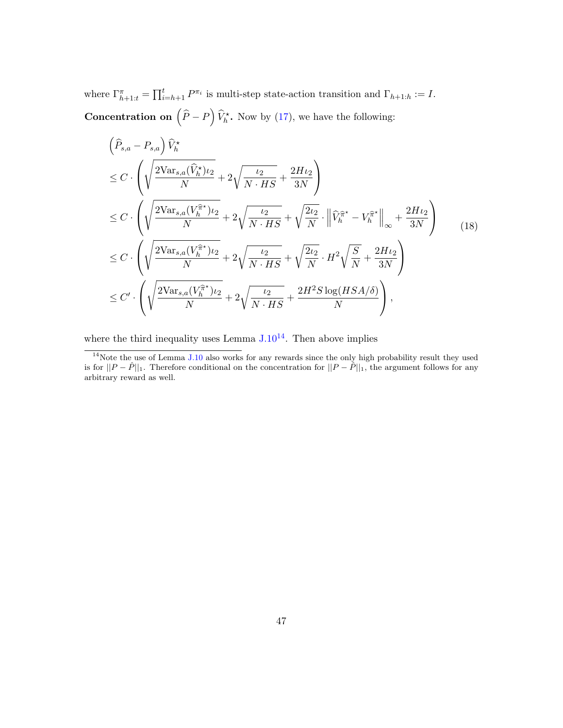where $\Gamma^{\pi}_{h+1:t} = \prod_{i=h+1}^{t} P^{\pi_i}$ is multi-step state-action transition and $\Gamma_{h+1:h} := I$.

**Concentration on $\left(\widehat{P} - P\right)\widehat{V}^{\star}_h$.** Now by (17), we have the following:

$$
\begin{aligned}
&\left(\widehat{P}_{s,a} - P_{s,a}\right)\widehat{V}^{\star}_h \\
&\leq C \cdot \left(\sqrt{\frac{2\mathrm{Var}_{s,a}(\widehat{V}^{\star}_h)\iota_2}{N}} + 2\sqrt{\frac{\iota_2}{N \cdot HS}} + \frac{2H\iota_2}{3N}\right) \\
&\leq C \cdot \left(\sqrt{\frac{2\mathrm{Var}_{s,a}(V^{\widehat{\pi}^{\star}}_h)\iota_2}{N}} + 2\sqrt{\frac{\iota_2}{N \cdot HS}} + \sqrt{\frac{2\iota_2}{N}} \cdot \left\| \widehat{V}^{\widehat{\pi}^{\star}}_h - V^{\widehat{\pi}^{\star}}_h \right\|_{\infty} + \frac{2H\iota_2}{3N}\right) \\
&\leq C \cdot \left(\sqrt{\frac{2\mathrm{Var}_{s,a}(V^{\widehat{\pi}^{\star}}_h)\iota_2}{N}} + 2\sqrt{\frac{\iota_2}{N \cdot HS}} + \sqrt{\frac{2\iota_2}{N}} \cdot H^2\sqrt{\frac{S}{N}} + \frac{2H\iota_2}{3N}\right) \\
&\leq C' \cdot \left(\sqrt{\frac{2\mathrm{Var}_{s,a}(V^{\widehat{\pi}^{\star}}_h)\iota_2}{N}} + 2\sqrt{\frac{\iota_2}{N \cdot HS}} + \frac{2H^2 S \log(HSA/\delta)}{N}\right),
\end{aligned}
\tag{18}
$$

where the third inequality uses Lemma J.10[14]. Then above implies

[14] Note the use of Lemma J.10 also works for any rewards since the only high probability result they used is for $||P - \hat{P}||_1$. Therefore conditional on the concentration for $||P - \hat{P}||_1$, the argument follows for any arbitrary reward as well.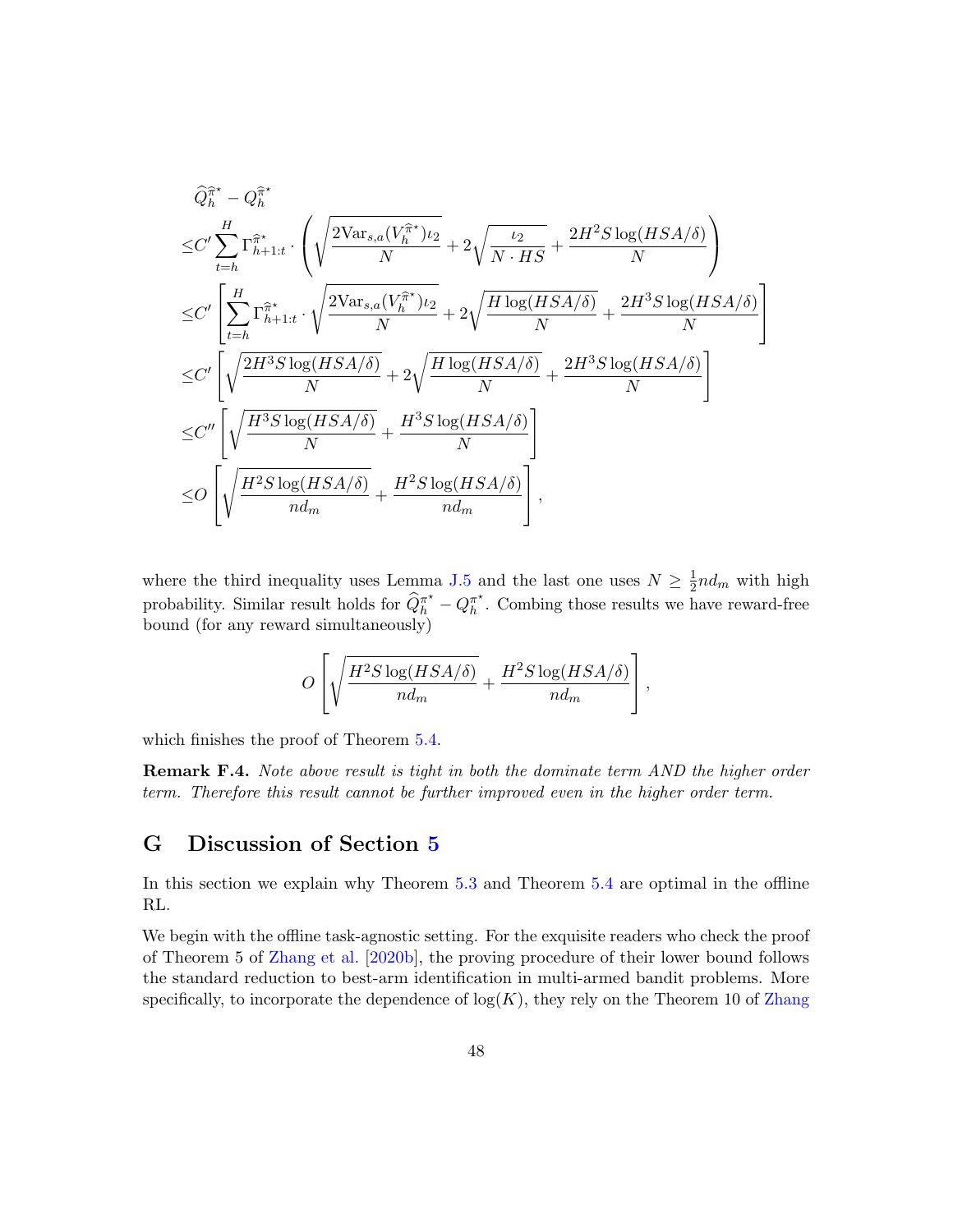$$
\begin{aligned}
&\widehat{Q}_h^{\widehat{\pi}^\star} - Q_h^{\widehat{\pi}^\star} \\
\leq & C' \sum_{t=h}^{H} \Gamma_{h+1:t}^{\widehat{\pi}^\star} \cdot \left( \sqrt{\frac{2\mathrm{Var}_{s,a}(V_h^{\widehat{\pi}^\star})\iota_2}{N}} + 2\sqrt{\frac{\iota_2}{N \cdot HS}} + \frac{2H^2 S \log(HSA/\delta)}{N} \right) \\
\leq & C' \left[ \sum_{t=h}^{H} \Gamma_{h+1:t}^{\widehat{\pi}^\star} \cdot \sqrt{\frac{2\mathrm{Var}_{s,a}(V_h^{\widehat{\pi}^\star})\iota_2}{N}} + 2\sqrt{\frac{H\log(HSA/\delta)}{N}} + \frac{2H^3 S \log(HSA/\delta)}{N} \right] \\
\leq & C' \left[ \sqrt{\frac{2H^3 S \log(HSA/\delta)}{N}} + 2\sqrt{\frac{H\log(HSA/\delta)}{N}} + \frac{2H^3 S \log(HSA/\delta)}{N} \right] \\
\leq & C'' \left[ \sqrt{\frac{H^3 S \log(HSA/\delta)}{N}} + \frac{H^3 S \log(HSA/\delta)}{N} \right] \\
\leq & O\left[ \sqrt{\frac{H^2 S \log(HSA/\delta)}{n d_m}} + \frac{H^2 S \log(HSA/\delta)}{n d_m} \right],
\end{aligned}
$$

where the third inequality uses Lemma J.5 and the last one uses $N \geq \frac{1}{2} n d_m$ with high probability. Similar result holds for $\widehat{Q}_h^{\pi^\star} - Q_h^{\pi^\star}$. Combing those results we have reward-free bound (for any reward simultaneously)

$$
O\left[ \sqrt{\frac{H^2 S \log(HSA/\delta)}{n d_m}} + \frac{H^2 S \log(HSA/\delta)}{n d_m} \right],
$$

which finishes the proof of Theorem 5.4.

**Remark F.4.** *Note above result is tight in both the dominate term AND the higher order term. Therefore this result cannot be further improved even in the higher order term.*

# G Discussion of Section 5

In this section we explain why Theorem 5.3 and Theorem 5.4 are optimal in the offline RL.

We begin with the offline task-agnostic setting. For the exquisite readers who check the proof of Theorem 5 of Zhang et al. [2020b], the proving procedure of their lower bound follows the standard reduction to best-arm identification in multi-armed bandit problems. More specifically, to incorporate the dependence of $\log(K)$, they rely on the Theorem 10 of Zhang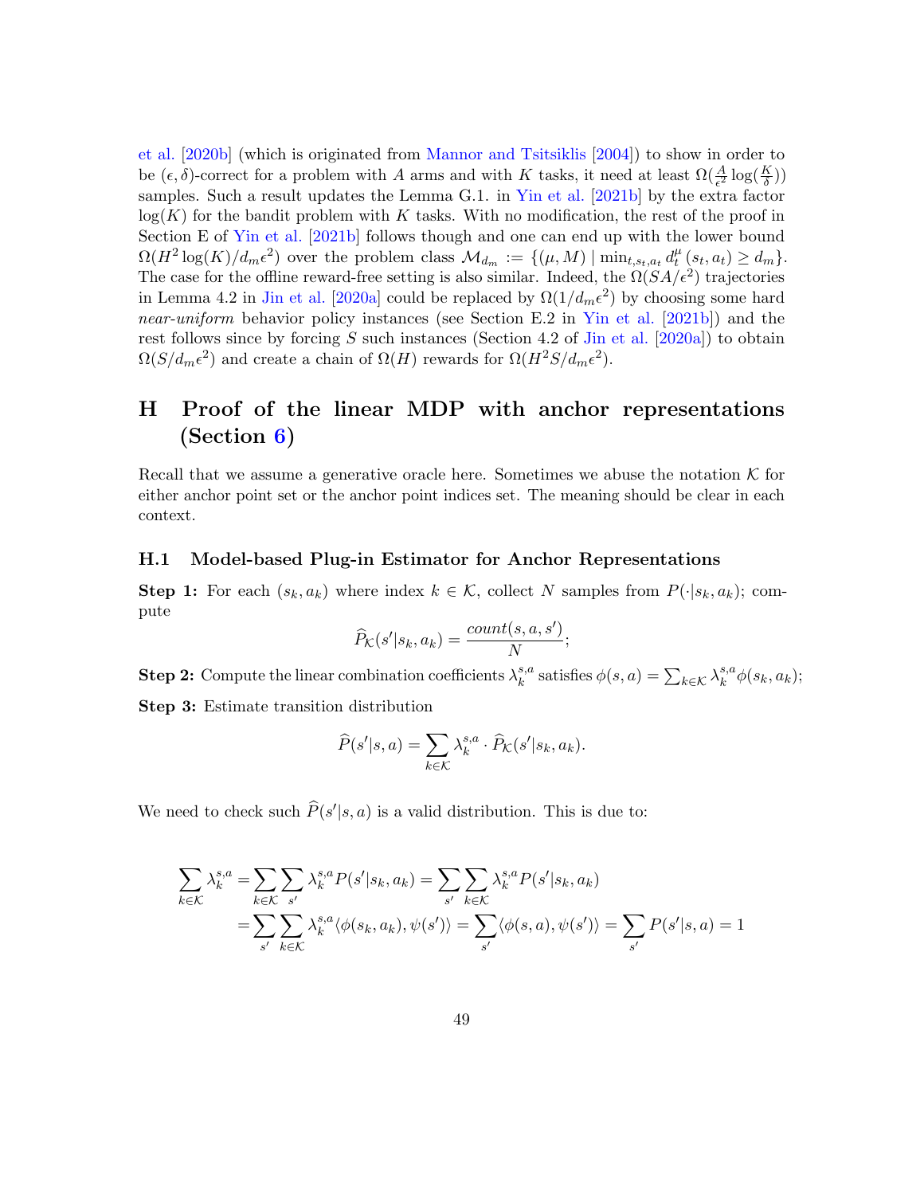et al. [2020b] (which is originated from Mannor and Tsitsiklis [2004]) to show in order to be $(\epsilon, \delta)$-correct for a problem with $A$ arms and with $K$ tasks, it need at least $\Omega(\frac{A}{\epsilon^2}\log(\frac{K}{\delta}))$ samples. Such a result updates the Lemma G.1. in Yin et al. [2021b] by the extra factor $\log(K)$ for the bandit problem with $K$ tasks. With no modification, the rest of the proof in Section E of Yin et al. [2021b] follows though and one can end up with the lower bound $\Omega(H^2\log(K)/d_m\epsilon^2)$ over the problem class $\mathcal{M}_{d_m} := \{(\mu, M) \mid \min_{t,s_t,a_t} d_t^\mu(s_t, a_t) \geq d_m\}$. The case for the offline reward-free setting is also similar. Indeed, the $\Omega(SA/\epsilon^2)$ trajectories in Lemma 4.2 in Jin et al. [2020a] could be replaced by $\Omega(1/d_m\epsilon^2)$ by choosing some hard *near-uniform* behavior policy instances (see Section E.2 in Yin et al. [2021b]) and the rest follows since by forcing $S$ such instances (Section 4.2 of Jin et al. [2020a]) to obtain $\Omega(S/d_m\epsilon^2)$ and create a chain of $\Omega(H)$ rewards for $\Omega(H^2S/d_m\epsilon^2)$.

# H Proof of the linear MDP with anchor representations (Section 6)

Recall that we assume a generative oracle here. Sometimes we abuse the notation $\mathcal{K}$ for either anchor point set or the anchor point indices set. The meaning should be clear in each context.

## H.1 Model-based Plug-in Estimator for Anchor Representations

**Step 1:** For each $(s_k, a_k)$ where index $k \in \mathcal{K}$, collect $N$ samples from $P(\cdot|s_k, a_k)$; compute

$$\widehat{P}_{\mathcal{K}}(s'|s_k, a_k) = \frac{count(s, a, s')}{N};$$

**Step 2:** Compute the linear combination coefficients $\lambda_k^{s,a}$ satisfies $\phi(s,a) = \sum_{k\in\mathcal{K}} \lambda_k^{s,a}\phi(s_k, a_k)$;

**Step 3:** Estimate transition distribution

$$\widehat{P}(s'|s, a) = \sum_{k\in\mathcal{K}} \lambda_k^{s,a} \cdot \widehat{P}_{\mathcal{K}}(s'|s_k, a_k).$$

We need to check such $\widehat{P}(s'|s, a)$ is a valid distribution. This is due to:

$$\begin{aligned}
\sum_{k\in\mathcal{K}} \lambda_k^{s,a} &= \sum_{k\in\mathcal{K}}\sum_{s'} \lambda_k^{s,a} P(s'|s_k, a_k) = \sum_{s'}\sum_{k\in\mathcal{K}} \lambda_k^{s,a} P(s'|s_k, a_k) \\
&= \sum_{s'}\sum_{k\in\mathcal{K}} \lambda_k^{s,a} \langle \phi(s_k, a_k), \psi(s')\rangle = \sum_{s'} \langle \phi(s,a), \psi(s')\rangle = \sum_{s'} P(s'|s,a) = 1
\end{aligned}$$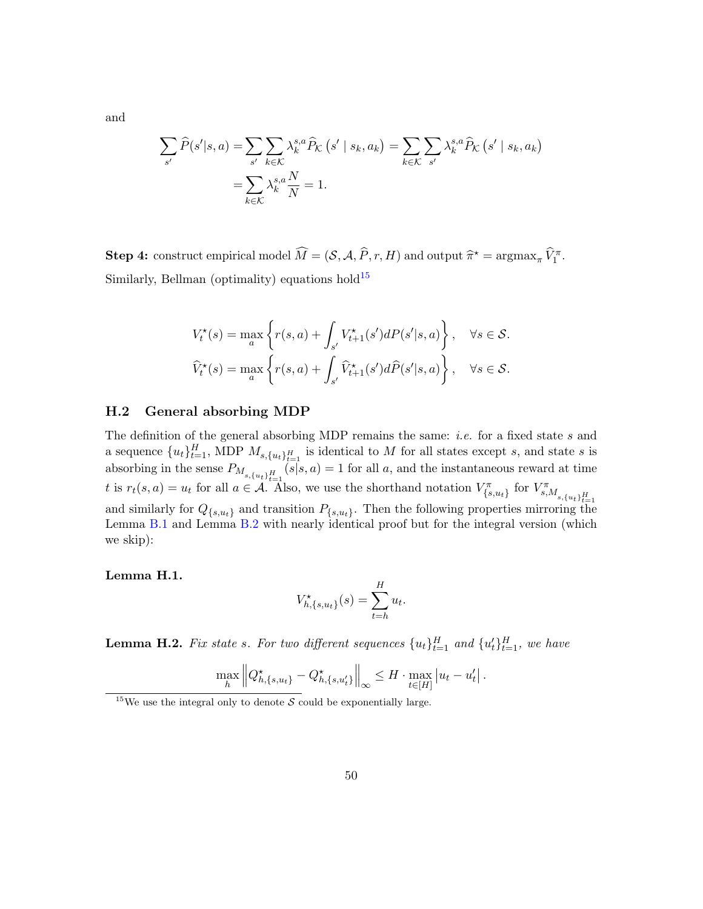and

$$\sum_{s'} \widehat{P}(s'|s,a) = \sum_{s'} \sum_{k\in\mathcal{K}} \lambda_k^{s,a} \widehat{P}_{\mathcal{K}}\left(s' \mid s_k, a_k\right) = \sum_{k\in\mathcal{K}} \sum_{s'} \lambda_k^{s,a} \widehat{P}_{\mathcal{K}}\left(s' \mid s_k, a_k\right)$$
$$= \sum_{k\in\mathcal{K}} \lambda_k^{s,a} \frac{N}{N} = 1.$$

**Step 4:** construct empirical model $\widehat{M} = (\mathcal{S}, \mathcal{A}, \widehat{P}, r, H)$ and output $\widehat{\pi}^\star = \operatorname{argmax}_\pi \widehat{V}_1^\pi$. Similarly, Bellman (optimality) equations hold[15]

$$V_t^\star(s) = \max_a \left\{ r(s,a) + \int_{s'} V_{t+1}^\star(s') dP(s'|s,a) \right\}, \quad \forall s \in \mathcal{S}.$$
$$\widehat{V}_t^\star(s) = \max_a \left\{ r(s,a) + \int_{s'} \widehat{V}_{t+1}^\star(s') d\widehat{P}(s'|s,a) \right\}, \quad \forall s \in \mathcal{S}.$$

## H.2 General absorbing MDP

The definition of the general absorbing MDP remains the same: *i.e.* for a fixed state $s$ and a sequence $\{u_t\}_{t=1}^H$, MDP $M_{s,\{u_t\}_{t=1}^H}$ is identical to $M$ for all states except $s$, and state $s$ is absorbing in the sense $P_{M_{s,\{u_t\}_{t=1}^H}}(s|s,a) = 1$ for all $a$, and the instantaneous reward at time $t$ is $r_t(s,a) = u_t$ for all $a \in \mathcal{A}$. Also, we use the shorthand notation $V^\pi_{\{s,u_t\}}$ for $V^\pi_{s,M_{s,\{u_t\}_{t=1}^H}}$ and similarly for $Q_{\{s,u_t\}}$ and transition $P_{\{s,u_t\}}$. Then the following properties mirroring the Lemma B.1 and Lemma B.2 with nearly identical proof but for the integral version (which we skip):

**Lemma H.1.**

$$V^\star_{h,\{s,u_t\}}(s) = \sum_{t=h}^H u_t.$$

**Lemma H.2.** *Fix state $s$. For two different sequences $\{u_t\}_{t=1}^H$ and $\{u_t'\}_{t=1}^H$, we have*

$$\max_h \left\| Q^\star_{h,\{s,u_t\}} - Q^\star_{h,\{s,u_t'\}} \right\|_\infty \leq H \cdot \max_{t\in[H]} \left| u_t - u_t' \right|.$$

[15] We use the integral only to denote $\mathcal{S}$ could be exponentially large.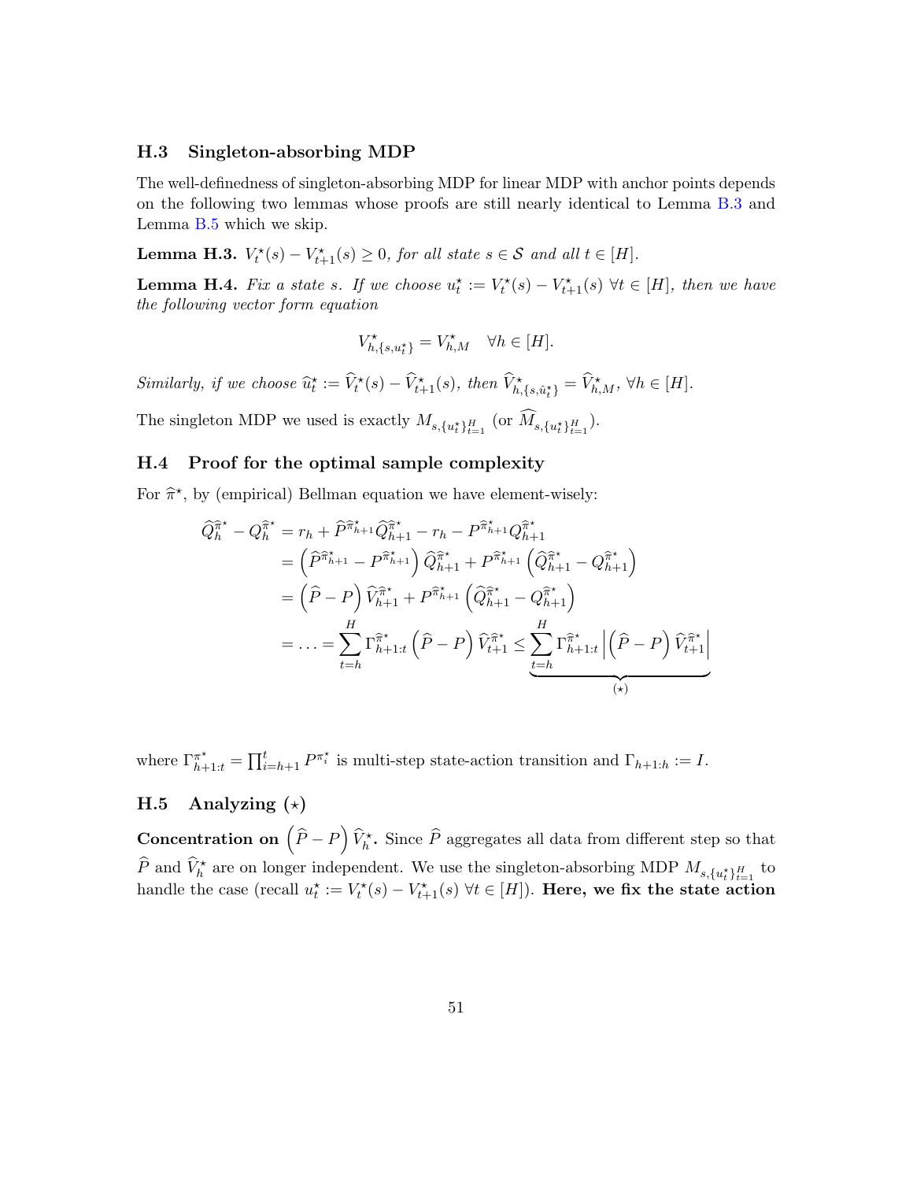### H.3 Singleton-absorbing MDP

The well-definedness of singleton-absorbing MDP for linear MDP with anchor points depends on the following two lemmas whose proofs are still nearly identical to Lemma B.3 and Lemma B.5 which we skip.

**Lemma H.3.** *$V_t^\star(s) - V_{t+1}^\star(s) \geq 0$, for all state $s \in \mathcal{S}$ and all $t \in [H]$.*

**Lemma H.4.** *Fix a state $s$. If we choose $u_t^\star := V_t^\star(s) - V_{t+1}^\star(s)$ $\forall t \in [H]$, then we have the following vector form equation*

$$V^\star_{h,\{s,u_t^\star\}} = V^\star_{h,M} \quad \forall h \in [H].$$

*Similarly, if we choose $\widehat{u}_t^\star := \widehat{V}_t^\star(s) - \widehat{V}_{t+1}^\star(s)$, then $\widehat{V}^\star_{h,\{s,\hat{u}_t^\star\}} = \widehat{V}^\star_{h,M}$, $\forall h \in [H]$.*

The singleton MDP we used is exactly $M_{s,\{u_t^\star\}_{t=1}^H}$ (or $\widehat{M}_{s,\{u_t^\star\}_{t=1}^H}$).

### H.4 Proof for the optimal sample complexity

For $\widehat{\pi}^\star$, by (empirical) Bellman equation we have element-wisely:

$$\begin{aligned}
\widehat{Q}_h^{\widehat{\pi}^\star} - Q_h^{\widehat{\pi}^\star} &= r_h + \widehat{P}^{\widehat{\pi}^\star_{h+1}} \widehat{Q}_{h+1}^{\widehat{\pi}^\star} - r_h - P^{\widehat{\pi}^\star_{h+1}} Q_{h+1}^{\widehat{\pi}^\star} \\
&= \left(\widehat{P}^{\widehat{\pi}^\star_{h+1}} - P^{\widehat{\pi}^\star_{h+1}}\right) \widehat{Q}_{h+1}^{\widehat{\pi}^\star} + P^{\widehat{\pi}^\star_{h+1}} \left(\widehat{Q}_{h+1}^{\widehat{\pi}^\star} - Q_{h+1}^{\widehat{\pi}^\star}\right) \\
&= \left(\widehat{P} - P\right) \widehat{V}_{h+1}^{\widehat{\pi}^\star} + P^{\widehat{\pi}^\star_{h+1}} \left(\widehat{Q}_{h+1}^{\widehat{\pi}^\star} - Q_{h+1}^{\widehat{\pi}^\star}\right) \\
&= \ldots = \sum_{t=h}^H \Gamma_{h+1:t}^{\widehat{\pi}^\star} \left(\widehat{P} - P\right) \widehat{V}_{t+1}^{\widehat{\pi}^\star} \leq \underbrace{\sum_{t=h}^H \Gamma_{h+1:t}^{\widehat{\pi}^\star} \left|\left(\widehat{P} - P\right) \widehat{V}_{t+1}^{\widehat{\pi}^\star}\right|}_{(\star)}
\end{aligned}$$

where $\Gamma_{h+1:t}^{\pi^\star} = \prod_{i=h+1}^t P^{\pi_i^\star}$ is multi-step state-action transition and $\Gamma_{h+1:h} := I$.

### H.5 Analyzing $(\star)$

**Concentration on $\left(\widehat{P} - P\right) \widehat{V}_h^\star$.** Since $\widehat{P}$ aggregates all data from different step so that $\widehat{P}$ and $\widehat{V}_h^\star$ are on longer independent. We use the singleton-absorbing MDP $M_{s,\{u_t^\star\}_{t=1}^H}$ to handle the case (recall $u_t^\star := V_t^\star(s) - V_{t+1}^\star(s)$ $\forall t \in [H]$). **Here, we fix the state action**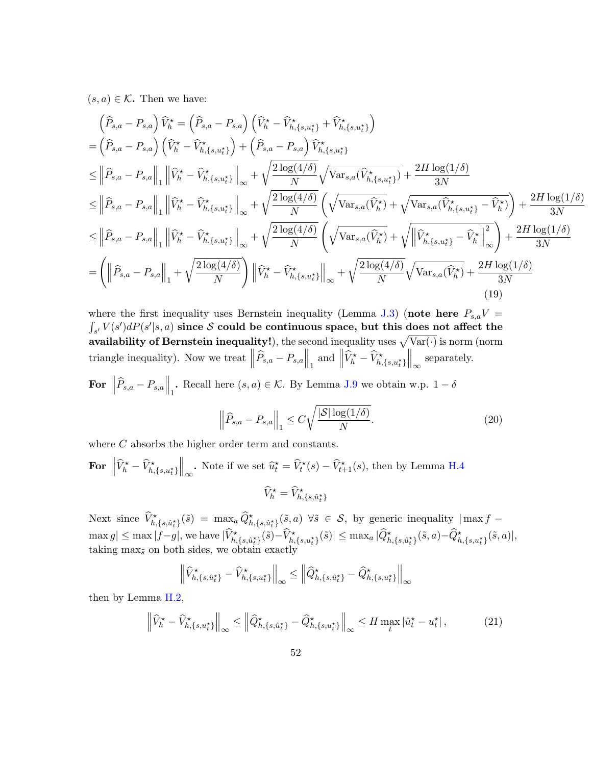$(s,a) \in \mathcal{K}$**.** Then we have:

$$
\begin{aligned}
&\left(\widehat{P}_{s,a} - P_{s,a}\right)\widehat{V}_h^\star = \left(\widehat{P}_{s,a} - P_{s,a}\right)\left(\widehat{V}_h^\star - \widehat{V}^\star_{h,\{s,u_t^\star\}} + \widehat{V}^\star_{h,\{s,u_t^\star\}}\right) \\
&= \left(\widehat{P}_{s,a} - P_{s,a}\right)\left(\widehat{V}_h^\star - \widehat{V}^\star_{h,\{s,u_t^\star\}}\right) + \left(\widehat{P}_{s,a} - P_{s,a}\right)\widehat{V}^\star_{h,\{s,u_t^\star\}} \\
&\leq \left\|\widehat{P}_{s,a} - P_{s,a}\right\|_1 \left\|\widehat{V}_h^\star - \widehat{V}^\star_{h,\{s,u_t^\star\}}\right\|_\infty + \sqrt{\frac{2\log(4/\delta)}{N}}\sqrt{\mathrm{Var}_{s,a}(\widehat{V}^\star_{h,\{s,u_t^\star\}})} + \frac{2H\log(1/\delta)}{3N} \\
&\leq \left\|\widehat{P}_{s,a} - P_{s,a}\right\|_1 \left\|\widehat{V}_h^\star - \widehat{V}^\star_{h,\{s,u_t^\star\}}\right\|_\infty + \sqrt{\frac{2\log(4/\delta)}{N}}\left(\sqrt{\mathrm{Var}_{s,a}(\widehat{V}_h^\star)} + \sqrt{\mathrm{Var}_{s,a}(\widehat{V}^\star_{h,\{s,u_t^\star\}} - \widehat{V}_h^\star)}\right) + \frac{2H\log(1/\delta)}{3N} \\
&\leq \left\|\widehat{P}_{s,a} - P_{s,a}\right\|_1 \left\|\widehat{V}_h^\star - \widehat{V}^\star_{h,\{s,u_t^\star\}}\right\|_\infty + \sqrt{\frac{2\log(4/\delta)}{N}}\left(\sqrt{\mathrm{Var}_{s,a}(\widehat{V}_h^\star)} + \sqrt{\left\|\widehat{V}^\star_{h,\{s,u_t^\star\}} - \widehat{V}_h^\star\right\|_\infty^2}\right) + \frac{2H\log(1/\delta)}{3N} \\
&= \left(\left\|\widehat{P}_{s,a} - P_{s,a}\right\|_1 + \sqrt{\frac{2\log(4/\delta)}{N}}\right)\left\|\widehat{V}_h^\star - \widehat{V}^\star_{h,\{s,u_t^\star\}}\right\|_\infty + \sqrt{\frac{2\log(4/\delta)}{N}}\sqrt{\mathrm{Var}_{s,a}(\widehat{V}_h^\star)} + \frac{2H\log(1/\delta)}{3N}
\end{aligned}
\tag{19}
$$

where the first inequality uses Bernstein inequality (Lemma J.3) (**note here $P_{s,a}V = \int_{s'} V(s')dP(s'|s,a)$ since $\mathcal{S}$ could be continuous space, but this does not affect the availability of Bernstein inequality!**), the second inequality uses $\sqrt{\mathrm{Var}(\cdot)}$ is norm (norm triangle inequality). Now we treat $\left\|\widehat{P}_{s,a} - P_{s,a}\right\|_1$ and $\left\|\widehat{V}_h^\star - \widehat{V}^\star_{h,\{s,u_t^\star\}}\right\|_\infty$ separately.

**For $\left\|\widehat{P}_{s,a} - P_{s,a}\right\|_1$.** Recall here $(s,a) \in \mathcal{K}$. By Lemma J.9 we obtain w.p. $1-\delta$

$$
\left\|\widehat{P}_{s,a} - P_{s,a}\right\|_1 \leq C\sqrt{\frac{|\mathcal{S}|\log(1/\delta)}{N}}. \tag{20}
$$

where $C$ absorbs the higher order term and constants.

**For $\left\|\widehat{V}_h^\star - \widehat{V}^\star_{h,\{s,u_t^\star\}}\right\|_\infty$.** Note if we set $\widehat{u}_t^\star = \widehat{V}_t^\star(s) - \widehat{V}_{t+1}^\star(s)$, then by Lemma H.4

$$
\widehat{V}_h^\star = \widehat{V}^\star_{h,\{s,\hat{u}_t^\star\}}
$$

Next since $\widehat{V}^\star_{h,\{s,\hat{u}_t^\star\}}(\tilde{s}) = \max_a \widehat{Q}^\star_{h,\{s,\hat{u}_t^\star\}}(\tilde{s},a)$ $\forall \tilde{s} \in \mathcal{S}$, by generic inequality $|\max f - \max g| \leq \max|f-g|$, we have $|\widehat{V}^\star_{h,\{s,\hat{u}_t^\star\}}(\tilde{s}) - \widehat{V}^\star_{h,\{s,u_t^\star\}}(\tilde{s})| \leq \max_a |\widehat{Q}^\star_{h,\{s,\hat{u}_t^\star\}}(\tilde{s},a) - \widehat{Q}^\star_{h,\{s,u_t^\star\}}(\tilde{s},a)|$, taking $\max_{\tilde{s}}$ on both sides, we obtain exactly

$$
\left\|\widehat{V}^\star_{h,\{s,\hat{u}_t^\star\}} - \widehat{V}^\star_{h,\{s,u_t^\star\}}\right\|_\infty \leq \left\|\widehat{Q}^\star_{h,\{s,\hat{u}_t^\star\}} - \widehat{Q}^\star_{h,\{s,u_t^\star\}}\right\|_\infty
$$

then by Lemma H.2,

$$
\left\|\widehat{V}_h^\star - \widehat{V}^\star_{h,\{s,u_t^\star\}}\right\|_\infty \leq \left\|\widehat{Q}^\star_{h,\{s,\hat{u}_t^\star\}} - \widehat{Q}^\star_{h,\{s,u_t^\star\}}\right\|_\infty \leq H \max_t |\hat{u}_t^\star - u_t^\star|, \tag{21}
$$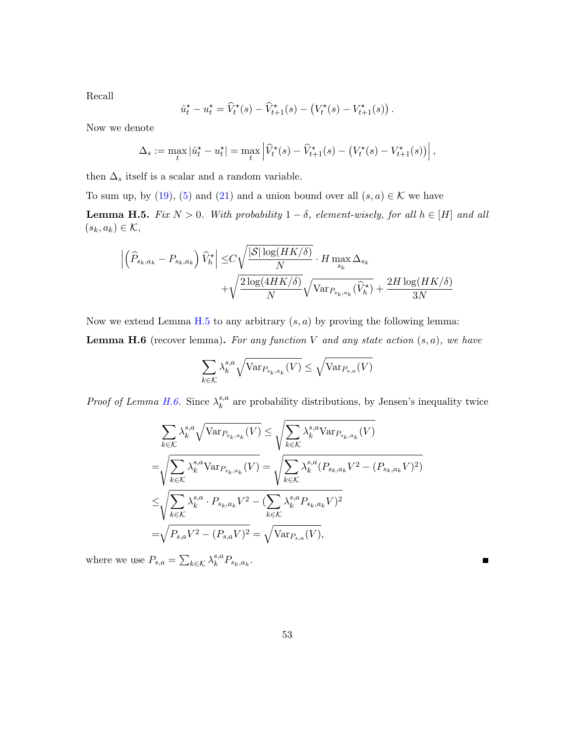Recall

$$\hat{u}_t^\star - u_t^\star = \widehat{V}_t^\star(s) - \widehat{V}_{t+1}^\star(s) - \left(V_t^\star(s) - V_{t+1}^\star(s)\right).$$

Now we denote

$$\Delta_s := \max_t |\hat{u}_t^\star - u_t^\star| = \max_t \left|\widehat{V}_t^\star(s) - \widehat{V}_{t+1}^\star(s) - \left(V_t^\star(s) - V_{t+1}^\star(s)\right)\right|,$$

then $\Delta_s$ itself is a scalar and a random variable.

To sum up, by (19), (5) and (21) and a union bound over all $(s,a) \in \mathcal{K}$ we have

**Lemma H.5.** *Fix $N > 0$. With probability $1-\delta$, element-wisely, for all $h \in [H]$ and all $(s_k, a_k) \in \mathcal{K}$,*

$$\left|\left(\widehat{P}_{s_k,a_k} - P_{s_k,a_k}\right)\widehat{V}_h^\star\right| \leq C\sqrt{\frac{|\mathcal{S}|\log(HK/\delta)}{N}} \cdot H \max_{s_k} \Delta_{s_k} + \sqrt{\frac{2\log(4HK/\delta)}{N}}\sqrt{\mathrm{Var}_{P_{s_k,a_k}}(\widehat{V}_h^\star)} + \frac{2H\log(HK/\delta)}{3N}$$

Now we extend Lemma H.5 to any arbitrary $(s,a)$ by proving the following lemma:

**Lemma H.6** (recover lemma)**.** *For any function $V$ and any state action $(s,a)$, we have*

$$\sum_{k\in\mathcal{K}} \lambda_k^{s,a}\sqrt{\mathrm{Var}_{P_{s_k,a_k}}(V)} \leq \sqrt{\mathrm{Var}_{P_{s,a}}(V)}$$

*Proof of Lemma H.6.* Since $\lambda_k^{s,a}$ are probability distributions, by Jensen's inequality twice

$$\begin{aligned}
\sum_{k\in\mathcal{K}} \lambda_k^{s,a}\sqrt{\mathrm{Var}_{P_{s_k,a_k}}(V)} &\leq \sqrt{\sum_{k\in\mathcal{K}} \lambda_k^{s,a}\mathrm{Var}_{P_{s_k,a_k}}(V)} \\
&= \sqrt{\sum_{k\in\mathcal{K}} \lambda_k^{s,a}\mathrm{Var}_{P_{s_k,a_k}}(V)} = \sqrt{\sum_{k\in\mathcal{K}} \lambda_k^{s,a}(P_{s_k,a_k}V^2 - (P_{s_k,a_k}V)^2)} \\
&\leq \sqrt{\sum_{k\in\mathcal{K}} \lambda_k^{s,a} \cdot P_{s_k,a_k}V^2 - (\sum_{k\in\mathcal{K}} \lambda_k^{s,a}P_{s_k,a_k}V)^2} \\
&= \sqrt{P_{s,a}V^2 - (P_{s,a}V)^2} = \sqrt{\mathrm{Var}_{P_{s,a}}(V)},
\end{aligned}$$

where we use $P_{s,a} = \sum_{k\in\mathcal{K}} \lambda_k^{s,a}P_{s_k,a_k}$. ∎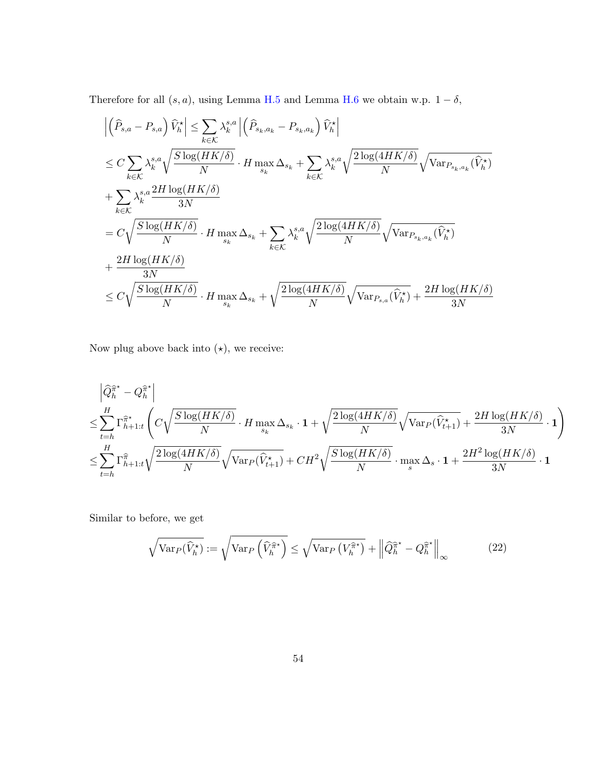Therefore for all $(s,a)$, using Lemma H.5 and Lemma H.6 we obtain w.p. $1-\delta$,

$$
\begin{aligned}
&\left|\left(\widehat{P}_{s,a}-P_{s,a}\right)\widehat{V}_h^\star\right| \leq \sum_{k\in\mathcal{K}}\lambda_k^{s,a}\left|\left(\widehat{P}_{s_k,a_k}-P_{s_k,a_k}\right)\widehat{V}_h^\star\right| \\
&\leq C\sum_{k\in\mathcal{K}}\lambda_k^{s,a}\sqrt{\frac{S\log(HK/\delta)}{N}}\cdot H\max_{s_k}\Delta_{s_k}+\sum_{k\in\mathcal{K}}\lambda_k^{s,a}\sqrt{\frac{2\log(4HK/\delta)}{N}}\sqrt{\mathrm{Var}_{P_{s_k,a_k}}(\widehat{V}_h^\star)} \\
&+\sum_{k\in\mathcal{K}}\lambda_k^{s,a}\frac{2H\log(HK/\delta)}{3N} \\
&= C\sqrt{\frac{S\log(HK/\delta)}{N}}\cdot H\max_{s_k}\Delta_{s_k}+\sum_{k\in\mathcal{K}}\lambda_k^{s,a}\sqrt{\frac{2\log(4HK/\delta)}{N}}\sqrt{\mathrm{Var}_{P_{s_k,a_k}}(\widehat{V}_h^\star)} \\
&+\frac{2H\log(HK/\delta)}{3N} \\
&\leq C\sqrt{\frac{S\log(HK/\delta)}{N}}\cdot H\max_{s_k}\Delta_{s_k}+\sqrt{\frac{2\log(4HK/\delta)}{N}}\sqrt{\mathrm{Var}_{P_{s,a}}(\widehat{V}_h^\star)}+\frac{2H\log(HK/\delta)}{3N}
\end{aligned}
$$

Now plug above back into $(\star)$, we receive:

$$
\begin{aligned}
&\left|\widehat{Q}_h^{\widehat{\pi}^\star}-Q_h^{\widehat{\pi}^\star}\right| \\
\leq&\sum_{t=h}^{H}\Gamma_{h+1:t}^{\widehat{\pi}^\star}\left(C\sqrt{\frac{S\log(HK/\delta)}{N}}\cdot H\max_{s_k}\Delta_{s_k}\cdot\mathbf{1}+\sqrt{\frac{2\log(4HK/\delta)}{N}}\sqrt{\mathrm{Var}_P(\widehat{V}_{t+1}^\star)}+\frac{2H\log(HK/\delta)}{3N}\cdot\mathbf{1}\right) \\
\leq&\sum_{t=h}^{H}\Gamma_{h+1:t}^{\widehat{\pi}}\sqrt{\frac{2\log(4HK/\delta)}{N}}\sqrt{\mathrm{Var}_P(\widehat{V}_{t+1}^\star)}+CH^2\sqrt{\frac{S\log(HK/\delta)}{N}}\cdot\max_s\Delta_s\cdot\mathbf{1}+\frac{2H^2\log(HK/\delta)}{3N}\cdot\mathbf{1}
\end{aligned}
$$

Similar to before, we get

$$
\sqrt{\mathrm{Var}_P(\widehat{V}_h^\star)}:=\sqrt{\mathrm{Var}_P\left(\widehat{V}_h^{\widehat{\pi}^\star}\right)}\leq\sqrt{\mathrm{Var}_P\left(V_h^{\widehat{\pi}^\star}\right)}+\left\|\widehat{Q}_h^{\widehat{\pi}^\star}-Q_h^{\widehat{\pi}^\star}\right\|_\infty \tag{22}
$$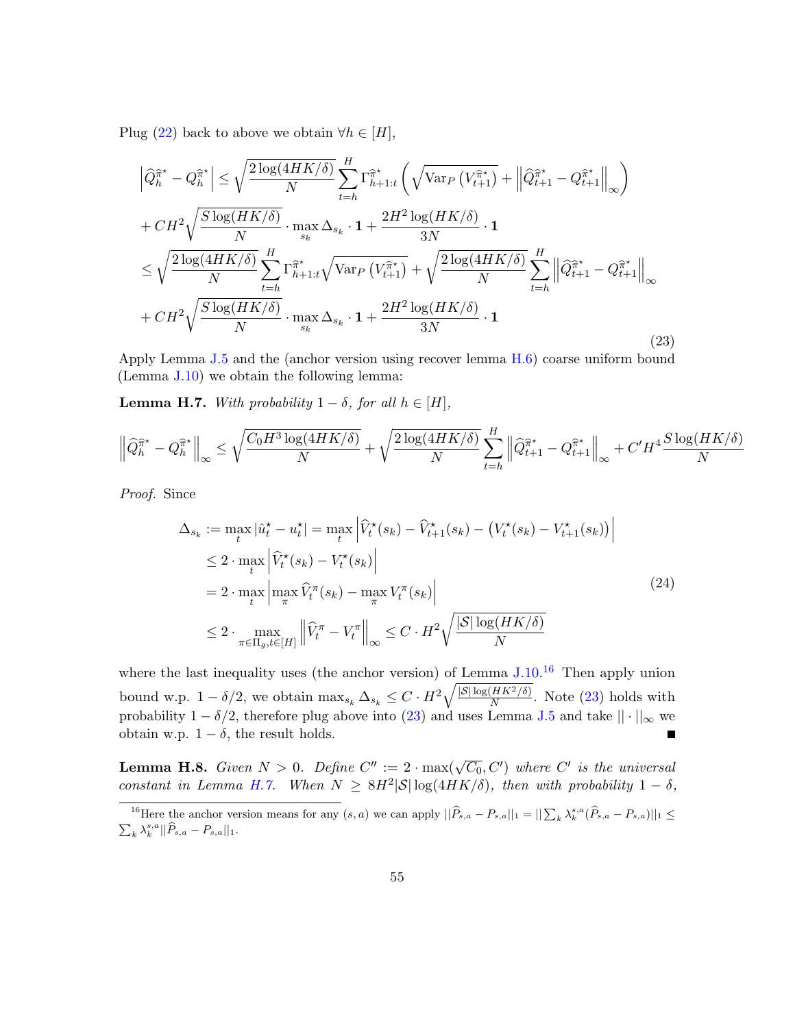Plug (22) back to above we obtain $\forall h \in [H]$,

$$
\begin{aligned}
\left|\widehat{Q}_h^{\widehat{\pi}^\star} - Q_h^{\widehat{\pi}^\star}\right| \leq & \sqrt{\frac{2\log(4HK/\delta)}{N}} \sum_{t=h}^{H} \Gamma_{h+1:t}^{\widehat{\pi}^\star} \left( \sqrt{\mathrm{Var}_P\left(V_{t+1}^{\widehat{\pi}^\star}\right)} + \left\| \widehat{Q}_{t+1}^{\widehat{\pi}^\star} - Q_{t+1}^{\widehat{\pi}^\star} \right\|_\infty \right) \\
& + CH^2 \sqrt{\frac{S\log(HK/\delta)}{N}} \cdot \max_{s_k} \Delta_{s_k} \cdot \mathbf{1} + \frac{2H^2\log(HK/\delta)}{3N} \cdot \mathbf{1} \\
\leq & \sqrt{\frac{2\log(4HK/\delta)}{N}} \sum_{t=h}^{H} \Gamma_{h+1:t}^{\widehat{\pi}^\star} \sqrt{\mathrm{Var}_P\left(V_{t+1}^{\widehat{\pi}^\star}\right)} + \sqrt{\frac{2\log(4HK/\delta)}{N}} \sum_{t=h}^{H} \left\| \widehat{Q}_{t+1}^{\widehat{\pi}^\star} - Q_{t+1}^{\widehat{\pi}^\star} \right\|_\infty \\
& + CH^2 \sqrt{\frac{S\log(HK/\delta)}{N}} \cdot \max_{s_k} \Delta_{s_k} \cdot \mathbf{1} + \frac{2H^2\log(HK/\delta)}{3N} \cdot \mathbf{1}
\end{aligned}
\tag{23}
$$

Apply Lemma J.5 and the (anchor version using recover lemma H.6) coarse uniform bound (Lemma J.10) we obtain the following lemma:

**Lemma H.7.** *With probability $1-\delta$, for all $h \in [H]$,*

$$
\left\| \widehat{Q}_h^{\widehat{\pi}^\star} - Q_h^{\widehat{\pi}^\star} \right\|_\infty \leq \sqrt{\frac{C_0 H^3 \log(4HK/\delta)}{N}} + \sqrt{\frac{2\log(4HK/\delta)}{N}} \sum_{t=h}^{H} \left\| \widehat{Q}_{t+1}^{\widehat{\pi}^\star} - Q_{t+1}^{\widehat{\pi}^\star} \right\|_\infty + C' H^4 \frac{S \log(HK/\delta)}{N}
$$

*Proof.* Since

$$
\begin{aligned}
\Delta_{s_k} := \max_t |\hat{u}_t^\star - u_t^\star| &= \max_t \left| \widehat{V}_t^\star(s_k) - \widehat{V}_{t+1}^\star(s_k) - \left(V_t^\star(s_k) - V_{t+1}^\star(s_k)\right) \right| \\
&\leq 2 \cdot \max_t \left| \widehat{V}_t^\star(s_k) - V_t^\star(s_k) \right| \\
&= 2 \cdot \max_t \left| \max_\pi \widehat{V}_t^\pi(s_k) - \max_\pi V_t^\pi(s_k) \right| \\
&\leq 2 \cdot \max_{\pi \in \Pi_g, t \in [H]} \left\| \widehat{V}_t^\pi - V_t^\pi \right\|_\infty \leq C \cdot H^2 \sqrt{\frac{|\mathcal{S}|\log(HK/\delta)}{N}}
\end{aligned}
\tag{24}
$$

where the last inequality uses (the anchor version) of Lemma J.10.[16] Then apply union bound w.p. $1-\delta/2$, we obtain $\max_{s_k} \Delta_{s_k} \leq C \cdot H^2 \sqrt{\frac{|\mathcal{S}|\log(HK^2/\delta)}{N}}$. Note (23) holds with probability $1-\delta/2$, therefore plug above into (23) and uses Lemma J.5 and take $||\cdot||_\infty$ we obtain w.p. $1-\delta$, the result holds. ∎

**Lemma H.8.** *Given $N > 0$. Define $C'' := 2 \cdot \max(\sqrt{C_0}, C')$ where $C'$ is the universal constant in Lemma H.7. When $N \geq 8H^2|\mathcal{S}|\log(4HK/\delta)$, then with probability $1-\delta$,*

[16] Here the anchor version means for any $(s,a)$ we can apply $||\widehat{P}_{s,a} - P_{s,a}||_1 = ||\sum_k \lambda_k^{s,a}(\widehat{P}_{s,a} - P_{s,a})||_1 \leq \sum_k \lambda_k^{s,a} ||\widehat{P}_{s,a} - P_{s,a}||_1$.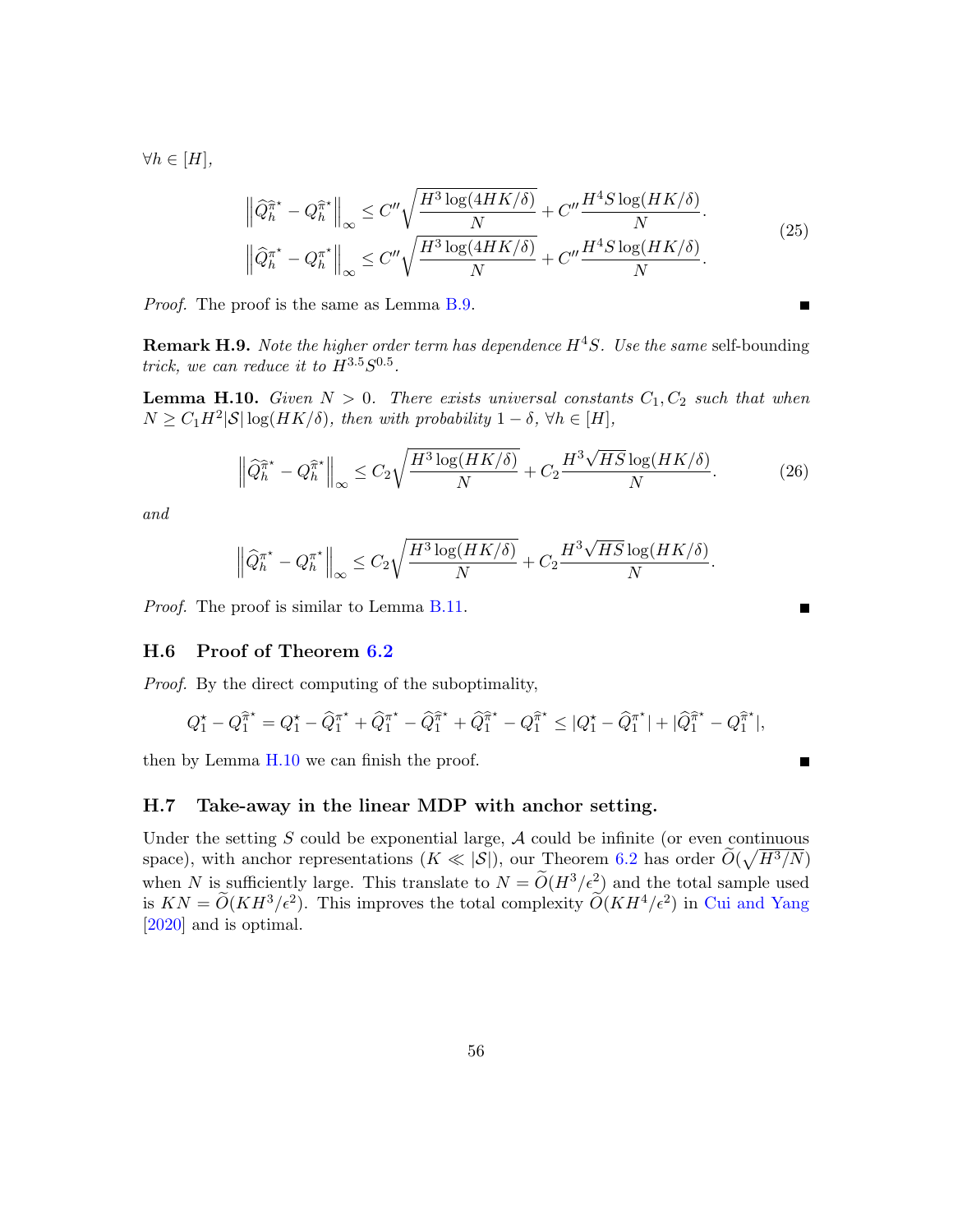$\forall h \in [H]$,

$$
\begin{aligned}
\left\|\widehat{Q}_h^{\widehat{\pi}^\star} - Q_h^{\widehat{\pi}^\star}\right\|_\infty &\leq C''\sqrt{\frac{H^3\log(4HK/\delta)}{N}} + C''\frac{H^4 S\log(HK/\delta)}{N}. \\
\left\|\widehat{Q}_h^{\pi^\star} - Q_h^{\pi^\star}\right\|_\infty &\leq C''\sqrt{\frac{H^3\log(4HK/\delta)}{N}} + C''\frac{H^4 S\log(HK/\delta)}{N}.
\end{aligned} \tag{25}
$$

*Proof.* The proof is the same as Lemma B.9. ∎

**Remark H.9.** *Note the higher order term has dependence $H^4S$. Use the same* self-bounding *trick, we can reduce it to $H^{3.5}S^{0.5}$.*

**Lemma H.10.** *Given $N > 0$. There exists universal constants $C_1, C_2$ such that when $N \geq C_1 H^2|\mathcal{S}|\log(HK/\delta)$, then with probability $1-\delta$, $\forall h \in [H]$,*

$$
\left\|\widehat{Q}_h^{\widehat{\pi}^\star} - Q_h^{\widehat{\pi}^\star}\right\|_\infty \leq C_2\sqrt{\frac{H^3\log(HK/\delta)}{N}} + C_2\frac{H^3\sqrt{HS}\log(HK/\delta)}{N}. \tag{26}
$$

*and*

$$
\left\|\widehat{Q}_h^{\pi^\star} - Q_h^{\pi^\star}\right\|_\infty \leq C_2\sqrt{\frac{H^3\log(HK/\delta)}{N}} + C_2\frac{H^3\sqrt{HS}\log(HK/\delta)}{N}.
$$

*Proof.* The proof is similar to Lemma B.11. ∎

### H.6 Proof of Theorem 6.2

*Proof.* By the direct computing of the suboptimality,

$$
Q_1^\star - Q_1^{\widehat{\pi}^\star} = Q_1^\star - \widehat{Q}_1^{\pi^\star} + \widehat{Q}_1^{\pi^\star} - \widehat{Q}_1^{\widehat{\pi}^\star} + \widehat{Q}_1^{\widehat{\pi}^\star} - Q_1^{\widehat{\pi}^\star} \leq |Q_1^\star - \widehat{Q}_1^{\pi^\star}| + |\widehat{Q}_1^{\widehat{\pi}^\star} - Q_1^{\widehat{\pi}^\star}|,
$$

then by Lemma H.10 we can finish the proof. ∎

### H.7 Take-away in the linear MDP with anchor setting.

Under the setting $S$ could be exponential large, $\mathcal{A}$ could be infinite (or even continuous space), with anchor representations ($K \ll |\mathcal{S}|$), our Theorem 6.2 has order $\widetilde{O}(\sqrt{H^3/N})$ when $N$ is sufficiently large. This translate to $N = \widetilde{O}(H^3/\epsilon^2)$ and the total sample used is $KN = \widetilde{O}(KH^3/\epsilon^2)$. This improves the total complexity $\widetilde{O}(KH^4/\epsilon^2)$ in Cui and Yang [2020] and is optimal.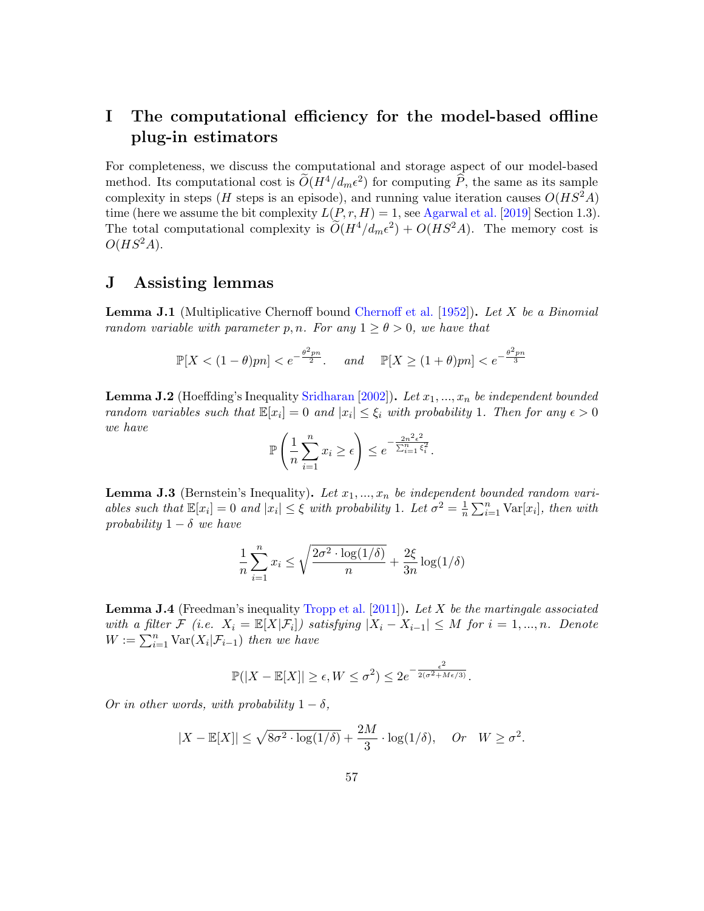# I The computational efficiency for the model-based offline plug-in estimators

For completeness, we discuss the computational and storage aspect of our model-based method. Its computational cost is $\widetilde{O}(H^4/d_m\epsilon^2)$ for computing $\widehat{P}$, the same as its sample complexity in steps ($H$ steps is an episode), and running value iteration causes $O(HS^2A)$ time (here we assume the bit complexity $L(P, r, H) = 1$, see Agarwal et al. [2019] Section 1.3). The total computational complexity is $\widetilde{O}(H^4/d_m\epsilon^2) + O(HS^2A)$. The memory cost is $O(HS^2A)$.

# J Assisting lemmas

**Lemma J.1** (Multiplicative Chernoff bound Chernoff et al. [1952])**.** *Let $X$ be a Binomial random variable with parameter $p, n$. For any $1 \geq \theta > 0$, we have that*

$$\mathbb{P}[X < (1-\theta)pn] < e^{-\frac{\theta^2 pn}{2}}. \quad \text{and} \quad \mathbb{P}[X \geq (1+\theta)pn] < e^{-\frac{\theta^2 pn}{3}}$$

**Lemma J.2** (Hoeffding's Inequality Sridharan [2002])**.** *Let $x_1, ..., x_n$ be independent bounded random variables such that $\mathbb{E}[x_i] = 0$ and $|x_i| \leq \xi_i$ with probability 1. Then for any $\epsilon > 0$ we have*

$$\mathbb{P}\left(\frac{1}{n}\sum_{i=1}^n x_i \geq \epsilon\right) \leq e^{-\frac{2n^2\epsilon^2}{\sum_{i=1}^n \xi_i^2}}.$$

**Lemma J.3** (Bernstein's Inequality)**.** *Let $x_1, ..., x_n$ be independent bounded random variables such that $\mathbb{E}[x_i] = 0$ and $|x_i| \leq \xi$ with probability 1. Let $\sigma^2 = \frac{1}{n}\sum_{i=1}^n \mathrm{Var}[x_i]$, then with probability $1-\delta$ we have*

$$\frac{1}{n}\sum_{i=1}^n x_i \leq \sqrt{\frac{2\sigma^2 \cdot \log(1/\delta)}{n}} + \frac{2\xi}{3n}\log(1/\delta)$$

**Lemma J.4** (Freedman's inequality Tropp et al. [2011])**.** *Let $X$ be the martingale associated with a filter $\mathcal{F}$ (i.e. $X_i = \mathbb{E}[X|\mathcal{F}_i]$) satisfying $|X_i - X_{i-1}| \leq M$ for $i = 1, ..., n$. Denote $W := \sum_{i=1}^n \mathrm{Var}(X_i|\mathcal{F}_{i-1})$ then we have*

$$\mathbb{P}(|X - \mathbb{E}[X]| \geq \epsilon, W \leq \sigma^2) \leq 2e^{-\frac{\epsilon^2}{2(\sigma^2 + M\epsilon/3)}}.$$

*Or in other words, with probability $1-\delta$,*

$$|X - \mathbb{E}[X]| \leq \sqrt{8\sigma^2 \cdot \log(1/\delta)} + \frac{2M}{3} \cdot \log(1/\delta), \quad \text{Or} \quad W \geq \sigma^2.$$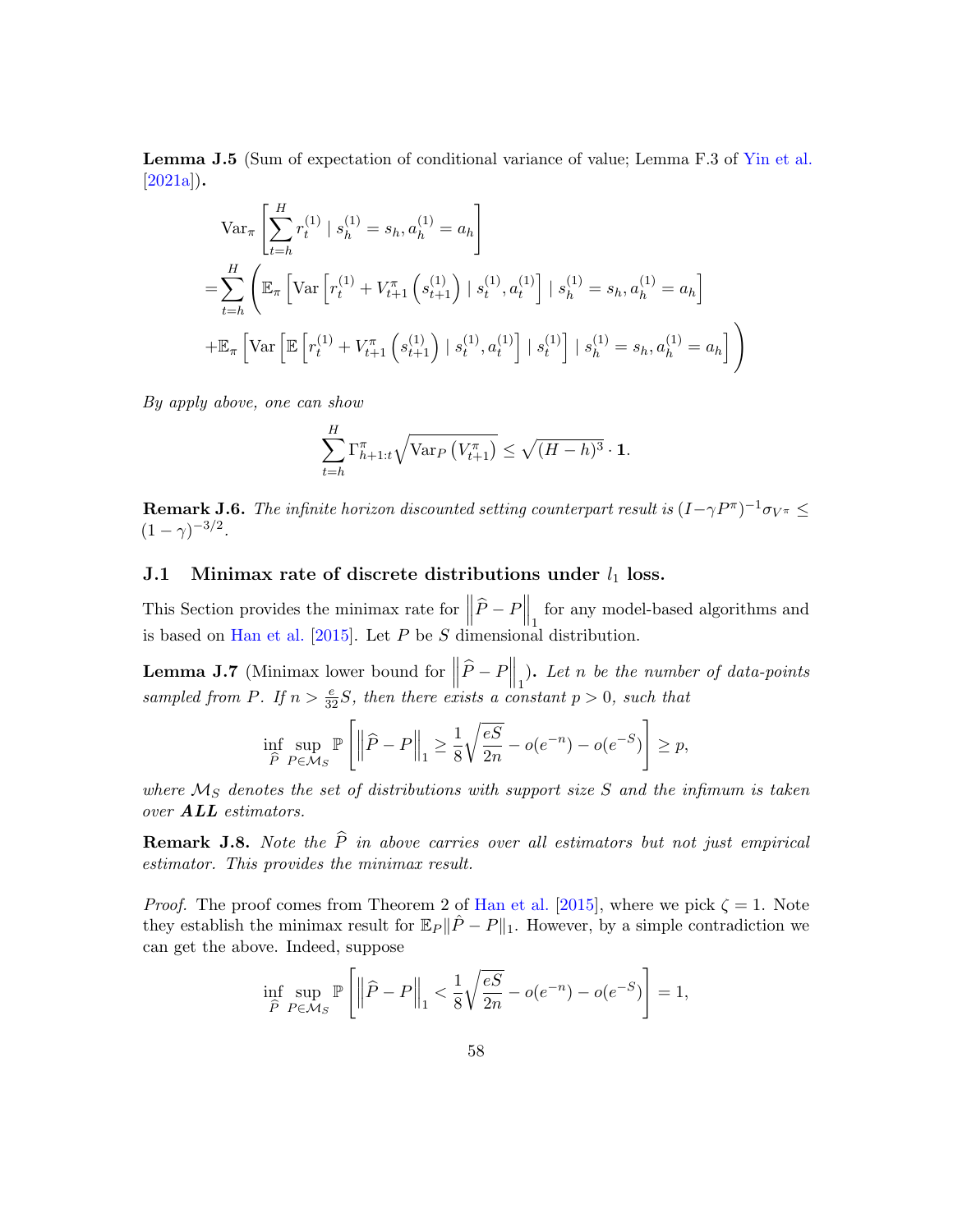**Lemma J.5** (Sum of expectation of conditional variance of value; Lemma F.3 of Yin et al. [2021a])**.**

$$
\begin{aligned}
&\operatorname{Var}_\pi\left[\sum_{t=h}^{H} r_t^{(1)} \mid s_h^{(1)}=s_h, a_h^{(1)}=a_h\right] \\
=&\sum_{t=h}^{H}\left(\mathbb{E}_\pi\left[\operatorname{Var}\left[r_t^{(1)}+V_{t+1}^\pi\left(s_{t+1}^{(1)}\right) \mid s_t^{(1)}, a_t^{(1)}\right] \mid s_h^{(1)}=s_h, a_h^{(1)}=a_h\right]\right. \\
&\left.+\mathbb{E}_\pi\left[\operatorname{Var}\left[\mathbb{E}\left[r_t^{(1)}+V_{t+1}^\pi\left(s_{t+1}^{(1)}\right) \mid s_t^{(1)}, a_t^{(1)}\right] \mid s_t^{(1)}\right] \mid s_h^{(1)}=s_h, a_h^{(1)}=a_h\right]\right)
\end{aligned}
$$

*By apply above, one can show*

$$
\sum_{t=h}^{H} \Gamma_{h+1:t}^\pi \sqrt{\operatorname{Var}_P\left(V_{t+1}^\pi\right)} \leq \sqrt{(H-h)^3} \cdot \mathbf{1}.
$$

**Remark J.6.** *The infinite horizon discounted setting counterpart result is* $(I-\gamma P^\pi)^{-1}\sigma_{V^\pi} \leq (1-\gamma)^{-3/2}$.

## J.1 Minimax rate of discrete distributions under $l_1$ loss.

This Section provides the minimax rate for $\left\|\widehat{P}-P\right\|_1$ for any model-based algorithms and is based on Han et al. [2015]. Let $P$ be $S$ dimensional distribution.

**Lemma J.7** (Minimax lower bound for $\left\|\widehat{P}-P\right\|_1$)**.** *Let $n$ be the number of data-points sampled from $P$. If $n > \frac{e}{32}S$, then there exists a constant $p>0$, such that*

$$
\inf_{\widehat{P}} \sup_{P \in \mathcal{M}_S} \mathbb{P}\left[\left\|\widehat{P}-P\right\|_1 \geq \frac{1}{8}\sqrt{\frac{eS}{2n}} - o(e^{-n}) - o(e^{-S})\right] \geq p,
$$

*where $\mathcal{M}_S$ denotes the set of distributions with support size $S$ and the infimum is taken over **ALL** estimators.*

**Remark J.8.** *Note the $\widehat{P}$ in above carries over all estimators but not just empirical estimator. This provides the minimax result.*

*Proof.* The proof comes from Theorem 2 of Han et al. [2015], where we pick $\zeta = 1$. Note they establish the minimax result for $\mathbb{E}_P\|\hat{P}-P\|_1$. However, by a simple contradiction we can get the above. Indeed, suppose

$$
\inf_{\widehat{P}} \sup_{P \in \mathcal{M}_S} \mathbb{P}\left[\left\|\widehat{P}-P\right\|_1 < \frac{1}{8}\sqrt{\frac{eS}{2n}} - o(e^{-n}) - o(e^{-S})\right] = 1,
$$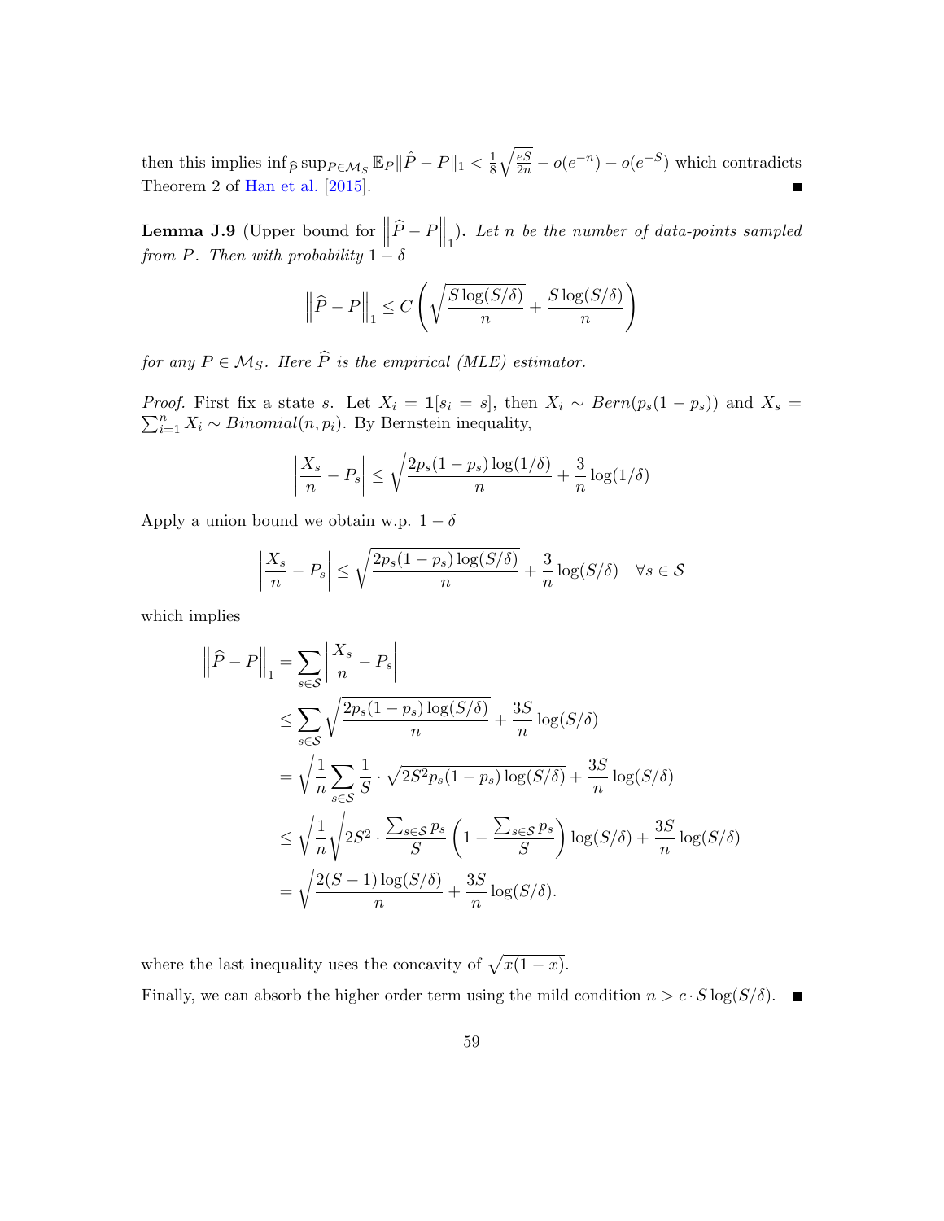then this implies $\inf_{\widehat{P}} \sup_{P \in \mathcal{M}_S} \mathbb{E}_P \|\hat{P} - P\|_1 < \frac{1}{8}\sqrt{\frac{eS}{2n}} - o(e^{-n}) - o(e^{-S})$ which contradicts Theorem 2 of Han et al. [2015]. ■

**Lemma J.9** (Upper bound for $\left\|\widehat{P} - P\right\|_1$). *Let $n$ be the number of data-points sampled from $P$. Then with probability $1 - \delta$*

$$\left\|\widehat{P} - P\right\|_1 \leq C\left(\sqrt{\frac{S\log(S/\delta)}{n}} + \frac{S\log(S/\delta)}{n}\right)$$

*for any $P \in \mathcal{M}_S$. Here $\widehat{P}$ is the empirical (MLE) estimator.*

*Proof.* First fix a state $s$. Let $X_i = \mathbf{1}[s_i = s]$, then $X_i \sim Bern(p_s(1-p_s))$ and $X_s = \sum_{i=1}^n X_i \sim Binomial(n, p_i)$. By Bernstein inequality,

$$\left|\frac{X_s}{n} - P_s\right| \leq \sqrt{\frac{2p_s(1-p_s)\log(1/\delta)}{n}} + \frac{3}{n}\log(1/\delta)$$

Apply a union bound we obtain w.p. $1 - \delta$

$$\left|\frac{X_s}{n} - P_s\right| \leq \sqrt{\frac{2p_s(1-p_s)\log(S/\delta)}{n}} + \frac{3}{n}\log(S/\delta) \quad \forall s \in \mathcal{S}$$

which implies

$$\begin{aligned}
\left\|\widehat{P} - P\right\|_1 &= \sum_{s\in\mathcal{S}} \left|\frac{X_s}{n} - P_s\right| \\
&\leq \sum_{s\in\mathcal{S}} \sqrt{\frac{2p_s(1-p_s)\log(S/\delta)}{n}} + \frac{3S}{n}\log(S/\delta) \\
&= \sqrt{\frac{1}{n}} \sum_{s\in\mathcal{S}} \frac{1}{S} \cdot \sqrt{2S^2 p_s(1-p_s)\log(S/\delta)} + \frac{3S}{n}\log(S/\delta) \\
&\leq \sqrt{\frac{1}{n}} \sqrt{2S^2 \cdot \frac{\sum_{s\in\mathcal{S}} p_s}{S}\left(1 - \frac{\sum_{s\in\mathcal{S}} p_s}{S}\right)\log(S/\delta)} + \frac{3S}{n}\log(S/\delta) \\
&= \sqrt{\frac{2(S-1)\log(S/\delta)}{n}} + \frac{3S}{n}\log(S/\delta).
\end{aligned}$$

where the last inequality uses the concavity of $\sqrt{x(1-x)}$.

Finally, we can absorb the higher order term using the mild condition $n > c \cdot S\log(S/\delta)$. ■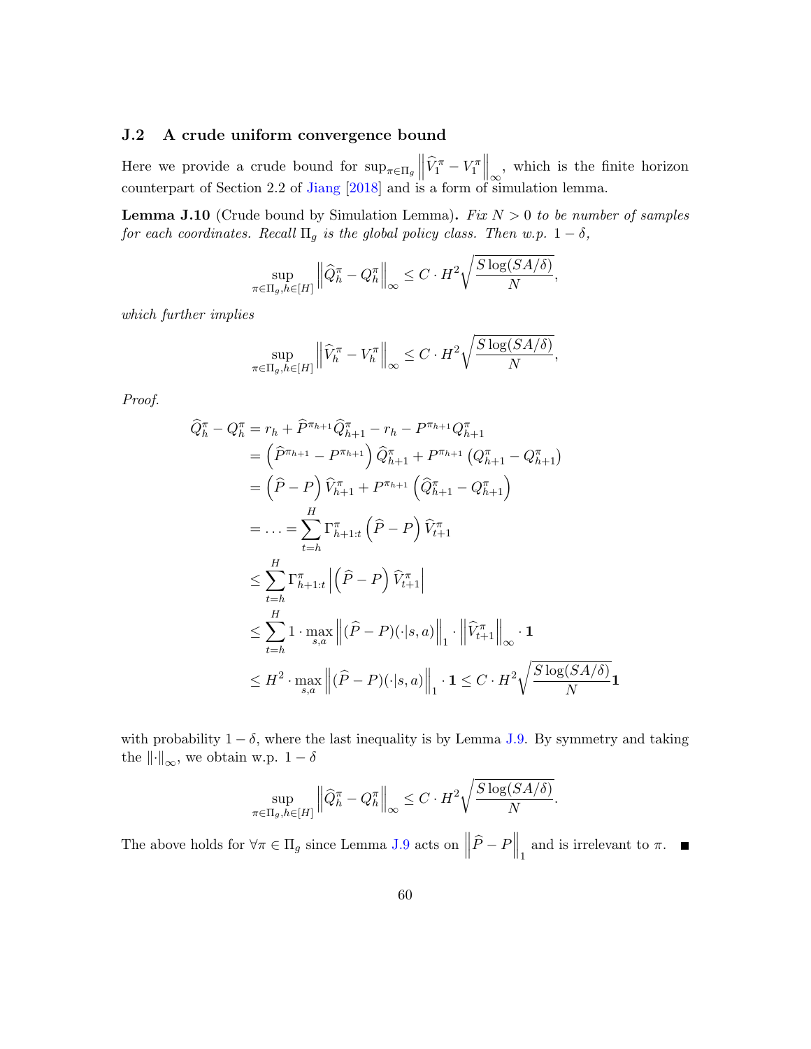### J.2 A crude uniform convergence bound

Here we provide a crude bound for $\sup_{\pi\in\Pi_g}\left\|\widehat{V}_1^\pi - V_1^\pi\right\|_\infty$, which is the finite horizon counterpart of Section 2.2 of Jiang [2018] and is a form of simulation lemma.

**Lemma J.10** (Crude bound by Simulation Lemma)**.** *Fix $N > 0$ to be number of samples for each coordinates. Recall $\Pi_g$ is the global policy class. Then w.p. $1-\delta$,*

$$\sup_{\pi\in\Pi_g, h\in[H]}\left\|\widehat{Q}_h^\pi - Q_h^\pi\right\|_\infty \le C\cdot H^2\sqrt{\frac{S\log(SA/\delta)}{N}},$$

*which further implies*

$$\sup_{\pi\in\Pi_g, h\in[H]}\left\|\widehat{V}_h^\pi - V_h^\pi\right\|_\infty \le C\cdot H^2\sqrt{\frac{S\log(SA/\delta)}{N}},$$

*Proof.*

$$\begin{aligned}
\widehat{Q}_h^\pi - Q_h^\pi &= r_h + \widehat{P}^{\pi_{h+1}}\widehat{Q}_{h+1}^\pi - r_h - P^{\pi_{h+1}}Q_{h+1}^\pi \\
&= \left(\widehat{P}^{\pi_{h+1}} - P^{\pi_{h+1}}\right)\widehat{Q}_{h+1}^\pi + P^{\pi_{h+1}}\left(Q_{h+1}^\pi - Q_{h+1}^\pi\right) \\
&= \left(\widehat{P} - P\right)\widehat{V}_{h+1}^\pi + P^{\pi_{h+1}}\left(\widehat{Q}_{h+1}^\pi - Q_{h+1}^\pi\right) \\
&= \ldots = \sum_{t=h}^{H}\Gamma_{h+1:t}^\pi\left(\widehat{P} - P\right)\widehat{V}_{t+1}^\pi \\
&\le \sum_{t=h}^{H}\Gamma_{h+1:t}^\pi\left|\left(\widehat{P} - P\right)\widehat{V}_{t+1}^\pi\right| \\
&\le \sum_{t=h}^{H} 1\cdot\max_{s,a}\left\|(\widehat{P} - P)(\cdot|s,a)\right\|_1\cdot\left\|\widehat{V}_{t+1}^\pi\right\|_\infty\cdot\mathbf{1} \\
&\le H^2\cdot\max_{s,a}\left\|(\widehat{P} - P)(\cdot|s,a)\right\|_1\cdot\mathbf{1} \le C\cdot H^2\sqrt{\frac{S\log(SA/\delta)}{N}}\mathbf{1}
\end{aligned}$$

with probability $1-\delta$, where the last inequality is by Lemma J.9. By symmetry and taking the $\|\cdot\|_\infty$, we obtain w.p. $1-\delta$

$$\sup_{\pi\in\Pi_g, h\in[H]}\left\|\widehat{Q}_h^\pi - Q_h^\pi\right\|_\infty \le C\cdot H^2\sqrt{\frac{S\log(SA/\delta)}{N}}.$$

The above holds for $\forall\pi\in\Pi_g$ since Lemma J.9 acts on $\left\|\widehat{P} - P\right\|_1$ and is irrelevant to $\pi$. ■